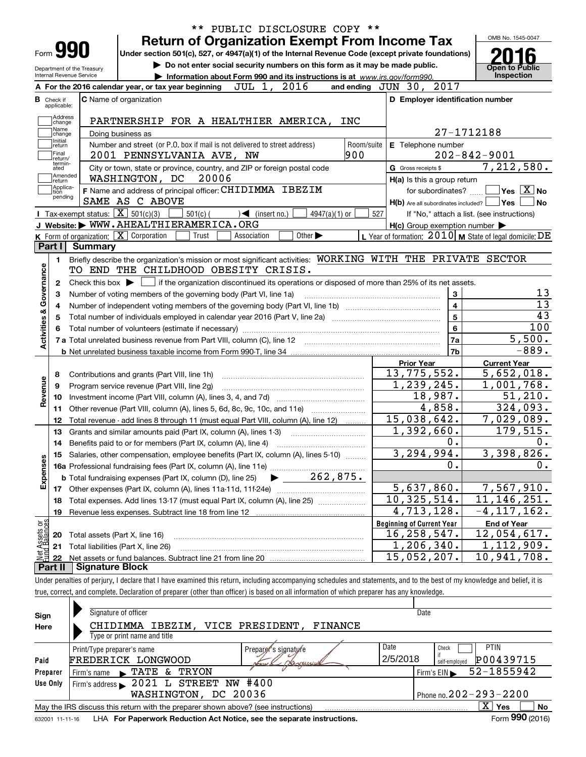\*\* PUBLIC DISCLOSURE COPY \*\*

# Form 990 — Return of Organization Exempt From Income Tax

Under section 501(c), 527, or 4947(a)(1) of the Internal Revenue Code (except private foundations)

▶ Do not enter social security numbers on this form as it may be made public.

▶ Information about Form 990 and its instructions is at www.irs.gov/form990.

Department of the Treasury
Internal Revenue Service

OMB No. 1545-0047

**2016**

Open to Public Inspection

**A** For the 2016 calendar year, or tax year beginning JUL 1, 2016 and ending JUN 30, 2017

**B** Check if applicable: Address change, Name change, Initial return, Final return/terminated, Amended return, Application pending

**C** Name of organization: PARTNERSHIP FOR A HEALTHIER AMERICA, INC

Doing business as

Number and street (or P.O. box if mail is not delivered to street address): 2001 PENNSYLVANIA AVE, NW — Room/suite: 900

City or town, state or province, country, and ZIP or foreign postal code: WASHINGTON, DC 20006

**D** Employer identification number: 27-1712188

**E** Telephone number: 202-842-9001

**G** Gross receipts $ 7,212,580.

**F** Name and address of principal officer: CHIDIMMA IBEZIM, SAME AS C ABOVE

**H(a)** Is this a group return for subordinates? ☐ Yes ☒ No

**H(b)** Are all subordinates included? ☐ Yes ☐ No — If "No," attach a list. (see instructions)

**H(c)** Group exemption number ▶

**I** Tax-exempt status: ☒ 501(c)(3) ☐ 501(c) ( ) ◀ (insert no.) ☐ 4947(a)(1) or ☐ 527

**J** Website: ▶ WWW.AHEALTHIERAMERICA.ORG

**K** Form of organization: ☒ Corporation ☐ Trust ☐ Association ☐ Other ▶

**L** Year of formation: 2010 **M** State of legal domicile: DE

## Part I Summary

**Activities & Governance**

1. Briefly describe the organization's mission or most significant activities: WORKING WITH THE PRIVATE SECTOR TO END THE CHILDHOOD OBESITY CRISIS.
2. Check this box ▶ ☐ if the organization discontinued its operations or disposed of more than 25% of its net assets.

| | | | |
|---|---|---|---|
| 3 | Number of voting members of the governing body (Part VI, line 1a) | 3 | 13 |
| 4 | Number of independent voting members of the governing body (Part VI, line 1b) | 4 | 13 |
| 5 | Total number of individuals employed in calendar year 2016 (Part V, line 2a) | 5 | 43 |
| 6 | Total number of volunteers (estimate if necessary) | 6 | 100 |
| 7a | Total unrelated business revenue from Part VIII, column (C), line 12 | 7a | 5,500. |
| b | Net unrelated business taxable income from Form 990-T, line 34 | 7b | -889. |

**Revenue**

| | | Prior Year | Current Year |
|---|---|---|---|
| 8 | Contributions and grants (Part VIII, line 1h) | 13,775,552. | 5,652,018. |
| 9 | Program service revenue (Part VIII, line 2g) | 1,239,245. | 1,001,768. |
| 10 | Investment income (Part VIII, column (A), lines 3, 4, and 7d) | 18,987. | 51,210. |
| 11 | Other revenue (Part VIII, column (A), lines 5, 6d, 8c, 9c, 10c, and 11e) | 4,858. | 324,093. |
| 12 | Total revenue - add lines 8 through 11 (must equal Part VIII, column (A), line 12) | 15,038,642. | 7,029,089. |

**Expenses**

| | | Prior Year | Current Year |
|---|---|---|---|
| 13 | Grants and similar amounts paid (Part IX, column (A), lines 1-3) | 1,392,660. | 179,515. |
| 14 | Benefits paid to or for members (Part IX, column (A), line 4) | 0. | 0. |
| 15 | Salaries, other compensation, employee benefits (Part IX, column (A), lines 5-10) | 3,294,994. | 3,398,826. |
| 16a | Professional fundraising fees (Part IX, column (A), line 11e) | 0. | 0. |
| b | Total fundraising expenses (Part IX, column (D), line 25) ▶ 262,875. | | |
| 17 | Other expenses (Part IX, column (A), lines 11a-11d, 11f-24e) | 5,637,860. | 7,567,910. |
| 18 | Total expenses. Add lines 13-17 (must equal Part IX, column (A), line 25) | 10,325,514. | 11,146,251. |
| 19 | Revenue less expenses. Subtract line 18 from line 12 | 4,713,128. | -4,117,162. |

**Net Assets or Fund Balances**

| | | Beginning of Current Year | End of Year |
|---|---|---|---|
| 20 | Total assets (Part X, line 16) | 16,258,547. | 12,054,617. |
| 21 | Total liabilities (Part X, line 26) | 1,206,340. | 1,112,909. |
| 22 | Net assets or fund balances. Subtract line 21 from line 20 | 15,052,207. | 10,941,708. |

## Part II Signature Block

Under penalties of perjury, I declare that I have examined this return, including accompanying schedules and statements, and to the best of my knowledge and belief, it is true, correct, and complete. Declaration of preparer (other than officer) is based on all information of which preparer has any knowledge.

**Sign Here**

Signature of officer — Date

CHIDIMMA IBEZIM, VICE PRESIDENT, FINANCE
Type or print name and title

**Paid Preparer Use Only**

| Print/Type preparer's name | Preparer's signature | Date | Check if self-employed | PTIN |
|---|---|---|---|---|
| FREDERICK LONGWOOD | | 2/5/2018 | ☐ | P00439715 |

Firm's name ▶ TATE & TRYON — Firm's EIN ▶ 52-1855942

Firm's address ▶ 2021 L STREET NW #400, WASHINGTON, DC 20036 — Phone no. 202-293-2200

May the IRS discuss this return with the preparer shown above? (see instructions) ☒ Yes ☐ No

632001 11-11-16 LHA For Paperwork Reduction Act Notice, see the separate instructions. Form **990** (2016)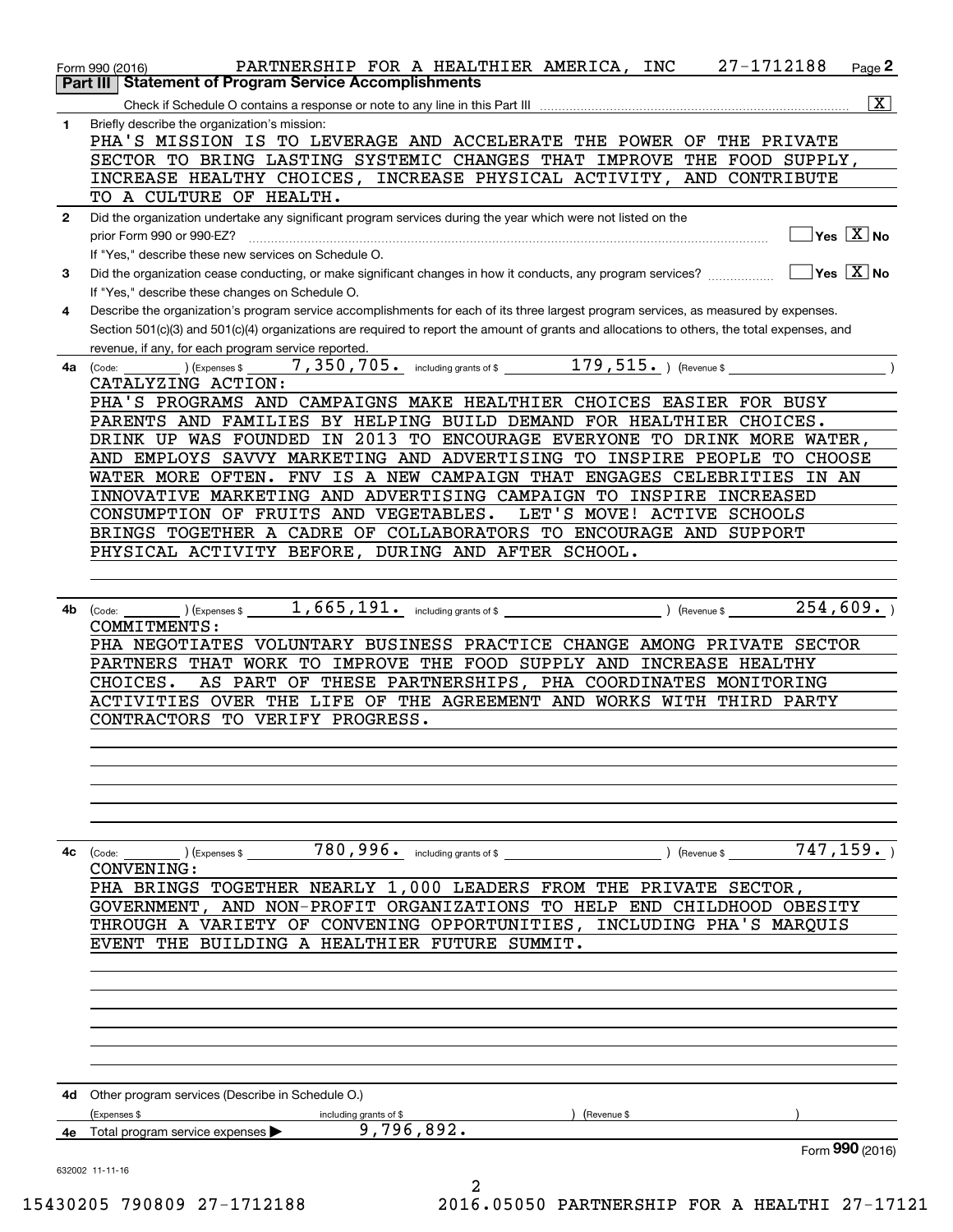Form 990 (2016) PARTNERSHIP FOR A HEALTHIER AMERICA, INC 27-1712188

## Part III Statement of Program Service Accomplishments

Check if Schedule O contains a response or note to any line in this Part III [X]

**1** Briefly describe the organization's mission:

PHA'S MISSION IS TO LEVERAGE AND ACCELERATE THE POWER OF THE PRIVATE SECTOR TO BRING LASTING SYSTEMIC CHANGES THAT IMPROVE THE FOOD SUPPLY, INCREASE HEALTHY CHOICES, INCREASE PHYSICAL ACTIVITY, AND CONTRIBUTE TO A CULTURE OF HEALTH.

**2** Did the organization undertake any significant program services during the year which were not listed on the prior Form 990 or 990-EZ? [ ] Yes [X] No

If "Yes," describe these new services on Schedule O.

**3** Did the organization cease conducting, or make significant changes in how it conducts, any program services? [ ] Yes [X] No

If "Yes," describe these changes on Schedule O.

**4** Describe the organization's program service accomplishments for each of its three largest program services, as measured by expenses. Section 501(c)(3) and 501(c)(4) organizations are required to report the amount of grants and allocations to others, the total expenses, and revenue, if any, for each program service reported.

**4a** (Code: ) (Expenses $ 7,350,705. including grants of $ 179,515. ) (Revenue $ )

CATALYZING ACTION:
PHA'S PROGRAMS AND CAMPAIGNS MAKE HEALTHIER CHOICES EASIER FOR BUSY PARENTS AND FAMILIES BY HELPING BUILD DEMAND FOR HEALTHIER CHOICES. DRINK UP WAS FOUNDED IN 2013 TO ENCOURAGE EVERYONE TO DRINK MORE WATER, AND EMPLOYS SAVVY MARKETING AND ADVERTISING TO INSPIRE PEOPLE TO CHOOSE WATER MORE OFTEN. FNV IS A NEW CAMPAIGN THAT ENGAGES CELEBRITIES IN AN INNOVATIVE MARKETING AND ADVERTISING CAMPAIGN TO INSPIRE INCREASED CONSUMPTION OF FRUITS AND VEGETABLES. LET'S MOVE! ACTIVE SCHOOLS BRINGS TOGETHER A CADRE OF COLLABORATORS TO ENCOURAGE AND SUPPORT PHYSICAL ACTIVITY BEFORE, DURING AND AFTER SCHOOL.

**4b** (Code: ) (Expenses $ 1,665,191. including grants of $ ) (Revenue $ 254,609. )

COMMITMENTS:
PHA NEGOTIATES VOLUNTARY BUSINESS PRACTICE CHANGE AMONG PRIVATE SECTOR PARTNERS THAT WORK TO IMPROVE THE FOOD SUPPLY AND INCREASE HEALTHY CHOICES. AS PART OF THESE PARTNERSHIPS, PHA COORDINATES MONITORING ACTIVITIES OVER THE LIFE OF THE AGREEMENT AND WORKS WITH THIRD PARTY CONTRACTORS TO VERIFY PROGRESS.

**4c** (Code: ) (Expenses $ 780,996. including grants of $ ) (Revenue $ 747,159. )

CONVENING:
PHA BRINGS TOGETHER NEARLY 1,000 LEADERS FROM THE PRIVATE SECTOR, GOVERNMENT, AND NON-PROFIT ORGANIZATIONS TO HELP END CHILDHOOD OBESITY THROUGH A VARIETY OF CONVENING OPPORTUNITIES, INCLUDING PHA'S MARQUIS EVENT THE BUILDING A HEALTHIER FUTURE SUMMIT.

**4d** Other program services (Describe in Schedule O.)

(Expenses $ including grants of $ ) (Revenue $ )

**4e** Total program service expenses ▶ 9,796,892.

Form **990** (2016)

632002 11-11-16

15430205 790809 27-1712188 2016.05050 PARTNERSHIP FOR A HEALTHI 27-17121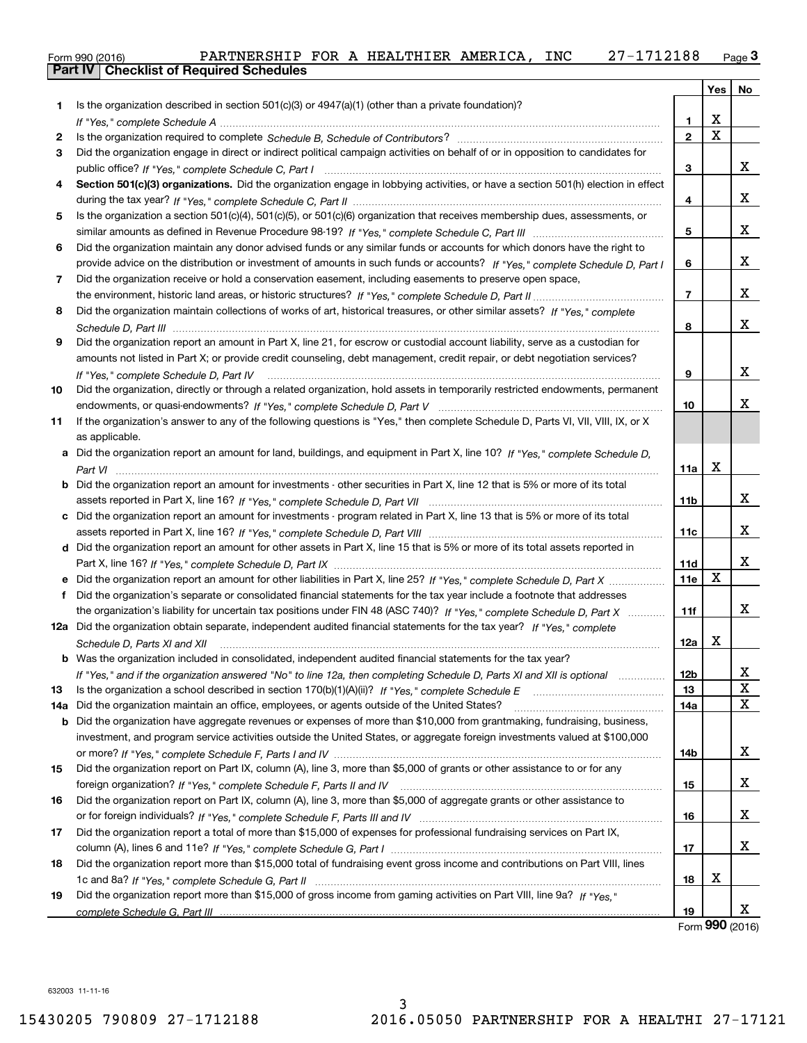Form 990 (2016) PARTNERSHIP FOR A HEALTHIER AMERICA, INC 27-1712188 Page 3

## Part IV Checklist of Required Schedules

| | | | Yes | No |
|---|---|---|---|---|
| 1 | Is the organization described in section 501(c)(3) or 4947(a)(1) (other than a private foundation)? *If "Yes," complete Schedule A* | 1 | X | |
| 2 | Is the organization required to complete *Schedule B, Schedule of Contributors*? | 2 | X | |
| 3 | Did the organization engage in direct or indirect political campaign activities on behalf of or in opposition to candidates for public office? *If "Yes," complete Schedule C, Part I* | 3 | | X |
| 4 | **Section 501(c)(3) organizations.** Did the organization engage in lobbying activities, or have a section 501(h) election in effect during the tax year? *If "Yes," complete Schedule C, Part II* | 4 | | X |
| 5 | Is the organization a section 501(c)(4), 501(c)(5), or 501(c)(6) organization that receives membership dues, assessments, or similar amounts as defined in Revenue Procedure 98-19? *If "Yes," complete Schedule C, Part III* | 5 | | X |
| 6 | Did the organization maintain any donor advised funds or any similar funds or accounts for which donors have the right to provide advice on the distribution or investment of amounts in such funds or accounts? *If "Yes," complete Schedule D, Part I* | 6 | | X |
| 7 | Did the organization receive or hold a conservation easement, including easements to preserve open space, the environment, historic land areas, or historic structures? *If "Yes," complete Schedule D, Part II* | 7 | | X |
| 8 | Did the organization maintain collections of works of art, historical treasures, or other similar assets? *If "Yes," complete Schedule D, Part III* | 8 | | X |
| 9 | Did the organization report an amount in Part X, line 21, for escrow or custodial account liability, serve as a custodian for amounts not listed in Part X; or provide credit counseling, debt management, credit repair, or debt negotiation services? *If "Yes," complete Schedule D, Part IV* | 9 | | X |
| 10 | Did the organization, directly or through a related organization, hold assets in temporarily restricted endowments, permanent endowments, or quasi-endowments? *If "Yes," complete Schedule D, Part V* | 10 | | X |
| 11 | If the organization's answer to any of the following questions is "Yes," then complete Schedule D, Parts VI, VII, VIII, IX, or X as applicable. | | | |
| a | Did the organization report an amount for land, buildings, and equipment in Part X, line 10? *If "Yes," complete Schedule D, Part VI* | 11a | X | |
| b | Did the organization report an amount for investments - other securities in Part X, line 12 that is 5% or more of its total assets reported in Part X, line 16? *If "Yes," complete Schedule D, Part VII* | 11b | | X |
| c | Did the organization report an amount for investments - program related in Part X, line 13 that is 5% or more of its total assets reported in Part X, line 16? *If "Yes," complete Schedule D, Part VIII* | 11c | | X |
| d | Did the organization report an amount for other assets in Part X, line 15 that is 5% or more of its total assets reported in Part X, line 16? *If "Yes," complete Schedule D, Part IX* | 11d | | X |
| e | Did the organization report an amount for other liabilities in Part X, line 25? *If "Yes," complete Schedule D, Part X* | 11e | X | |
| f | Did the organization's separate or consolidated financial statements for the tax year include a footnote that addresses the organization's liability for uncertain tax positions under FIN 48 (ASC 740)? *If "Yes," complete Schedule D, Part X* | 11f | | X |
| 12a | Did the organization obtain separate, independent audited financial statements for the tax year? *If "Yes," complete Schedule D, Parts XI and XII* | 12a | X | |
| b | Was the organization included in consolidated, independent audited financial statements for the tax year? *If "Yes," and if the organization answered "No" to line 12a, then completing Schedule D, Parts XI and XII is optional* | 12b | | X |
| 13 | Is the organization a school described in section 170(b)(1)(A)(ii)? *If "Yes," complete Schedule E* | 13 | | X |
| 14a | Did the organization maintain an office, employees, or agents outside of the United States? | 14a | | X |
| b | Did the organization have aggregate revenues or expenses of more than $10,000 from grantmaking, fundraising, business, investment, and program service activities outside the United States, or aggregate foreign investments valued at $100,000 or more? *If "Yes," complete Schedule F, Parts I and IV* | 14b | | X |
| 15 | Did the organization report on Part IX, column (A), line 3, more than $5,000 of grants or other assistance to or for any foreign organization? *If "Yes," complete Schedule F, Parts II and IV* | 15 | | X |
| 16 | Did the organization report on Part IX, column (A), line 3, more than $5,000 of aggregate grants or other assistance to or for foreign individuals? *If "Yes," complete Schedule F, Parts III and IV* | 16 | | X |
| 17 | Did the organization report a total of more than $15,000 of expenses for professional fundraising services on Part IX, column (A), lines 6 and 11e? *If "Yes," complete Schedule G, Part I* | 17 | | X |
| 18 | Did the organization report more than $15,000 total of fundraising event gross income and contributions on Part VIII, lines 1c and 8a? *If "Yes," complete Schedule G, Part II* | 18 | X | |
| 19 | Did the organization report more than $15,000 of gross income from gaming activities on Part VIII, line 9a? *If "Yes," complete Schedule G, Part III* | 19 | | X |

Form **990** (2016)

632003 11-11-16

15430205 790809 27-1712188 2016.05050 PARTNERSHIP FOR A HEALTHI 27-17121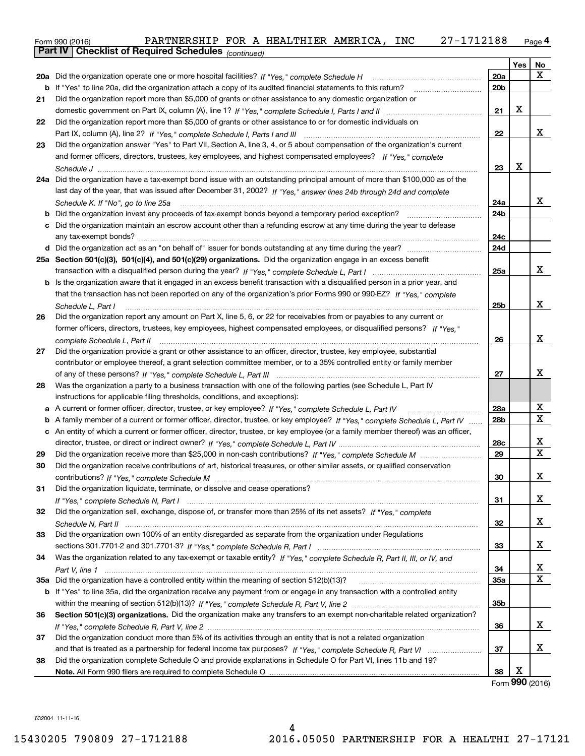Form 990 (2016) PARTNERSHIP FOR A HEALTHIER AMERICA, INC 27-1712188

## Part IV Checklist of Required Schedules *(continued)*

| | | | Yes | No |
|---|---|---|---|---|
| **20a** | Did the organization operate one or more hospital facilities? *If "Yes," complete Schedule H* | 20a | | X |
| **b** | If "Yes" to line 20a, did the organization attach a copy of its audited financial statements to this return? | 20b | | |
| **21** | Did the organization report more than $5,000 of grants or other assistance to any domestic organization or domestic government on Part IX, column (A), line 1? *If "Yes," complete Schedule I, Parts I and II* | 21 | X | |
| **22** | Did the organization report more than $5,000 of grants or other assistance to or for domestic individuals on Part IX, column (A), line 2? *If "Yes," complete Schedule I, Parts I and III* | 22 | | X |
| **23** | Did the organization answer "Yes" to Part VII, Section A, line 3, 4, or 5 about compensation of the organization's current and former officers, directors, trustees, key employees, and highest compensated employees? *If "Yes," complete Schedule J* | 23 | X | |
| **24a** | Did the organization have a tax-exempt bond issue with an outstanding principal amount of more than $100,000 as of the last day of the year, that was issued after December 31, 2002? *If "Yes," answer lines 24b through 24d and complete Schedule K. If "No", go to line 25a* | 24a | | X |
| **b** | Did the organization invest any proceeds of tax-exempt bonds beyond a temporary period exception? | 24b | | |
| **c** | Did the organization maintain an escrow account other than a refunding escrow at any time during the year to defease any tax-exempt bonds? | 24c | | |
| **d** | Did the organization act as an "on behalf of" issuer for bonds outstanding at any time during the year? | 24d | | |
| **25a** | **Section 501(c)(3), 501(c)(4), and 501(c)(29) organizations.** Did the organization engage in an excess benefit transaction with a disqualified person during the year? *If "Yes," complete Schedule L, Part I* | 25a | | X |
| **b** | Is the organization aware that it engaged in an excess benefit transaction with a disqualified person in a prior year, and that the transaction has not been reported on any of the organization's prior Forms 990 or 990-EZ? *If "Yes," complete Schedule L, Part I* | 25b | | X |
| **26** | Did the organization report any amount on Part X, line 5, 6, or 22 for receivables from or payables to any current or former officers, directors, trustees, key employees, highest compensated employees, or disqualified persons? *If "Yes," complete Schedule L, Part II* | 26 | | X |
| **27** | Did the organization provide a grant or other assistance to an officer, director, trustee, key employee, substantial contributor or employee thereof, a grant selection committee member, or to a 35% controlled entity or family member of any of these persons? *If "Yes," complete Schedule L, Part III* | 27 | | X |
| **28** | Was the organization a party to a business transaction with one of the following parties (see Schedule L, Part IV instructions for applicable filing thresholds, conditions, and exceptions): | | | |
| **a** | A current or former officer, director, trustee, or key employee? *If "Yes," complete Schedule L, Part IV* | 28a | | X |
| **b** | A family member of a current or former officer, director, trustee, or key employee? *If "Yes," complete Schedule L, Part IV* | 28b | | X |
| **c** | An entity of which a current or former officer, director, trustee, or key employee (or a family member thereof) was an officer, director, trustee, or direct or indirect owner? *If "Yes," complete Schedule L, Part IV* | 28c | | X |
| **29** | Did the organization receive more than $25,000 in non-cash contributions? *If "Yes," complete Schedule M* | 29 | | X |
| **30** | Did the organization receive contributions of art, historical treasures, or other similar assets, or qualified conservation contributions? *If "Yes," complete Schedule M* | 30 | | X |
| **31** | Did the organization liquidate, terminate, or dissolve and cease operations? *If "Yes," complete Schedule N, Part I* | 31 | | X |
| **32** | Did the organization sell, exchange, dispose of, or transfer more than 25% of its net assets? *If "Yes," complete Schedule N, Part II* | 32 | | X |
| **33** | Did the organization own 100% of an entity disregarded as separate from the organization under Regulations sections 301.7701-2 and 301.7701-3? *If "Yes," complete Schedule R, Part I* | 33 | | X |
| **34** | Was the organization related to any tax-exempt or taxable entity? *If "Yes," complete Schedule R, Part II, III, or IV, and Part V, line 1* | 34 | | X |
| **35a** | Did the organization have a controlled entity within the meaning of section 512(b)(13)? | 35a | | X |
| **b** | If "Yes" to line 35a, did the organization receive any payment from or engage in any transaction with a controlled entity within the meaning of section 512(b)(13)? *If "Yes," complete Schedule R, Part V, line 2* | 35b | | |
| **36** | **Section 501(c)(3) organizations.** Did the organization make any transfers to an exempt non-charitable related organization? *If "Yes," complete Schedule R, Part V, line 2* | 36 | | X |
| **37** | Did the organization conduct more than 5% of its activities through an entity that is not a related organization and that is treated as a partnership for federal income tax purposes? *If "Yes," complete Schedule R, Part VI* | 37 | | X |
| **38** | Did the organization complete Schedule O and provide explanations in Schedule O for Part VI, lines 11b and 19? **Note.** All Form 990 filers are required to complete Schedule O | 38 | X | |

Form **990** (2016)

632004 11-11-16

15430205 790809 27-1712188 2016.05050 PARTNERSHIP FOR A HEALTHI 27-17121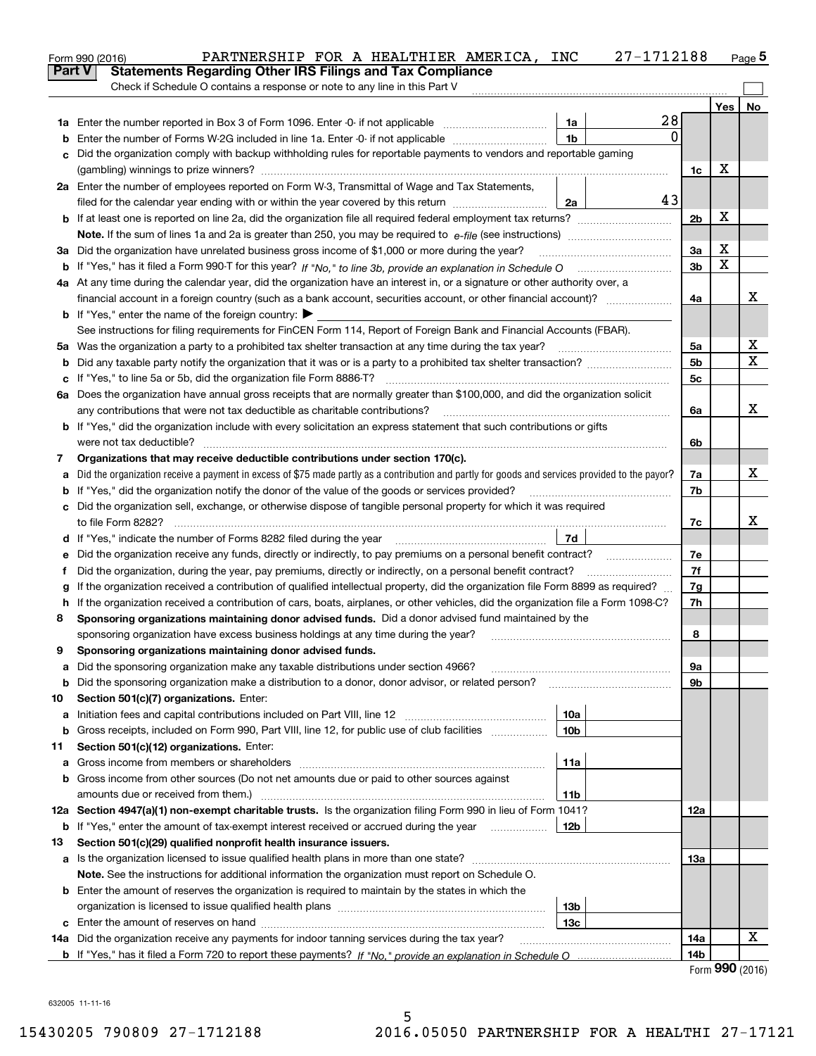Form 990 (2016) PARTNERSHIP FOR A HEALTHIER AMERICA, INC 27-1712188 Page 5

## Part V Statements Regarding Other IRS Filings and Tax Compliance

Check if Schedule O contains a response or note to any line in this Part V

| | | | | | Yes | No |
|---|---|---|---|---|---|---|
| 1a | Enter the number reported in Box 3 of Form 1096. Enter -0- if not applicable | 1a | 28 | | | |
| b | Enter the number of Forms W-2G included in line 1a. Enter -0- if not applicable | 1b | 0 | | | |
| c | Did the organization comply with backup withholding rules for reportable payments to vendors and reportable gaming (gambling) winnings to prize winners? | | | 1c | X | |
| 2a | Enter the number of employees reported on Form W-3, Transmittal of Wage and Tax Statements, filed for the calendar year ending with or within the year covered by this return | 2a | 43 | | | |
| b | If at least one is reported on line 2a, did the organization file all required federal employment tax returns? | | | 2b | X | |
| | **Note.** If the sum of lines 1a and 2a is greater than 250, you may be required to *e-file* (see instructions) | | | | | |
| 3a | Did the organization have unrelated business gross income of $1,000 or more during the year? | | | 3a | X | |
| b | If "Yes," has it filed a Form 990-T for this year? *If "No," to line 3b, provide an explanation in Schedule O* | | | 3b | X | |
| 4a | At any time during the calendar year, did the organization have an interest in, or a signature or other authority over, a financial account in a foreign country (such as a bank account, securities account, or other financial account)? | | | 4a | | X |
| b | If "Yes," enter the name of the foreign country: ▶ | | | | | |
| | See instructions for filing requirements for FinCEN Form 114, Report of Foreign Bank and Financial Accounts (FBAR). | | | | | |
| 5a | Was the organization a party to a prohibited tax shelter transaction at any time during the tax year? | | | 5a | | X |
| b | Did any taxable party notify the organization that it was or is a party to a prohibited tax shelter transaction? | | | 5b | | X |
| c | If "Yes," to line 5a or 5b, did the organization file Form 8886-T? | | | 5c | | |
| 6a | Does the organization have annual gross receipts that are normally greater than $100,000, and did the organization solicit any contributions that were not tax deductible as charitable contributions? | | | 6a | | X |
| b | If "Yes," did the organization include with every solicitation an express statement that such contributions or gifts were not tax deductible? | | | 6b | | |
| 7 | **Organizations that may receive deductible contributions under section 170(c).** | | | | | |
| a | Did the organization receive a payment in excess of $75 made partly as a contribution and partly for goods and services provided to the payor? | | | 7a | | X |
| b | If "Yes," did the organization notify the donor of the value of the goods or services provided? | | | 7b | | |
| c | Did the organization sell, exchange, or otherwise dispose of tangible personal property for which it was required to file Form 8282? | | | 7c | | X |
| d | If "Yes," indicate the number of Forms 8282 filed during the year | 7d | | | | |
| e | Did the organization receive any funds, directly or indirectly, to pay premiums on a personal benefit contract? | | | 7e | | |
| f | Did the organization, during the year, pay premiums, directly or indirectly, on a personal benefit contract? | | | 7f | | |
| g | If the organization received a contribution of qualified intellectual property, did the organization file Form 8899 as required? | | | 7g | | |
| h | If the organization received a contribution of cars, boats, airplanes, or other vehicles, did the organization file a Form 1098-C? | | | 7h | | |
| 8 | **Sponsoring organizations maintaining donor advised funds.** Did a donor advised fund maintained by the sponsoring organization have excess business holdings at any time during the year? | | | 8 | | |
| 9 | **Sponsoring organizations maintaining donor advised funds.** | | | | | |
| a | Did the sponsoring organization make any taxable distributions under section 4966? | | | 9a | | |
| b | Did the sponsoring organization make a distribution to a donor, donor advisor, or related person? | | | 9b | | |
| 10 | **Section 501(c)(7) organizations.** Enter: | | | | | |
| a | Initiation fees and capital contributions included on Part VIII, line 12 | 10a | | | | |
| b | Gross receipts, included on Form 990, Part VIII, line 12, for public use of club facilities | 10b | | | | |
| 11 | **Section 501(c)(12) organizations.** Enter: | | | | | |
| a | Gross income from members or shareholders | 11a | | | | |
| b | Gross income from other sources (Do not net amounts due or paid to other sources against amounts due or received from them.) | 11b | | | | |
| 12a | **Section 4947(a)(1) non-exempt charitable trusts.** Is the organization filing Form 990 in lieu of Form 1041? | | | 12a | | |
| b | If "Yes," enter the amount of tax-exempt interest received or accrued during the year | 12b | | | | |
| 13 | **Section 501(c)(29) qualified nonprofit health insurance issuers.** | | | | | |
| a | Is the organization licensed to issue qualified health plans in more than one state? | | | 13a | | |
| | **Note.** See the instructions for additional information the organization must report on Schedule O. | | | | | |
| b | Enter the amount of reserves the organization is required to maintain by the states in which the organization is licensed to issue qualified health plans | 13b | | | | |
| c | Enter the amount of reserves on hand | 13c | | | | |
| 14a | Did the organization receive any payments for indoor tanning services during the tax year? | | | 14a | | X |
| b | If "Yes," has it filed a Form 720 to report these payments? *If "No," provide an explanation in Schedule O* | | | 14b | | |

Form **990** (2016)

632005 11-11-16

15430205 790809 27-1712188 2016.05050 PARTNERSHIP FOR A HEALTHI 27-17121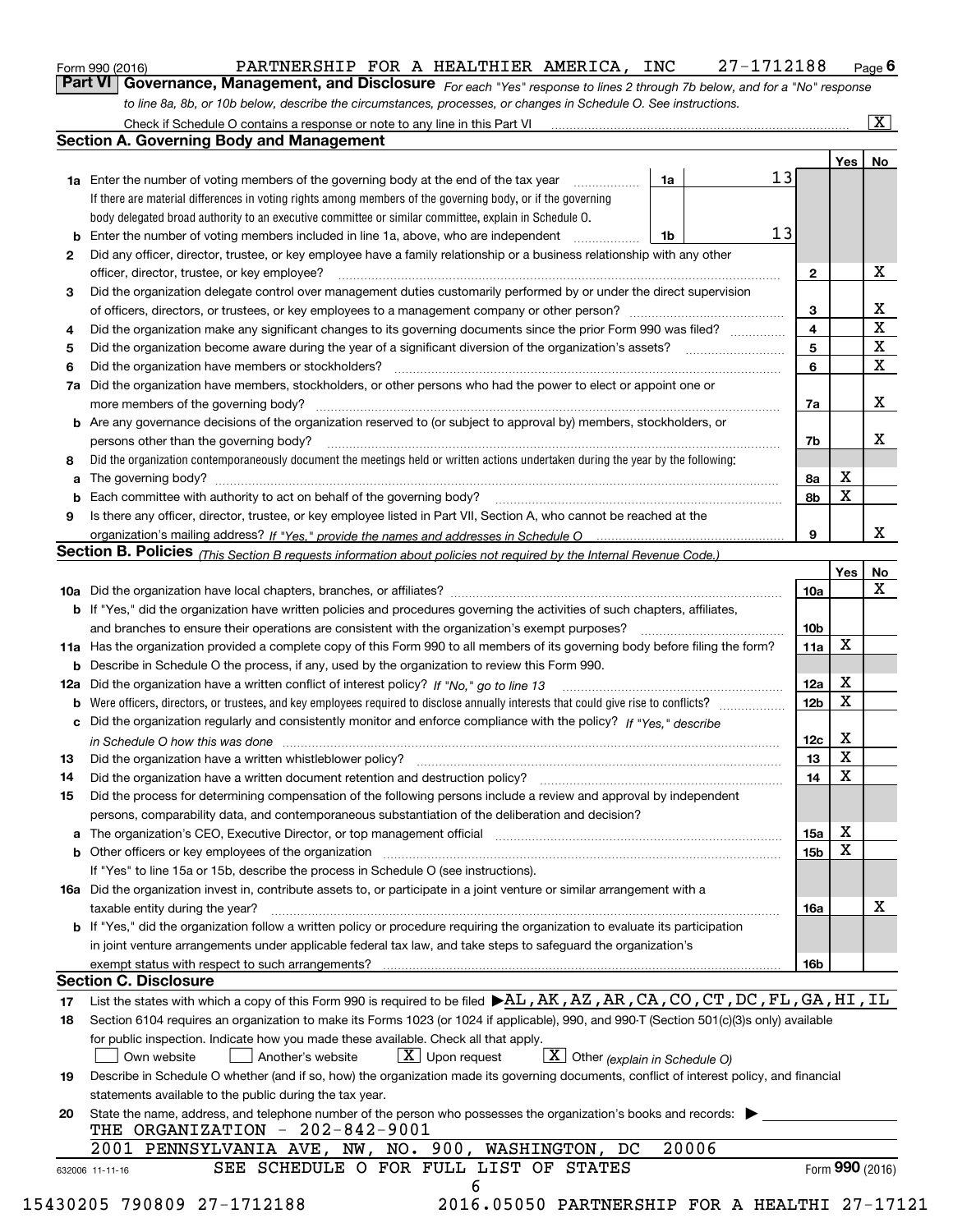Form 990 (2016) PARTNERSHIP FOR A HEALTHIER AMERICA, INC 27-1712188 Page 6

## Part VI Governance, Management, and Disclosure

*For each "Yes" response to lines 2 through 7b below, and for a "No" response to line 8a, 8b, or 10b below, describe the circumstances, processes, or changes in Schedule O. See instructions.*

Check if Schedule O contains a response or note to any line in this Part VI ..... [X]

### Section A. Governing Body and Management

| | | | | Yes | No |
|---|---|---|---|---|---|
| **1a** | Enter the number of voting members of the governing body at the end of the tax year ..... If there are material differences in voting rights among members of the governing body, or if the governing body delegated broad authority to an executive committee or similar committee, explain in Schedule O. | 1a | 13 | | |
| **b** | Enter the number of voting members included in line 1a, above, who are independent ..... | 1b | 13 | | |
| **2** | Did any officer, director, trustee, or key employee have a family relationship or a business relationship with any other officer, director, trustee, or key employee? ..... | | 2 | | X |
| **3** | Did the organization delegate control over management duties customarily performed by or under the direct supervision of officers, directors, or trustees, or key employees to a management company or other person? ..... | | 3 | | X |
| **4** | Did the organization make any significant changes to its governing documents since the prior Form 990 was filed? ..... | | 4 | | X |
| **5** | Did the organization become aware during the year of a significant diversion of the organization's assets? ..... | | 5 | | X |
| **6** | Did the organization have members or stockholders? ..... | | 6 | | X |
| **7a** | Did the organization have members, stockholders, or other persons who had the power to elect or appoint one or more members of the governing body? ..... | | 7a | | X |
| **b** | Are any governance decisions of the organization reserved to (or subject to approval by) members, stockholders, or persons other than the governing body? ..... | | 7b | | X |
| **8** | Did the organization contemporaneously document the meetings held or written actions undertaken during the year by the following: | | | | |
| **a** | The governing body? ..... | | 8a | X | |
| **b** | Each committee with authority to act on behalf of the governing body? ..... | | 8b | X | |
| **9** | Is there any officer, director, trustee, or key employee listed in Part VII, Section A, who cannot be reached at the organization's mailing address? *If "Yes," provide the names and addresses in Schedule O* ..... | | 9 | | X |

### Section B. Policies *(This Section B requests information about policies not required by the Internal Revenue Code.)*

| | | | Yes | No |
|---|---|---|---|---|
| **10a** | Did the organization have local chapters, branches, or affiliates? ..... | 10a | | X |
| **b** | If "Yes," did the organization have written policies and procedures governing the activities of such chapters, affiliates, and branches to ensure their operations are consistent with the organization's exempt purposes? ..... | 10b | | |
| **11a** | Has the organization provided a complete copy of this Form 990 to all members of its governing body before filing the form? | 11a | X | |
| **b** | Describe in Schedule O the process, if any, used by the organization to review this Form 990. | | | |
| **12a** | Did the organization have a written conflict of interest policy? *If "No," go to line 13* ..... | 12a | X | |
| **b** | Were officers, directors, or trustees, and key employees required to disclose annually interests that could give rise to conflicts? ..... | 12b | X | |
| **c** | Did the organization regularly and consistently monitor and enforce compliance with the policy? *If "Yes," describe in Schedule O how this was done* ..... | 12c | X | |
| **13** | Did the organization have a written whistleblower policy? ..... | 13 | X | |
| **14** | Did the organization have a written document retention and destruction policy? ..... | 14 | X | |
| **15** | Did the process for determining compensation of the following persons include a review and approval by independent persons, comparability data, and contemporaneous substantiation of the deliberation and decision? | | | |
| **a** | The organization's CEO, Executive Director, or top management official ..... | 15a | X | |
| **b** | Other officers or key employees of the organization ..... If "Yes" to line 15a or 15b, describe the process in Schedule O (see instructions). | 15b | X | |
| **16a** | Did the organization invest in, contribute assets to, or participate in a joint venture or similar arrangement with a taxable entity during the year? ..... | 16a | | X |
| **b** | If "Yes," did the organization follow a written policy or procedure requiring the organization to evaluate its participation in joint venture arrangements under applicable federal tax law, and take steps to safeguard the organization's exempt status with respect to such arrangements? ..... | 16b | | |

### Section C. Disclosure

**17** List the states with which a copy of this Form 990 is required to be filed ▶ AL, AK, AZ, AR, CA, CO, CT, DC, FL, GA, HI, IL

**18** Section 6104 requires an organization to make its Forms 1023 (or 1024 if applicable), 990, and 990-T (Section 501(c)(3)s only) available for public inspection. Indicate how you made these available. Check all that apply.

[ ] Own website [ ] Another's website [X] Upon request [X] Other *(explain in Schedule O)*

**19** Describe in Schedule O whether (and if so, how) the organization made its governing documents, conflict of interest policy, and financial statements available to the public during the tax year.

**20** State the name, address, and telephone number of the person who possesses the organization's books and records: ▶

THE ORGANIZATION - 202-842-9001
2001 PENNSYLVANIA AVE, NW, NO. 900, WASHINGTON, DC 20006

SEE SCHEDULE O FOR FULL LIST OF STATES

632006 11-11-16 Form **990** (2016)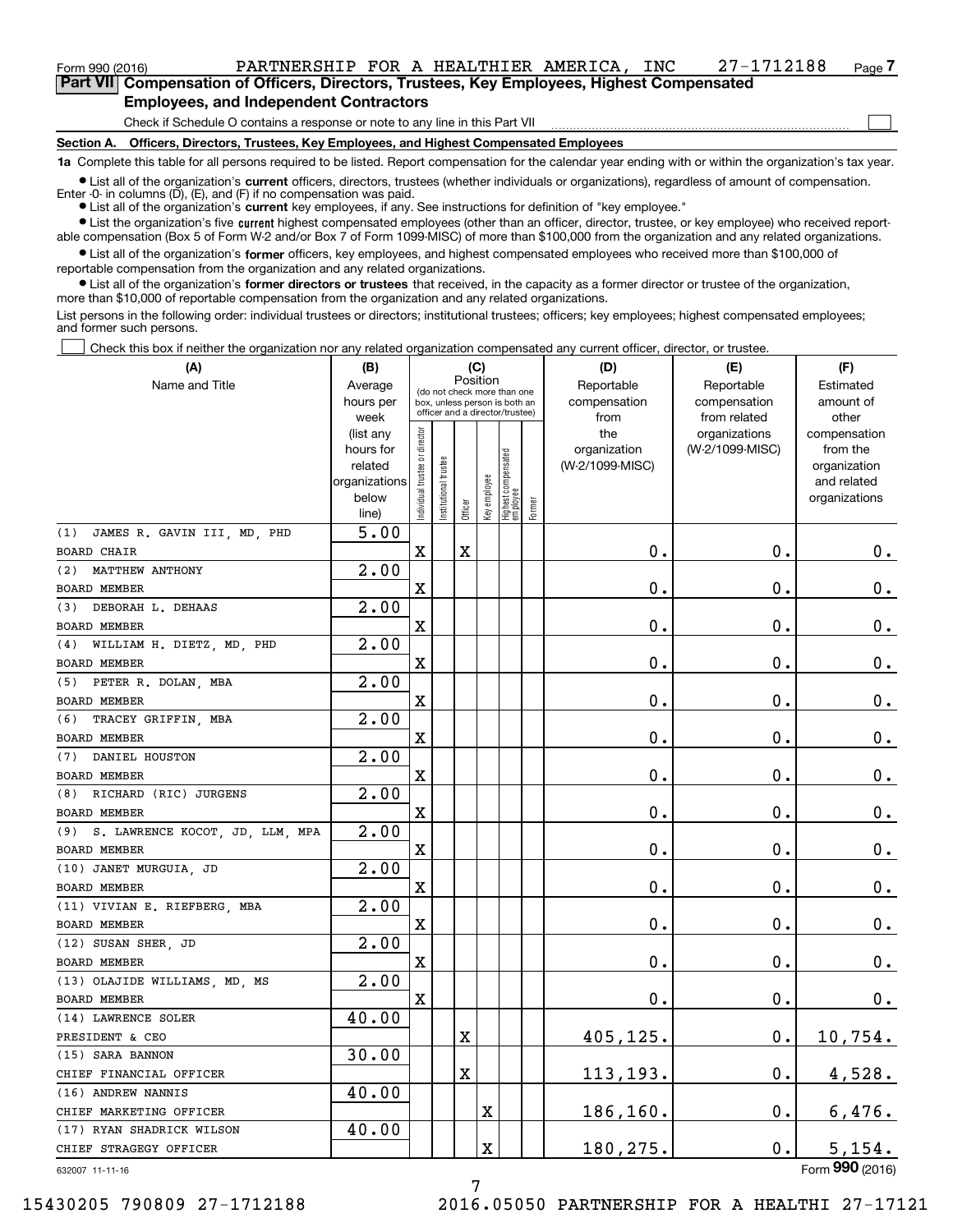Form 990 (2016) PARTNERSHIP FOR A HEALTHIER AMERICA, INC 27-1712188 Page 7

## Part VII Compensation of Officers, Directors, Trustees, Key Employees, Highest Compensated Employees, and Independent Contractors

Check if Schedule O contains a response or note to any line in this Part VII

### Section A. Officers, Directors, Trustees, Key Employees, and Highest Compensated Employees

**1a** Complete this table for all persons required to be listed. Report compensation for the calendar year ending with or within the organization's tax year.

- List all of the organization's **current** officers, directors, trustees (whether individuals or organizations), regardless of amount of compensation. Enter -0- in columns (D), (E), and (F) if no compensation was paid.
- List all of the organization's **current** key employees, if any. See instructions for definition of "key employee."
- List the organization's five **current** highest compensated employees (other than an officer, director, trustee, or key employee) who received reportable compensation (Box 5 of Form W-2 and/or Box 7 of Form 1099-MISC) of more than $100,000 from the organization and any related organizations.
- List all of the organization's **former** officers, key employees, and highest compensated employees who received more than $100,000 of reportable compensation from the organization and any related organizations.
- List all of the organization's **former directors or trustees** that received, in the capacity as a former director or trustee of the organization, more than $10,000 of reportable compensation from the organization and any related organizations.

List persons in the following order: individual trustees or directors; institutional trustees; officers; key employees; highest compensated employees; and former such persons.

Check this box if neither the organization nor any related organization compensated any current officer, director, or trustee.

| (A) Name and Title | (B) Average hours per week (list any hours for related organizations below line) | (C) Position: Individual trustee or director | Institutional trustee | Officer | Key employee | Highest compensated employee | Former | (D) Reportable compensation from the organization (W-2/1099-MISC) | (E) Reportable compensation from related organizations (W-2/1099-MISC) | (F) Estimated amount of other compensation from the organization and related organizations |
|---|---|---|---|---|---|---|---|---|---|---|
| (1) JAMES R. GAVIN III, MD, PHD<br>BOARD CHAIR | 5.00 | X | | X | | | | 0. | 0. | 0. |
| (2) MATTHEW ANTHONY<br>BOARD MEMBER | 2.00 | X | | | | | | 0. | 0. | 0. |
| (3) DEBORAH L. DEHAAS<br>BOARD MEMBER | 2.00 | X | | | | | | 0. | 0. | 0. |
| (4) WILLIAM H. DIETZ, MD, PHD<br>BOARD MEMBER | 2.00 | X | | | | | | 0. | 0. | 0. |
| (5) PETER R. DOLAN, MBA<br>BOARD MEMBER | 2.00 | X | | | | | | 0. | 0. | 0. |
| (6) TRACEY GRIFFIN, MBA<br>BOARD MEMBER | 2.00 | X | | | | | | 0. | 0. | 0. |
| (7) DANIEL HOUSTON<br>BOARD MEMBER | 2.00 | X | | | | | | 0. | 0. | 0. |
| (8) RICHARD (RIC) JURGENS<br>BOARD MEMBER | 2.00 | X | | | | | | 0. | 0. | 0. |
| (9) S. LAWRENCE KOCOT, JD, LLM, MPA<br>BOARD MEMBER | 2.00 | X | | | | | | 0. | 0. | 0. |
| (10) JANET MURGUIA, JD<br>BOARD MEMBER | 2.00 | X | | | | | | 0. | 0. | 0. |
| (11) VIVIAN E. RIEFBERG, MBA<br>BOARD MEMBER | 2.00 | X | | | | | | 0. | 0. | 0. |
| (12) SUSAN SHER, JD<br>BOARD MEMBER | 2.00 | X | | | | | | 0. | 0. | 0. |
| (13) OLAJIDE WILLIAMS, MD, MS<br>BOARD MEMBER | 2.00 | X | | | | | | 0. | 0. | 0. |
| (14) LAWRENCE SOLER<br>PRESIDENT & CEO | 40.00 | | | X | | | | 405,125. | 0. | 10,754. |
| (15) SARA BANNON<br>CHIEF FINANCIAL OFFICER | 30.00 | | | X | | | | 113,193. | 0. | 4,528. |
| (16) ANDREW NANNIS<br>CHIEF MARKETING OFFICER | 40.00 | | | | X | | | 186,160. | 0. | 6,476. |
| (17) RYAN SHADRICK WILSON<br>CHIEF STRAGEGY OFFICER | 40.00 | | | | X | | | 180,275. | 0. | 5,154. |

632007 11-11-16

Form **990** (2016)

15430205 790809 27-1712188 2016.05050 PARTNERSHIP FOR A HEALTHI 27-17121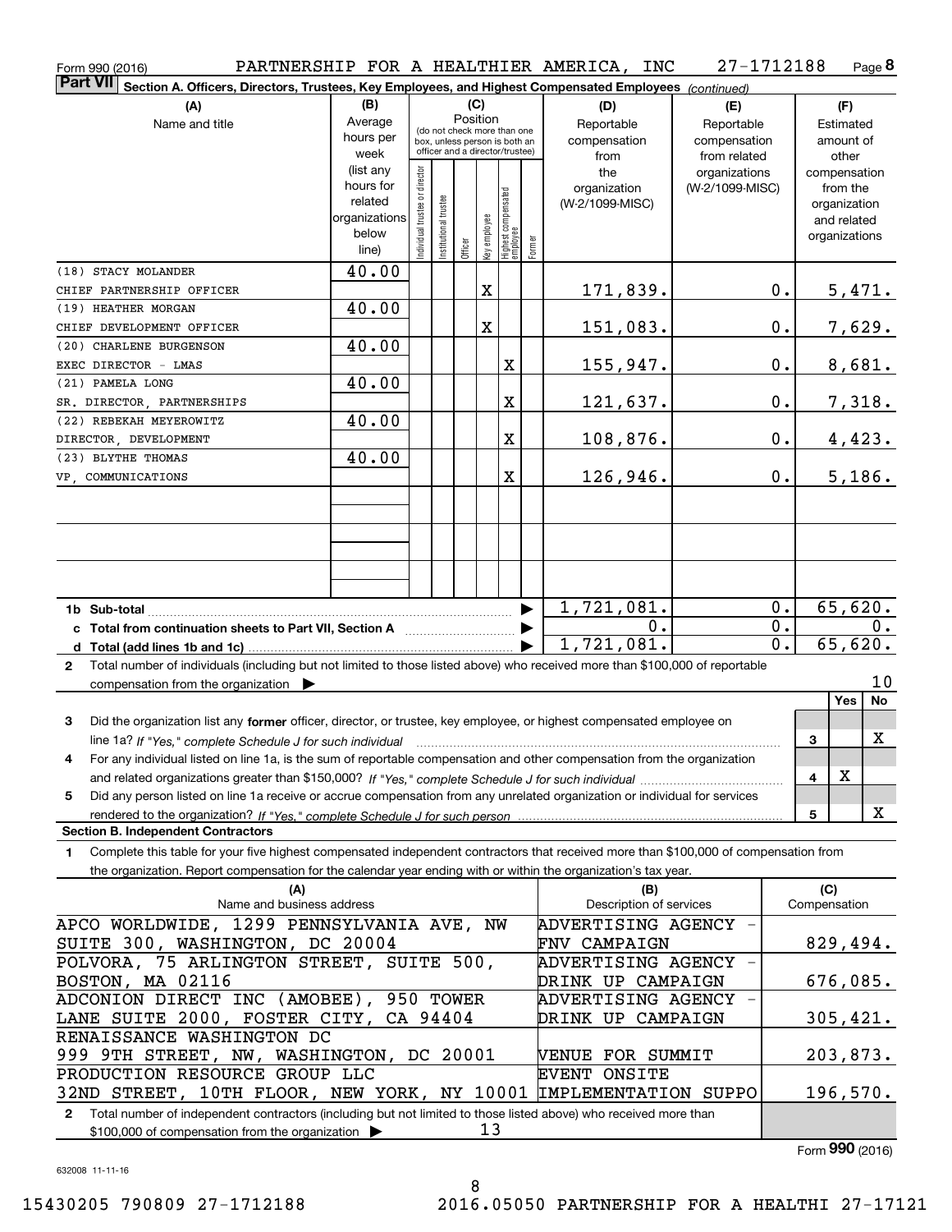Form 990 (2016) PARTNERSHIP FOR A HEALTHIER AMERICA, INC 27-1712188 Page **8**

**Part VII** Section A. Officers, Directors, Trustees, Key Employees, and Highest Compensated Employees *(continued)*

| (A) Name and title | (B) Average hours per week (list any hours for related organizations below line) | (C) Individual trustee or director | Institutional trustee | Officer | Key employee | Highest compensated employee | Former | (D) Reportable compensation from the organization (W-2/1099-MISC) | (E) Reportable compensation from related organizations (W-2/1099-MISC) | (F) Estimated amount of other compensation from the organization and related organizations |
|---|---|---|---|---|---|---|---|---|---|---|
| (18) STACY MOLANDER<br>CHIEF PARTNERSHIP OFFICER | 40.00 | | | | X | | | 171,839. | 0. | 5,471. |
| (19) HEATHER MORGAN<br>CHIEF DEVELOPMENT OFFICER | 40.00 | | | | X | | | 151,083. | 0. | 7,629. |
| (20) CHARLENE BURGENSON<br>EXEC DIRECTOR - LMAS | 40.00 | | | | | X | | 155,947. | 0. | 8,681. |
| (21) PAMELA LONG<br>SR. DIRECTOR, PARTNERSHIPS | 40.00 | | | | | X | | 121,637. | 0. | 7,318. |
| (22) REBEKAH MEYEROWITZ<br>DIRECTOR, DEVELOPMENT | 40.00 | | | | | X | | 108,876. | 0. | 4,423. |
| (23) BLYTHE THOMAS<br>VP, COMMUNICATIONS | 40.00 | | | | | X | | 126,946. | 0. | 5,186. |
| **1b Sub-total** | | | | | | | | 1,721,081. | 0. | 65,620. |
| **c Total from continuation sheets to Part VII, Section A** | | | | | | | | 0. | 0. | 0. |
| **d Total (add lines 1b and 1c)** | | | | | | | | 1,721,081. | 0. | 65,620. |

**2** Total number of individuals (including but not limited to those listed above) who received more than $100,000 of reportable compensation from the organization ▶ 10

| | | Yes | No |
|---|---|---|---|
| **3** Did the organization list any **former** officer, director, or trustee, key employee, or highest compensated employee on line 1a? *If "Yes," complete Schedule J for such individual* | 3 | | X |
| **4** For any individual listed on line 1a, is the sum of reportable compensation and other compensation from the organization and related organizations greater than $150,000? *If "Yes," complete Schedule J for such individual* | 4 | X | |
| **5** Did any person listed on line 1a receive or accrue compensation from any unrelated organization or individual for services rendered to the organization? *If "Yes," complete Schedule J for such person* | 5 | | X |

**Section B. Independent Contractors**

**1** Complete this table for your five highest compensated independent contractors that received more than $100,000 of compensation from the organization. Report compensation for the calendar year ending with or within the organization's tax year.

| (A) Name and business address | (B) Description of services | (C) Compensation |
|---|---|---|
| APCO WORLDWIDE, 1299 PENNSYLVANIA AVE, NW SUITE 300, WASHINGTON, DC 20004 | ADVERTISING AGENCY - FNV CAMPAIGN | 829,494. |
| POLVORA, 75 ARLINGTON STREET, SUITE 500, BOSTON, MA 02116 | ADVERTISING AGENCY - DRINK UP CAMPAIGN | 676,085. |
| ADCONION DIRECT INC (AMOBEE), 950 TOWER LANE SUITE 2000, FOSTER CITY, CA 94404 | ADVERTISING AGENCY - DRINK UP CAMPAIGN | 305,421. |
| RENAISSANCE WASHINGTON DC 999 9TH STREET, NW, WASHINGTON, DC 20001 | VENUE FOR SUMMIT | 203,873. |
| PRODUCTION RESOURCE GROUP LLC 32ND STREET, 10TH FLOOR, NEW YORK, NY 10001 | EVENT ONSITE IMPLEMENTATION SUPPO | 196,570. |

**2** Total number of independent contractors (including but not limited to those listed above) who received more than $100,000 of compensation from the organization ▶ 13

Form **990** (2016)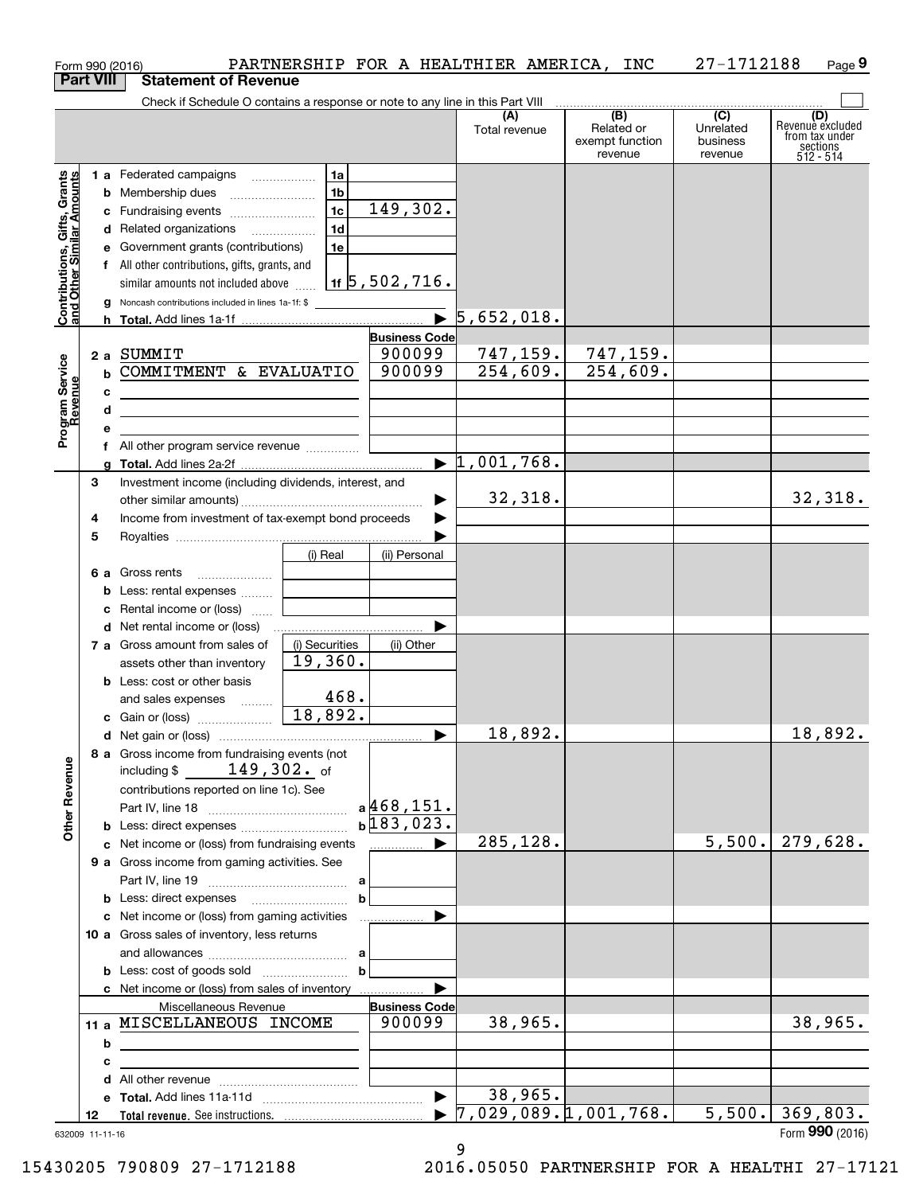Form 990 (2016) PARTNERSHIP FOR A HEALTHIER AMERICA, INC 27-1712188

## Part VIII Statement of Revenue

Check if Schedule O contains a response or note to any line in this Part VIII

| | | | | (A) Total revenue | (B) Related or exempt function revenue | (C) Unrelated business revenue | (D) Revenue excluded from tax under sections 512 - 514 |
|---|---|---|---|---|---|---|---|
| **Contributions, Gifts, Grants and Other Similar Amounts** | 1 a Federated campaigns | 1a | | | | | |
| | b Membership dues | 1b | | | | | |
| | c Fundraising events | 1c | 149,302. | | | | |
| | d Related organizations | 1d | | | | | |
| | e Government grants (contributions) | 1e | | | | | |
| | f All other contributions, gifts, grants, and similar amounts not included above | 1f | 5,502,716. | | | | |
| | g Noncash contributions included in lines 1a-1f: $ | | | | | | |
| | h Total. Add lines 1a-1f | | | 5,652,018. | | | |
| **Program Service Revenue** | | | Business Code | | | | |
| | 2 a SUMMIT | | 900099 | 747,159. | 747,159. | | |
| | b COMMITMENT & EVALUATIO | | 900099 | 254,609. | 254,609. | | |
| | c | | | | | | |
| | d | | | | | | |
| | e | | | | | | |
| | f All other program service revenue | | | | | | |
| | g Total. Add lines 2a-2f | | | 1,001,768. | | | |
| | 3 Investment income (including dividends, interest, and other similar amounts) | | | 32,318. | | | 32,318. |
| | 4 Income from investment of tax-exempt bond proceeds | | | | | | |
| | 5 Royalties | | | | | | |
| | | (i) Real | (ii) Personal | | | | |
| | 6 a Gross rents | | | | | | |
| | b Less: rental expenses | | | | | | |
| | c Rental income or (loss) | | | | | | |
| | d Net rental income or (loss) | | | | | | |
| | 7 a Gross amount from sales of assets other than inventory | (i) Securities 19,360. | (ii) Other | | | | |
| | b Less: cost or other basis and sales expenses | 468. | | | | | |
| | c Gain or (loss) | 18,892. | | | | | |
| | d Net gain or (loss) | | | 18,892. | | | 18,892. |
| **Other Revenue** | 8 a Gross income from fundraising events (not including $ 149,302. of contributions reported on line 1c). See Part IV, line 18 | a | 468,151. | | | | |
| | b Less: direct expenses | b | 183,023. | | | | |
| | c Net income or (loss) from fundraising events | | | 285,128. | | 5,500. | 279,628. |
| | 9 a Gross income from gaming activities. See Part IV, line 19 | a | | | | | |
| | b Less: direct expenses | b | | | | | |
| | c Net income or (loss) from gaming activities | | | | | | |
| | 10 a Gross sales of inventory, less returns and allowances | a | | | | | |
| | b Less: cost of goods sold | b | | | | | |
| | c Net income or (loss) from sales of inventory | | | | | | |
| | Miscellaneous Revenue | | Business Code | | | | |
| | 11 a MISCELLANEOUS INCOME | | 900099 | 38,965. | | | 38,965. |
| | b | | | | | | |
| | c | | | | | | |
| | d All other revenue | | | | | | |
| | e Total. Add lines 11a-11d | | | 38,965. | | | |
| | 12 Total revenue. See instructions. | | | 7,029,089. | 1,001,768. | 5,500. | 369,803. |

632009 11-11-16 Form 990 (2016)

15430205 790809 27-1712188 2016.05050 PARTNERSHIP FOR A HEALTHI 27-17121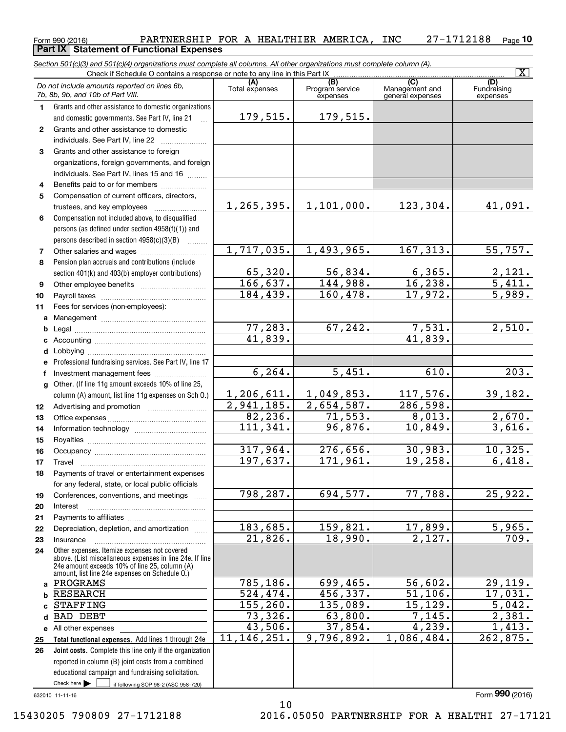Form 990 (2016) PARTNERSHIP FOR A HEALTHIER AMERICA, INC 27-1712188 Page 10

**Part IX Statement of Functional Expenses**

*Section 501(c)(3) and 501(c)(4) organizations must complete all columns. All other organizations must complete column (A).*

Check if Schedule O contains a response or note to any line in this Part IX [X]

| | *Do not include amounts reported on lines 6b, 7b, 8b, 9b, and 10b of Part VIII.* | (A) Total expenses | (B) Program service expenses | (C) Management and general expenses | (D) Fundraising expenses |
|---|---|---|---|---|---|
| 1 | Grants and other assistance to domestic organizations and domestic governments. See Part IV, line 21 | 179,515. | 179,515. | | |
| 2 | Grants and other assistance to domestic individuals. See Part IV, line 22 | | | | |
| 3 | Grants and other assistance to foreign organizations, foreign governments, and foreign individuals. See Part IV, lines 15 and 16 | | | | |
| 4 | Benefits paid to or for members | | | | |
| 5 | Compensation of current officers, directors, trustees, and key employees | 1,265,395. | 1,101,000. | 123,304. | 41,091. |
| 6 | Compensation not included above, to disqualified persons (as defined under section 4958(f)(1)) and persons described in section 4958(c)(3)(B) | | | | |
| 7 | Other salaries and wages | 1,717,035. | 1,493,965. | 167,313. | 55,757. |
| 8 | Pension plan accruals and contributions (include section 401(k) and 403(b) employer contributions) | 65,320. | 56,834. | 6,365. | 2,121. |
| 9 | Other employee benefits | 166,637. | 144,988. | 16,238. | 5,411. |
| 10 | Payroll taxes | 184,439. | 160,478. | 17,972. | 5,989. |
| 11 | Fees for services (non-employees): | | | | |
| a | Management | | | | |
| b | Legal | 77,283. | 67,242. | 7,531. | 2,510. |
| c | Accounting | 41,839. | | 41,839. | |
| d | Lobbying | | | | |
| e | Professional fundraising services. See Part IV, line 17 | | | | |
| f | Investment management fees | 6,264. | 5,451. | 610. | 203. |
| g | Other. (If line 11g amount exceeds 10% of line 25, column (A) amount, list line 11g expenses on Sch O.) | 1,206,611. | 1,049,853. | 117,576. | 39,182. |
| 12 | Advertising and promotion | 2,941,185. | 2,654,587. | 286,598. | |
| 13 | Office expenses | 82,236. | 71,553. | 8,013. | 2,670. |
| 14 | Information technology | 111,341. | 96,876. | 10,849. | 3,616. |
| 15 | Royalties | | | | |
| 16 | Occupancy | 317,964. | 276,656. | 30,983. | 10,325. |
| 17 | Travel | 197,637. | 171,961. | 19,258. | 6,418. |
| 18 | Payments of travel or entertainment expenses for any federal, state, or local public officials | | | | |
| 19 | Conferences, conventions, and meetings | 798,287. | 694,577. | 77,788. | 25,922. |
| 20 | Interest | | | | |
| 21 | Payments to affiliates | | | | |
| 22 | Depreciation, depletion, and amortization | 183,685. | 159,821. | 17,899. | 5,965. |
| 23 | Insurance | 21,826. | 18,990. | 2,127. | 709. |
| 24 | Other expenses. Itemize expenses not covered above. (List miscellaneous expenses in line 24e. If line 24e amount exceeds 10% of line 25, column (A) amount, list line 24e expenses on Schedule O.) | | | | |
| a | PROGRAMS | 785,186. | 699,465. | 56,602. | 29,119. |
| b | RESEARCH | 524,474. | 456,337. | 51,106. | 17,031. |
| c | STAFFING | 155,260. | 135,089. | 15,129. | 5,042. |
| d | BAD DEBT | 73,326. | 63,800. | 7,145. | 2,381. |
| e | All other expenses | 43,506. | 37,854. | 4,239. | 1,413. |
| 25 | **Total functional expenses.** Add lines 1 through 24e | 11,146,251. | 9,796,892. | 1,086,484. | 262,875. |
| 26 | **Joint costs.** Complete this line only if the organization reported in column (B) joint costs from a combined educational campaign and fundraising solicitation. Check here [ ] if following SOP 98-2 (ASC 958-720) | | | | |

632010 11-11-16

Form **990** (2016)

15430205 790809 27-1712188 2016.05050 PARTNERSHIP FOR A HEALTHI 27-17121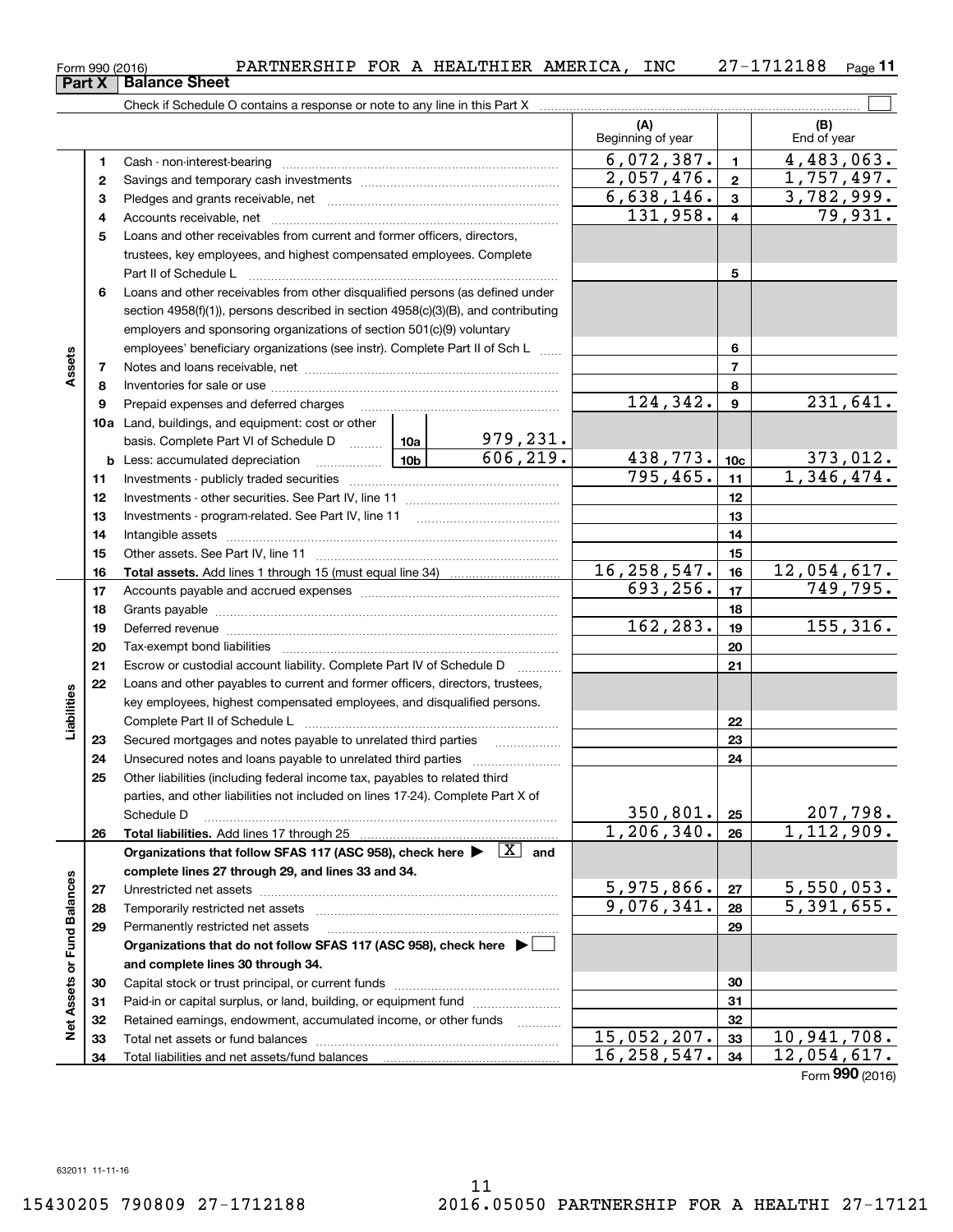Form 990 (2016) PARTNERSHIP FOR A HEALTHIER AMERICA, INC 27-1712188

## Part X | Balance Sheet

Check if Schedule O contains a response or note to any line in this Part X

| | | | | (A) Beginning of year | | (B) End of year |
|---|---|---|---|---|---|---|
| Assets | 1 | Cash - non-interest-bearing | | 6,072,387. | 1 | 4,483,063. |
| | 2 | Savings and temporary cash investments | | 2,057,476. | 2 | 1,757,497. |
| | 3 | Pledges and grants receivable, net | | 6,638,146. | 3 | 3,782,999. |
| | 4 | Accounts receivable, net | | 131,958. | 4 | 79,931. |
| | 5 | Loans and other receivables from current and former officers, directors, trustees, key employees, and highest compensated employees. Complete Part II of Schedule L | | | 5 | |
| | 6 | Loans and other receivables from other disqualified persons (as defined under section 4958(f)(1)), persons described in section 4958(c)(3)(B), and contributing employers and sponsoring organizations of section 501(c)(9) voluntary employees' beneficiary organizations (see instr). Complete Part II of Sch L | | | 6 | |
| | 7 | Notes and loans receivable, net | | | 7 | |
| | 8 | Inventories for sale or use | | | 8 | |
| | 9 | Prepaid expenses and deferred charges | | 124,342. | 9 | 231,641. |
| | 10a | Land, buildings, and equipment: cost or other basis. Complete Part VI of Schedule D | 10a 979,231. | | | |
| | b | Less: accumulated depreciation | 10b 606,219. | 438,773. | 10c | 373,012. |
| | 11 | Investments - publicly traded securities | | 795,465. | 11 | 1,346,474. |
| | 12 | Investments - other securities. See Part IV, line 11 | | | 12 | |
| | 13 | Investments - program-related. See Part IV, line 11 | | | 13 | |
| | 14 | Intangible assets | | | 14 | |
| | 15 | Other assets. See Part IV, line 11 | | | 15 | |
| | 16 | **Total assets.** Add lines 1 through 15 (must equal line 34) | | 16,258,547. | 16 | 12,054,617. |
| Liabilities | 17 | Accounts payable and accrued expenses | | 693,256. | 17 | 749,795. |
| | 18 | Grants payable | | | 18 | |
| | 19 | Deferred revenue | | 162,283. | 19 | 155,316. |
| | 20 | Tax-exempt bond liabilities | | | 20 | |
| | 21 | Escrow or custodial account liability. Complete Part IV of Schedule D | | | 21 | |
| | 22 | Loans and other payables to current and former officers, directors, trustees, key employees, highest compensated employees, and disqualified persons. Complete Part II of Schedule L | | | 22 | |
| | 23 | Secured mortgages and notes payable to unrelated third parties | | | 23 | |
| | 24 | Unsecured notes and loans payable to unrelated third parties | | | 24 | |
| | 25 | Other liabilities (including federal income tax, payables to related third parties, and other liabilities not included on lines 17-24). Complete Part X of Schedule D | | 350,801. | 25 | 207,798. |
| | 26 | **Total liabilities.** Add lines 17 through 25 | | 1,206,340. | 26 | 1,112,909. |
| Net Assets or Fund Balances | | **Organizations that follow SFAS 117 (ASC 958), check here ▶ [X] and complete lines 27 through 29, and lines 33 and 34.** | | | | |
| | 27 | Unrestricted net assets | | 5,975,866. | 27 | 5,550,053. |
| | 28 | Temporarily restricted net assets | | 9,076,341. | 28 | 5,391,655. |
| | 29 | Permanently restricted net assets | | | 29 | |
| | | **Organizations that do not follow SFAS 117 (ASC 958), check here ▶ [ ] and complete lines 30 through 34.** | | | | |
| | 30 | Capital stock or trust principal, or current funds | | | 30 | |
| | 31 | Paid-in or capital surplus, or land, building, or equipment fund | | | 31 | |
| | 32 | Retained earnings, endowment, accumulated income, or other funds | | | 32 | |
| | 33 | Total net assets or fund balances | | 15,052,207. | 33 | 10,941,708. |
| | 34 | Total liabilities and net assets/fund balances | | 16,258,547. | 34 | 12,054,617. |

Form **990** (2016)

632011 11-11-16

15430205 790809 27-1712188 2016.05050 PARTNERSHIP FOR A HEALTHI 27-17121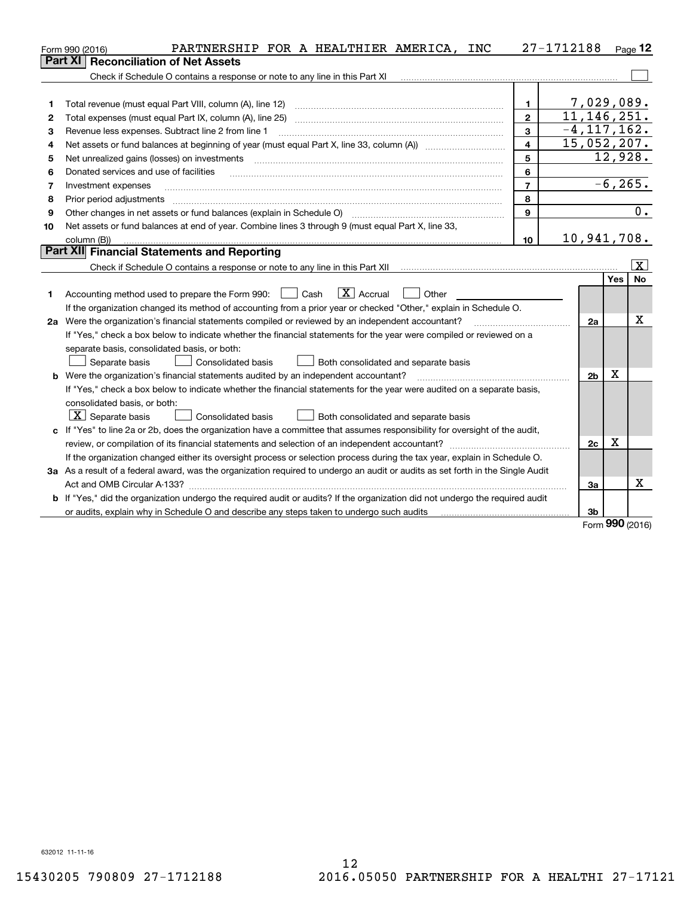Form 990 (2016) PARTNERSHIP FOR A HEALTHIER AMERICA, INC 27-1712188 Page **12**

## Part XI Reconciliation of Net Assets

Check if Schedule O contains a response or note to any line in this Part XI ☐

| | | | |
|---|---|---|---|
| 1 | Total revenue (must equal Part VIII, column (A), line 12) | 1 | 7,029,089. |
| 2 | Total expenses (must equal Part IX, column (A), line 25) | 2 | 11,146,251. |
| 3 | Revenue less expenses. Subtract line 2 from line 1 | 3 | -4,117,162. |
| 4 | Net assets or fund balances at beginning of year (must equal Part X, line 33, column (A)) | 4 | 15,052,207. |
| 5 | Net unrealized gains (losses) on investments | 5 | 12,928. |
| 6 | Donated services and use of facilities | 6 | |
| 7 | Investment expenses | 7 | -6,265. |
| 8 | Prior period adjustments | 8 | |
| 9 | Other changes in net assets or fund balances (explain in Schedule O) | 9 | 0. |
| 10 | Net assets or fund balances at end of year. Combine lines 3 through 9 (must equal Part X, line 33, column (B)) | 10 | 10,941,708. |

## Part XII Financial Statements and Reporting

Check if Schedule O contains a response or note to any line in this Part XII ☒

| | | | Yes | No |
|---|---|---|---|---|
| 1 | Accounting method used to prepare the Form 990: ☐ Cash ☒ Accrual ☐ Other<br>If the organization changed its method of accounting from a prior year or checked "Other," explain in Schedule O. | | | |
| 2a | Were the organization's financial statements compiled or reviewed by an independent accountant?<br>If "Yes," check a box below to indicate whether the financial statements for the year were compiled or reviewed on a separate basis, consolidated basis, or both:<br>☐ Separate basis ☐ Consolidated basis ☐ Both consolidated and separate basis | 2a | | X |
| b | Were the organization's financial statements audited by an independent accountant?<br>If "Yes," check a box below to indicate whether the financial statements for the year were audited on a separate basis, consolidated basis, or both:<br>☒ Separate basis ☐ Consolidated basis ☐ Both consolidated and separate basis | 2b | X | |
| c | If "Yes" to line 2a or 2b, does the organization have a committee that assumes responsibility for oversight of the audit, review, or compilation of its financial statements and selection of an independent accountant?<br>If the organization changed either its oversight process or selection process during the tax year, explain in Schedule O. | 2c | X | |
| 3a | As a result of a federal award, was the organization required to undergo an audit or audits as set forth in the Single Audit Act and OMB Circular A-133? | 3a | | X |
| b | If "Yes," did the organization undergo the required audit or audits? If the organization did not undergo the required audit or audits, explain why in Schedule O and describe any steps taken to undergo such audits | 3b | | |

Form **990** (2016)

632012 11-11-16

15430205 790809 27-1712188 2016.05050 PARTNERSHIP FOR A HEALTHI 27-17121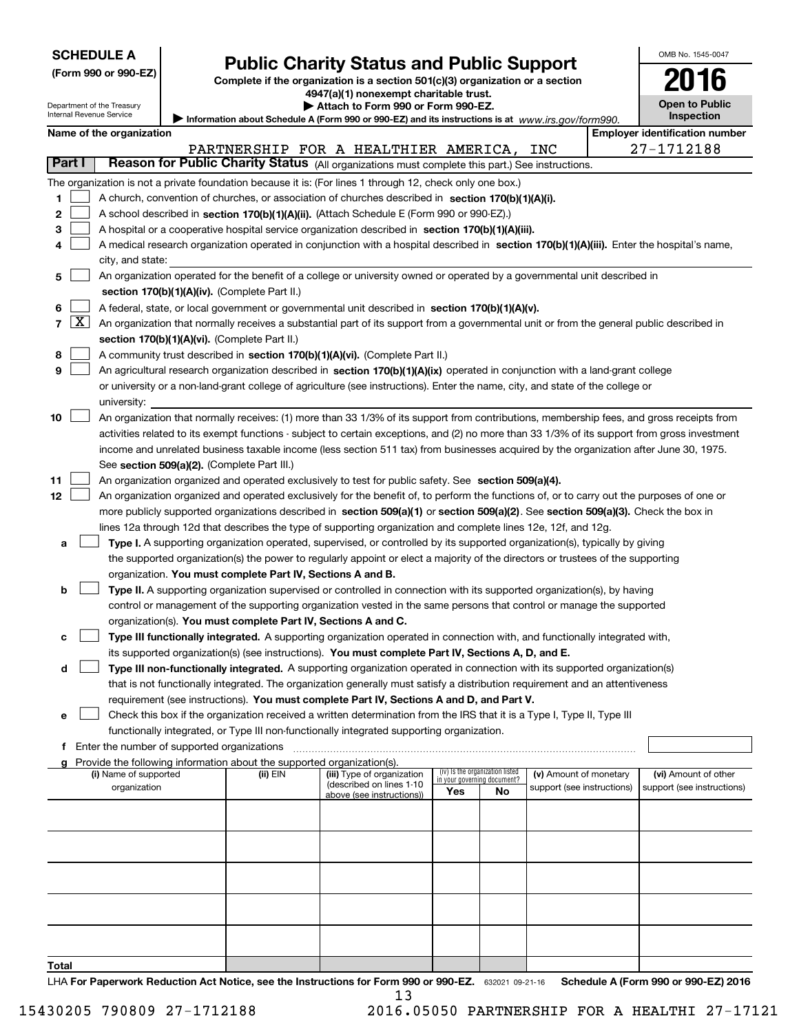**SCHEDULE A**
**(Form 990 or 990-EZ)**

Department of the Treasury
Internal Revenue Service

# Public Charity Status and Public Support

**Complete if the organization is a section 501(c)(3) organization or a section 4947(a)(1) nonexempt charitable trust.**
**▶ Attach to Form 990 or Form 990-EZ.**
**▶ Information about Schedule A (Form 990 or 990-EZ) and its instructions is at** *www.irs.gov/form990.*

OMB No. 1545-0047

**2016**

**Open to Public Inspection**

**Name of the organization**
PARTNERSHIP FOR A HEALTHIER AMERICA, INC

**Employer identification number**
27-1712188

**Part I** **Reason for Public Charity Status** (All organizations must complete this part.) See instructions.

The organization is not a private foundation because it is: (For lines 1 through 12, check only one box.)

1 ☐ A church, convention of churches, or association of churches described in **section 170(b)(1)(A)(i).**

2 ☐ A school described in **section 170(b)(1)(A)(ii).** (Attach Schedule E (Form 990 or 990-EZ).)

3 ☐ A hospital or a cooperative hospital service organization described in **section 170(b)(1)(A)(iii).**

4 ☐ A medical research organization operated in conjunction with a hospital described in **section 170(b)(1)(A)(iii).** Enter the hospital's name, city, and state:

5 ☐ An organization operated for the benefit of a college or university owned or operated by a governmental unit described in **section 170(b)(1)(A)(iv).** (Complete Part II.)

6 ☐ A federal, state, or local government or governmental unit described in **section 170(b)(1)(A)(v).**

7 ☒ An organization that normally receives a substantial part of its support from a governmental unit or from the general public described in **section 170(b)(1)(A)(vi).** (Complete Part II.)

8 ☐ A community trust described in **section 170(b)(1)(A)(vi).** (Complete Part II.)

9 ☐ An agricultural research organization described in **section 170(b)(1)(A)(ix)** operated in conjunction with a land-grant college or university or a non-land-grant college of agriculture (see instructions). Enter the name, city, and state of the college or university:

10 ☐ An organization that normally receives: (1) more than 33 1/3% of its support from contributions, membership fees, and gross receipts from activities related to its exempt functions - subject to certain exceptions, and (2) no more than 33 1/3% of its support from gross investment income and unrelated business taxable income (less section 511 tax) from businesses acquired by the organization after June 30, 1975. See **section 509(a)(2).** (Complete Part III.)

11 ☐ An organization organized and operated exclusively to test for public safety. See **section 509(a)(4).**

12 ☐ An organization organized and operated exclusively for the benefit of, to perform the functions of, or to carry out the purposes of one or more publicly supported organizations described in **section 509(a)(1)** or **section 509(a)(2)**. See **section 509(a)(3).** Check the box in lines 12a through 12d that describes the type of supporting organization and complete lines 12e, 12f, and 12g.

a ☐ **Type I.** A supporting organization operated, supervised, or controlled by its supported organization(s), typically by giving the supported organization(s) the power to regularly appoint or elect a majority of the directors or trustees of the supporting organization. **You must complete Part IV, Sections A and B.**

b ☐ **Type II.** A supporting organization supervised or controlled in connection with its supported organization(s), by having control or management of the supporting organization vested in the same persons that control or manage the supported organization(s). **You must complete Part IV, Sections A and C.**

c ☐ **Type III functionally integrated.** A supporting organization operated in connection with, and functionally integrated with, its supported organization(s) (see instructions). **You must complete Part IV, Sections A, D, and E.**

d ☐ **Type III non-functionally integrated.** A supporting organization operated in connection with its supported organization(s) that is not functionally integrated. The organization generally must satisfy a distribution requirement and an attentiveness requirement (see instructions). **You must complete Part IV, Sections A and D, and Part V.**

e ☐ Check this box if the organization received a written determination from the IRS that it is a Type I, Type II, Type III functionally integrated, or Type III non-functionally integrated supporting organization.

f Enter the number of supported organizations

g Provide the following information about the supported organization(s).

| (i) Name of supported organization | (ii) EIN | (iii) Type of organization (described on lines 1-10 above (see instructions)) | (iv) Is the organization listed in your governing document? Yes | No | (v) Amount of monetary support (see instructions) | (vi) Amount of other support (see instructions) |
|---|---|---|---|---|---|---|
| | | | | | | |
| | | | | | | |
| | | | | | | |
| | | | | | | |
| | | | | | | |
| **Total** | | | | | | |

LHA **For Paperwork Reduction Act Notice, see the Instructions for Form 990 or 990-EZ.** 632021 09-21-16 **Schedule A (Form 990 or 990-EZ) 2016**

15430205 790809 27-1712188 2016.05050 PARTNERSHIP FOR A HEALTHI 27-17121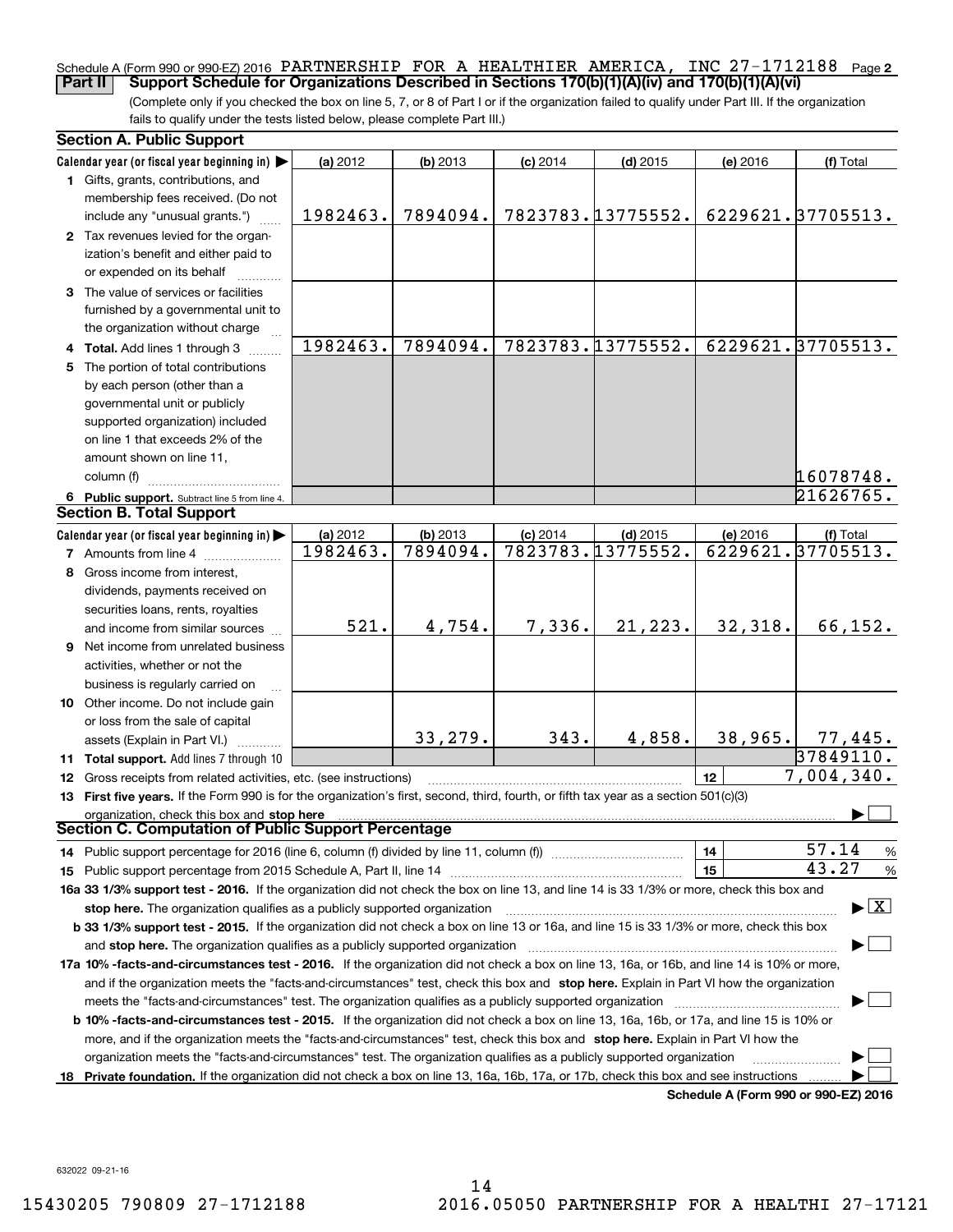Schedule A (Form 990 or 990-EZ) 2016 PARTNERSHIP FOR A HEALTHIER AMERICA, INC 27-1712188 Page 2

## Part II Support Schedule for Organizations Described in Sections 170(b)(1)(A)(iv) and 170(b)(1)(A)(vi)

(Complete only if you checked the box on line 5, 7, or 8 of Part I or if the organization failed to qualify under Part III. If the organization fails to qualify under the tests listed below, please complete Part III.)

### Section A. Public Support

| Calendar year (or fiscal year beginning in) ▶ | (a) 2012 | (b) 2013 | (c) 2014 | (d) 2015 | (e) 2016 | (f) Total |
|---|---|---|---|---|---|---|
| 1 Gifts, grants, contributions, and membership fees received. (Do not include any "unusual grants.") | 1982463. | 7894094. | 7823783. | 13775552. | 6229621. | 37705513. |
| 2 Tax revenues levied for the organization's benefit and either paid to or expended on its behalf | | | | | | |
| 3 The value of services or facilities furnished by a governmental unit to the organization without charge | | | | | | |
| 4 Total. Add lines 1 through 3 | 1982463. | 7894094. | 7823783. | 13775552. | 6229621. | 37705513. |
| 5 The portion of total contributions by each person (other than a governmental unit or publicly supported organization) included on line 1 that exceeds 2% of the amount shown on line 11, column (f) | | | | | | 16078748. |
| 6 Public support. Subtract line 5 from line 4. | | | | | | 21626765. |

### Section B. Total Support

| Calendar year (or fiscal year beginning in) ▶ | (a) 2012 | (b) 2013 | (c) 2014 | (d) 2015 | (e) 2016 | (f) Total |
|---|---|---|---|---|---|---|
| 7 Amounts from line 4 | 1982463. | 7894094. | 7823783. | 13775552. | 6229621. | 37705513. |
| 8 Gross income from interest, dividends, payments received on securities loans, rents, royalties and income from similar sources | 521. | 4,754. | 7,336. | 21,223. | 32,318. | 66,152. |
| 9 Net income from unrelated business activities, whether or not the business is regularly carried on | | | | | | |
| 10 Other income. Do not include gain or loss from the sale of capital assets (Explain in Part VI.) | | 33,279. | 343. | 4,858. | 38,965. | 77,445. |
| 11 Total support. Add lines 7 through 10 | | | | | | 37849110. |

12 Gross receipts from related activities, etc. (see instructions) | 12 | 7,004,340.

13 **First five years.** If the Form 990 is for the organization's first, second, third, fourth, or fifth tax year as a section 501(c)(3) organization, check this box and **stop here** ▶ ☐

### Section C. Computation of Public Support Percentage

14 Public support percentage for 2016 (line 6, column (f) divided by line 11, column (f)) | 14 | 57.14 %

15 Public support percentage from 2015 Schedule A, Part II, line 14 | 15 | 43.27 %

**16a 33 1/3% support test - 2016.** If the organization did not check the box on line 13, and line 14 is 33 1/3% or more, check this box and **stop here.** The organization qualifies as a publicly supported organization ▶ ☒

**b 33 1/3% support test - 2015.** If the organization did not check a box on line 13 or 16a, and line 15 is 33 1/3% or more, check this box and **stop here.** The organization qualifies as a publicly supported organization ▶ ☐

**17a 10% -facts-and-circumstances test - 2016.** If the organization did not check a box on line 13, 16a, or 16b, and line 14 is 10% or more, and if the organization meets the "facts-and-circumstances" test, check this box and **stop here.** Explain in Part VI how the organization meets the "facts-and-circumstances" test. The organization qualifies as a publicly supported organization ▶ ☐

**b 10% -facts-and-circumstances test - 2015.** If the organization did not check a box on line 13, 16a, 16b, or 17a, and line 15 is 10% or more, and if the organization meets the "facts-and-circumstances" test, check this box and **stop here.** Explain in Part VI how the organization meets the "facts-and-circumstances" test. The organization qualifies as a publicly supported organization ▶ ☐

**18 Private foundation.** If the organization did not check a box on line 13, 16a, 16b, 17a, or 17b, check this box and see instructions ▶ ☐

Schedule A (Form 990 or 990-EZ) 2016

632022 09-21-16

15430205 790809 27-1712188 2016.05050 PARTNERSHIP FOR A HEALTHI 27-17121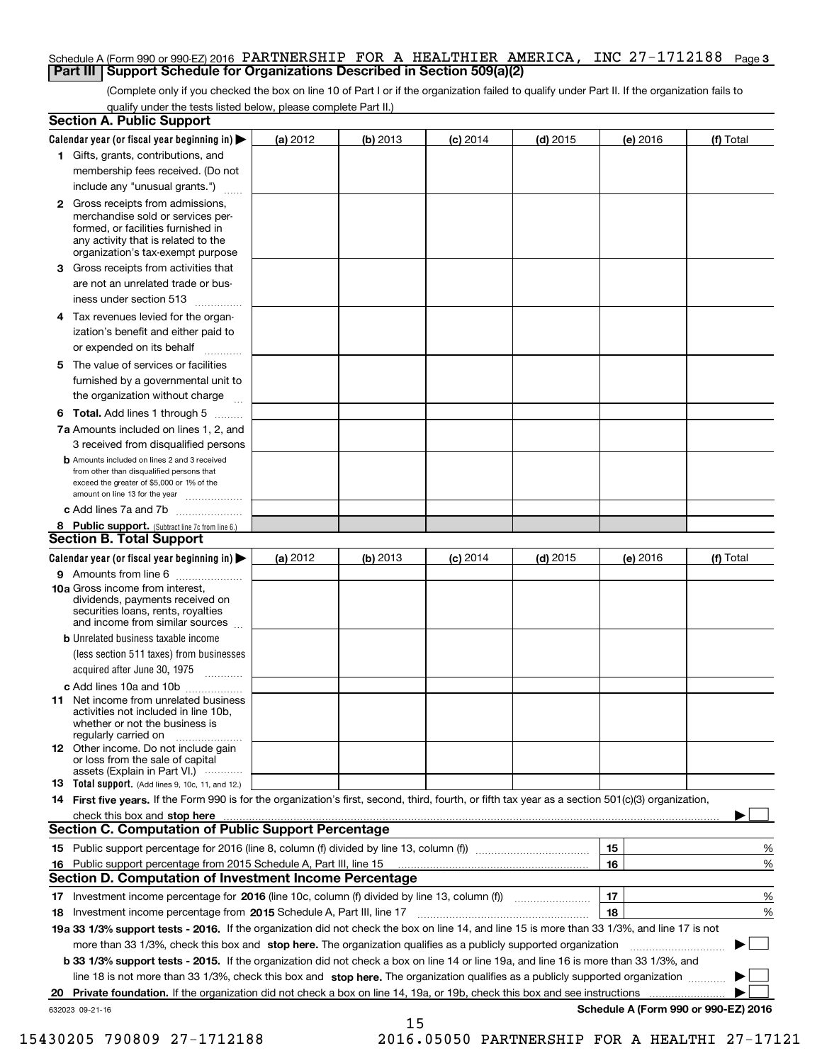Schedule A (Form 990 or 990-EZ) 2016 PARTNERSHIP FOR A HEALTHIER AMERICA, INC 27-1712188 Page 3

## Part III Support Schedule for Organizations Described in Section 509(a)(2)

(Complete only if you checked the box on line 10 of Part I or if the organization failed to qualify under Part II. If the organization fails to qualify under the tests listed below, please complete Part II.)

### Section A. Public Support

| Calendar year (or fiscal year beginning in) ▶ | (a) 2012 | (b) 2013 | (c) 2014 | (d) 2015 | (e) 2016 | (f) Total |
|---|---|---|---|---|---|---|
| 1 Gifts, grants, contributions, and membership fees received. (Do not include any "unusual grants.") | | | | | | |
| 2 Gross receipts from admissions, merchandise sold or services performed, or facilities furnished in any activity that is related to the organization's tax-exempt purpose | | | | | | |
| 3 Gross receipts from activities that are not an unrelated trade or business under section 513 | | | | | | |
| 4 Tax revenues levied for the organization's benefit and either paid to or expended on its behalf | | | | | | |
| 5 The value of services or facilities furnished by a governmental unit to the organization without charge | | | | | | |
| 6 **Total.** Add lines 1 through 5 | | | | | | |
| 7a Amounts included on lines 1, 2, and 3 received from disqualified persons | | | | | | |
| b Amounts included on lines 2 and 3 received from other than disqualified persons that exceed the greater of $5,000 or 1% of the amount on line 13 for the year | | | | | | |
| c Add lines 7a and 7b | | | | | | |
| 8 **Public support.** (Subtract line 7c from line 6.) | | | | | | |

### Section B. Total Support

| Calendar year (or fiscal year beginning in) ▶ | (a) 2012 | (b) 2013 | (c) 2014 | (d) 2015 | (e) 2016 | (f) Total |
|---|---|---|---|---|---|---|
| 9 Amounts from line 6 | | | | | | |
| 10a Gross income from interest, dividends, payments received on securities loans, rents, royalties and income from similar sources | | | | | | |
| b Unrelated business taxable income (less section 511 taxes) from businesses acquired after June 30, 1975 | | | | | | |
| c Add lines 10a and 10b | | | | | | |
| 11 Net income from unrelated business activities not included in line 10b, whether or not the business is regularly carried on | | | | | | |
| 12 Other income. Do not include gain or loss from the sale of capital assets (Explain in Part VI.) | | | | | | |
| 13 **Total support.** (Add lines 9, 10c, 11, and 12.) | | | | | | |

14 **First five years.** If the Form 990 is for the organization's first, second, third, fourth, or fifth tax year as a section 501(c)(3) organization, check this box and **stop here** ▶ ☐

### Section C. Computation of Public Support Percentage

| | | | |
|---|---|---|---|
| 15 | Public support percentage for 2016 (line 8, column (f) divided by line 13, column (f)) | 15 | % |
| 16 | Public support percentage from 2015 Schedule A, Part III, line 15 | 16 | % |

### Section D. Computation of Investment Income Percentage

| | | | |
|---|---|---|---|
| 17 | Investment income percentage for **2016** (line 10c, column (f) divided by line 13, column (f)) | 17 | % |
| 18 | Investment income percentage from **2015** Schedule A, Part III, line 17 | 18 | % |

19a **33 1/3% support tests - 2016.** If the organization did not check the box on line 14, and line 15 is more than 33 1/3%, and line 17 is not more than 33 1/3%, check this box and **stop here.** The organization qualifies as a publicly supported organization ▶ ☐

b **33 1/3% support tests - 2015.** If the organization did not check a box on line 14 or line 19a, and line 16 is more than 33 1/3%, and line 18 is not more than 33 1/3%, check this box and **stop here.** The organization qualifies as a publicly supported organization ▶ ☐

20 **Private foundation.** If the organization did not check a box on line 14, 19a, or 19b, check this box and see instructions ▶ ☐

632023 09-21-16 **Schedule A (Form 990 or 990-EZ) 2016**

15430205 790809 27-1712188 2016.05050 PARTNERSHIP FOR A HEALTHI 27-17121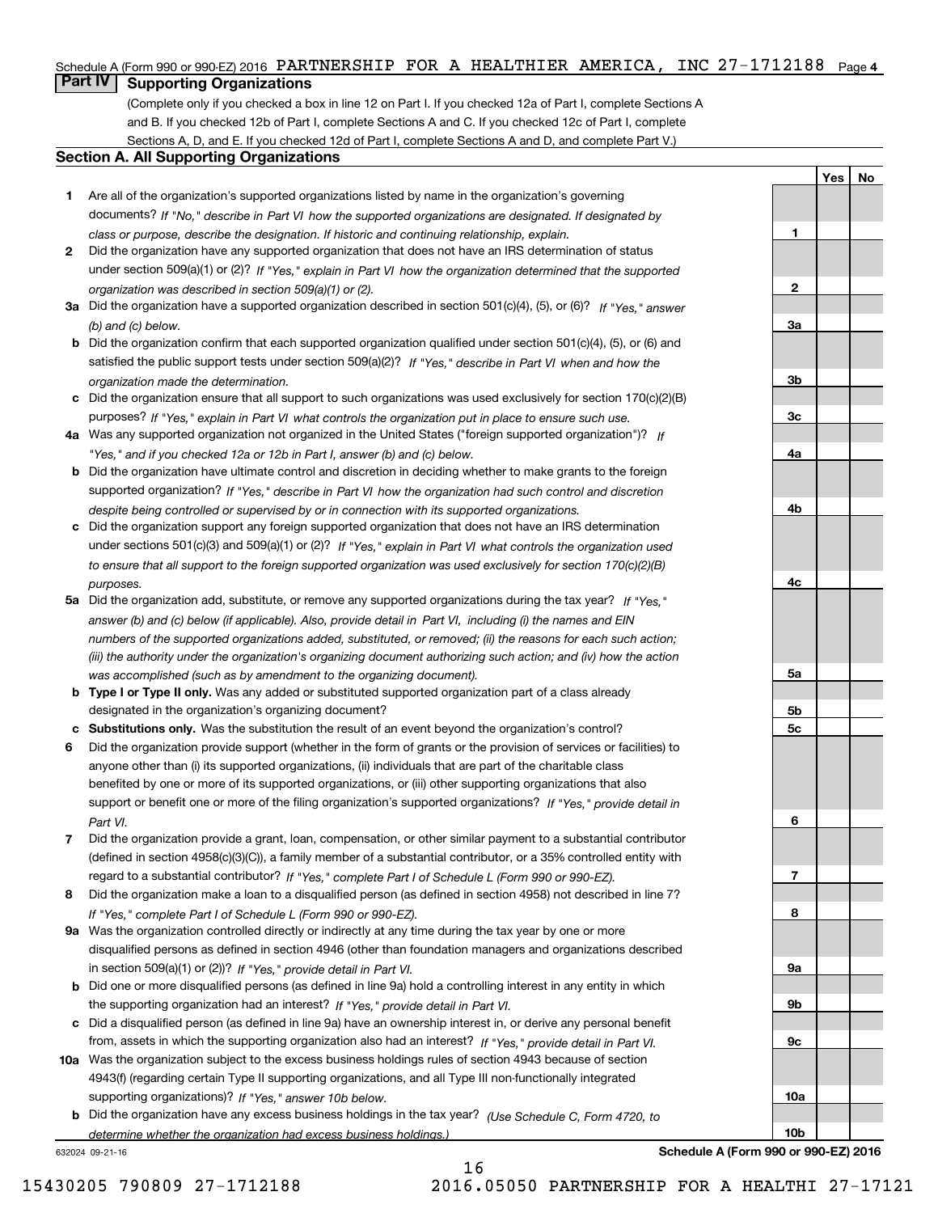Schedule A (Form 990 or 990-EZ) 2016 PARTNERSHIP FOR A HEALTHIER AMERICA, INC 27-1712188 Page 4

## Part IV Supporting Organizations

(Complete only if you checked a box in line 12 on Part I. If you checked 12a of Part I, complete Sections A and B. If you checked 12b of Part I, complete Sections A and C. If you checked 12c of Part I, complete Sections A, D, and E. If you checked 12d of Part I, complete Sections A and D, and complete Part V.)

### Section A. All Supporting Organizations

| | | Line | Yes | No |
|---|---|---|---|---|
| **1** | Are all of the organization's supported organizations listed by name in the organization's governing documents? *If "No," describe in Part VI how the supported organizations are designated. If designated by class or purpose, describe the designation. If historic and continuing relationship, explain.* | 1 | | |
| **2** | Did the organization have any supported organization that does not have an IRS determination of status under section 509(a)(1) or (2)? *If "Yes," explain in Part VI how the organization determined that the supported organization was described in section 509(a)(1) or (2).* | 2 | | |
| **3a** | Did the organization have a supported organization described in section 501(c)(4), (5), or (6)? *If "Yes," answer (b) and (c) below.* | 3a | | |
| **b** | Did the organization confirm that each supported organization qualified under section 501(c)(4), (5), or (6) and satisfied the public support tests under section 509(a)(2)? *If "Yes," describe in Part VI when and how the organization made the determination.* | 3b | | |
| **c** | Did the organization ensure that all support to such organizations was used exclusively for section 170(c)(2)(B) purposes? *If "Yes," explain in Part VI what controls the organization put in place to ensure such use.* | 3c | | |
| **4a** | Was any supported organization not organized in the United States ("foreign supported organization")? *If "Yes," and if you checked 12a or 12b in Part I, answer (b) and (c) below.* | 4a | | |
| **b** | Did the organization have ultimate control and discretion in deciding whether to make grants to the foreign supported organization? *If "Yes," describe in Part VI how the organization had such control and discretion despite being controlled or supervised by or in connection with its supported organizations.* | 4b | | |
| **c** | Did the organization support any foreign supported organization that does not have an IRS determination under sections 501(c)(3) and 509(a)(1) or (2)? *If "Yes," explain in Part VI what controls the organization used to ensure that all support to the foreign supported organization was used exclusively for section 170(c)(2)(B) purposes.* | 4c | | |
| **5a** | Did the organization add, substitute, or remove any supported organizations during the tax year? *If "Yes," answer (b) and (c) below (if applicable). Also, provide detail in Part VI, including (i) the names and EIN numbers of the supported organizations added, substituted, or removed; (ii) the reasons for each such action; (iii) the authority under the organization's organizing document authorizing such action; and (iv) how the action was accomplished (such as by amendment to the organizing document).* | 5a | | |
| **b** | **Type I or Type II only.** Was any added or substituted supported organization part of a class already designated in the organization's organizing document? | 5b | | |
| **c** | **Substitutions only.** Was the substitution the result of an event beyond the organization's control? | 5c | | |
| **6** | Did the organization provide support (whether in the form of grants or the provision of services or facilities) to anyone other than (i) its supported organizations, (ii) individuals that are part of the charitable class benefited by one or more of its supported organizations, or (iii) other supporting organizations that also support or benefit one or more of the filing organization's supported organizations? *If "Yes," provide detail in Part VI.* | 6 | | |
| **7** | Did the organization provide a grant, loan, compensation, or other similar payment to a substantial contributor (defined in section 4958(c)(3)(C)), a family member of a substantial contributor, or a 35% controlled entity with regard to a substantial contributor? *If "Yes," complete Part I of Schedule L (Form 990 or 990-EZ).* | 7 | | |
| **8** | Did the organization make a loan to a disqualified person (as defined in section 4958) not described in line 7? *If "Yes," complete Part I of Schedule L (Form 990 or 990-EZ).* | 8 | | |
| **9a** | Was the organization controlled directly or indirectly at any time during the tax year by one or more disqualified persons as defined in section 4946 (other than foundation managers and organizations described in section 509(a)(1) or (2))? *If "Yes," provide detail in Part VI.* | 9a | | |
| **b** | Did one or more disqualified persons (as defined in line 9a) hold a controlling interest in any entity in which the supporting organization had an interest? *If "Yes," provide detail in Part VI.* | 9b | | |
| **c** | Did a disqualified person (as defined in line 9a) have an ownership interest in, or derive any personal benefit from, assets in which the supporting organization also had an interest? *If "Yes," provide detail in Part VI.* | 9c | | |
| **10a** | Was the organization subject to the excess business holdings rules of section 4943 because of section 4943(f) (regarding certain Type II supporting organizations, and all Type III non-functionally integrated supporting organizations)? *If "Yes," answer 10b below.* | 10a | | |
| **b** | Did the organization have any excess business holdings in the tax year? *(Use Schedule C, Form 4720, to determine whether the organization had excess business holdings.)* | 10b | | |

632024 09-21-16 **Schedule A (Form 990 or 990-EZ) 2016**

15430205 790809 27-1712188 2016.05050 PARTNERSHIP FOR A HEALTHI 27-17121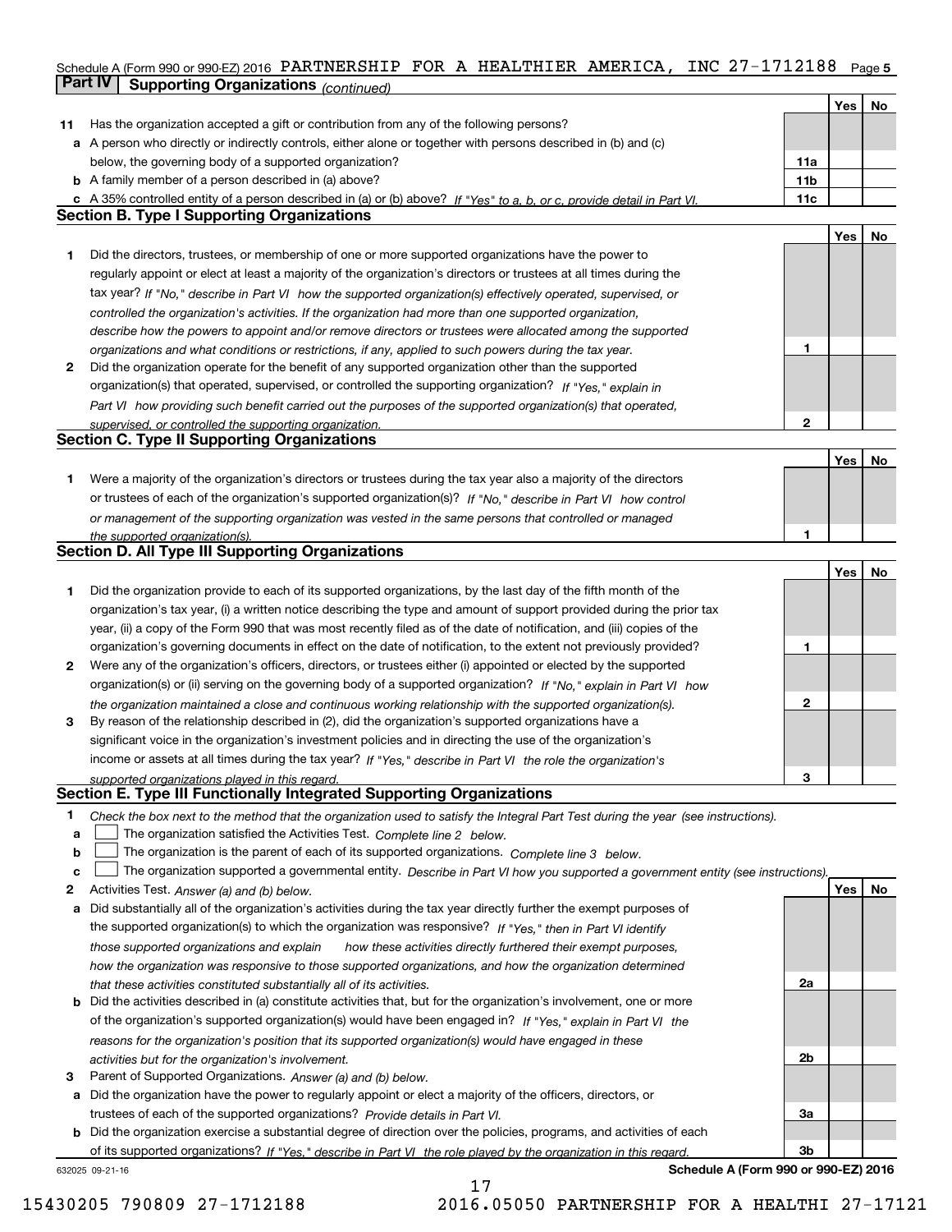Schedule A (Form 990 or 990-EZ) 2016 PARTNERSHIP FOR A HEALTHIER AMERICA, INC 27-1712188 Page 5

## Part IV Supporting Organizations *(continued)*

| | | | Yes | No |
|---|---|---|---|---|
| **11** | Has the organization accepted a gift or contribution from any of the following persons? | | | |
| **a** | A person who directly or indirectly controls, either alone or together with persons described in (b) and (c) below, the governing body of a supported organization? | **11a** | | |
| **b** | A family member of a person described in (a) above? | **11b** | | |
| **c** | A 35% controlled entity of a person described in (a) or (b) above? *If "Yes" to a, b, or c, provide detail in Part VI.* | **11c** | | |

### Section B. Type I Supporting Organizations

| | | | Yes | No |
|---|---|---|---|---|
| **1** | Did the directors, trustees, or membership of one or more supported organizations have the power to regularly appoint or elect at least a majority of the organization's directors or trustees at all times during the tax year? *If "No," describe in Part VI how the supported organization(s) effectively operated, supervised, or controlled the organization's activities. If the organization had more than one supported organization, describe how the powers to appoint and/or remove directors or trustees were allocated among the supported organizations and what conditions or restrictions, if any, applied to such powers during the tax year.* | **1** | | |
| **2** | Did the organization operate for the benefit of any supported organization other than the supported organization(s) that operated, supervised, or controlled the supporting organization? *If "Yes," explain in Part VI how providing such benefit carried out the purposes of the supported organization(s) that operated, supervised, or controlled the supporting organization.* | **2** | | |

### Section C. Type II Supporting Organizations

| | | | Yes | No |
|---|---|---|---|---|
| **1** | Were a majority of the organization's directors or trustees during the tax year also a majority of the directors or trustees of each of the organization's supported organization(s)? *If "No," describe in Part VI how control or management of the supporting organization was vested in the same persons that controlled or managed the supported organization(s).* | **1** | | |

### Section D. All Type III Supporting Organizations

| | | | Yes | No |
|---|---|---|---|---|
| **1** | Did the organization provide to each of its supported organizations, by the last day of the fifth month of the organization's tax year, (i) a written notice describing the type and amount of support provided during the prior tax year, (ii) a copy of the Form 990 that was most recently filed as of the date of notification, and (iii) copies of the organization's governing documents in effect on the date of notification, to the extent not previously provided? | **1** | | |
| **2** | Were any of the organization's officers, directors, or trustees either (i) appointed or elected by the supported organization(s) or (ii) serving on the governing body of a supported organization? *If "No," explain in Part VI how the organization maintained a close and continuous working relationship with the supported organization(s).* | **2** | | |
| **3** | By reason of the relationship described in (2), did the organization's supported organizations have a significant voice in the organization's investment policies and in directing the use of the organization's income or assets at all times during the tax year? *If "Yes," describe in Part VI the role the organization's supported organizations played in this regard.* | **3** | | |

### Section E. Type III Functionally Integrated Supporting Organizations

**1** *Check the box next to the method that the organization used to satisfy the Integral Part Test during the year (see instructions).*

**a** ☐ The organization satisfied the Activities Test. *Complete line 2 below.*

**b** ☐ The organization is the parent of each of its supported organizations. *Complete line 3 below.*

**c** ☐ The organization supported a governmental entity. *Describe in Part VI how you supported a government entity (see instructions).*

| | | | Yes | No |
|---|---|---|---|---|
| **2** | Activities Test. *Answer (a) and (b) below.* | | | |
| **a** | Did substantially all of the organization's activities during the tax year directly further the exempt purposes of the supported organization(s) to which the organization was responsive? *If "Yes," then in Part VI identify those supported organizations and explain how these activities directly furthered their exempt purposes, how the organization was responsive to those supported organizations, and how the organization determined that these activities constituted substantially all of its activities.* | **2a** | | |
| **b** | Did the activities described in (a) constitute activities that, but for the organization's involvement, one or more of the organization's supported organization(s) would have been engaged in? *If "Yes," explain in Part VI the reasons for the organization's position that its supported organization(s) would have engaged in these activities but for the organization's involvement.* | **2b** | | |
| **3** | Parent of Supported Organizations. *Answer (a) and (b) below.* | | | |
| **a** | Did the organization have the power to regularly appoint or elect a majority of the officers, directors, or trustees of each of the supported organizations? *Provide details in Part VI.* | **3a** | | |
| **b** | Did the organization exercise a substantial degree of direction over the policies, programs, and activities of each of its supported organizations? *If "Yes," describe in Part VI the role played by the organization in this regard.* | **3b** | | |

632025 09-21-16 **Schedule A (Form 990 or 990-EZ) 2016**

15430205 790809 27-1712188 2016.05050 PARTNERSHIP FOR A HEALTHI 27-17121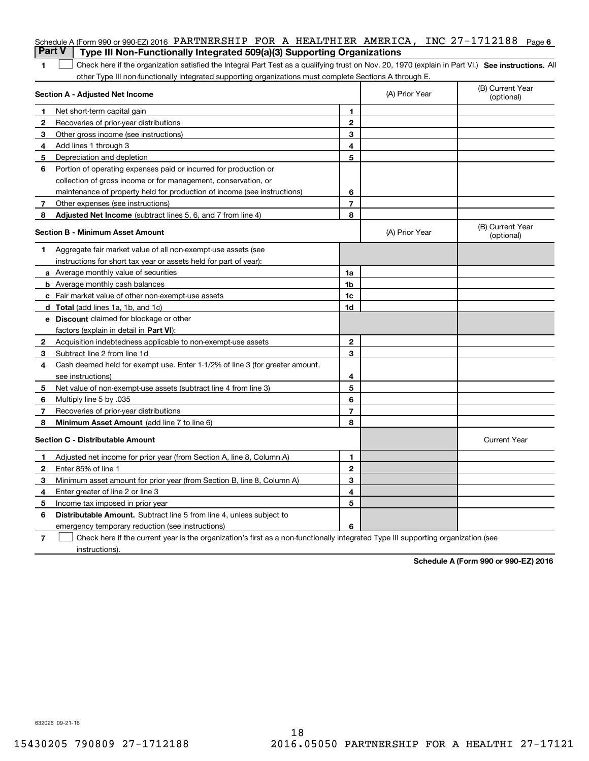Schedule A (Form 990 or 990-EZ) 2016 PARTNERSHIP FOR A HEALTHIER AMERICA, INC 27-1712188 Page 6

## Part V Type III Non-Functionally Integrated 509(a)(3) Supporting Organizations

1 ☐ Check here if the organization satisfied the Integral Part Test as a qualifying trust on Nov. 20, 1970 (explain in Part VI.) **See instructions.** All other Type III non-functionally integrated supporting organizations must complete Sections A through E.

| **Section A - Adjusted Net Income** | | | (A) Prior Year | (B) Current Year (optional) |
|---|---|---|---|---|
| 1 | Net short-term capital gain | 1 | | |
| 2 | Recoveries of prior-year distributions | 2 | | |
| 3 | Other gross income (see instructions) | 3 | | |
| 4 | Add lines 1 through 3 | 4 | | |
| 5 | Depreciation and depletion | 5 | | |
| 6 | Portion of operating expenses paid or incurred for production or collection of gross income or for management, conservation, or maintenance of property held for production of income (see instructions) | 6 | | |
| 7 | Other expenses (see instructions) | 7 | | |
| 8 | **Adjusted Net Income** (subtract lines 5, 6, and 7 from line 4) | 8 | | |

| **Section B - Minimum Asset Amount** | | | (A) Prior Year | (B) Current Year (optional) |
|---|---|---|---|---|
| 1 | Aggregate fair market value of all non-exempt-use assets (see instructions for short tax year or assets held for part of year): | | | |
| a | Average monthly value of securities | 1a | | |
| b | Average monthly cash balances | 1b | | |
| c | Fair market value of other non-exempt-use assets | 1c | | |
| d | **Total** (add lines 1a, 1b, and 1c) | 1d | | |
| e | **Discount** claimed for blockage or other factors (explain in detail in **Part VI**): | | | |
| 2 | Acquisition indebtedness applicable to non-exempt-use assets | 2 | | |
| 3 | Subtract line 2 from line 1d | 3 | | |
| 4 | Cash deemed held for exempt use. Enter 1-1/2% of line 3 (for greater amount, see instructions) | 4 | | |
| 5 | Net value of non-exempt-use assets (subtract line 4 from line 3) | 5 | | |
| 6 | Multiply line 5 by .035 | 6 | | |
| 7 | Recoveries of prior-year distributions | 7 | | |
| 8 | **Minimum Asset Amount** (add line 7 to line 6) | 8 | | |

| **Section C - Distributable Amount** | | | | Current Year |
|---|---|---|---|---|
| 1 | Adjusted net income for prior year (from Section A, line 8, Column A) | 1 | | |
| 2 | Enter 85% of line 1 | 2 | | |
| 3 | Minimum asset amount for prior year (from Section B, line 8, Column A) | 3 | | |
| 4 | Enter greater of line 2 or line 3 | 4 | | |
| 5 | Income tax imposed in prior year | 5 | | |
| 6 | **Distributable Amount.** Subtract line 5 from line 4, unless subject to emergency temporary reduction (see instructions) | 6 | | |

7 ☐ Check here if the current year is the organization's first as a non-functionally integrated Type III supporting organization (see instructions).

**Schedule A (Form 990 or 990-EZ) 2016**

632026 09-21-16

15430205 790809 27-1712188 2016.05050 PARTNERSHIP FOR A HEALTHI 27-17121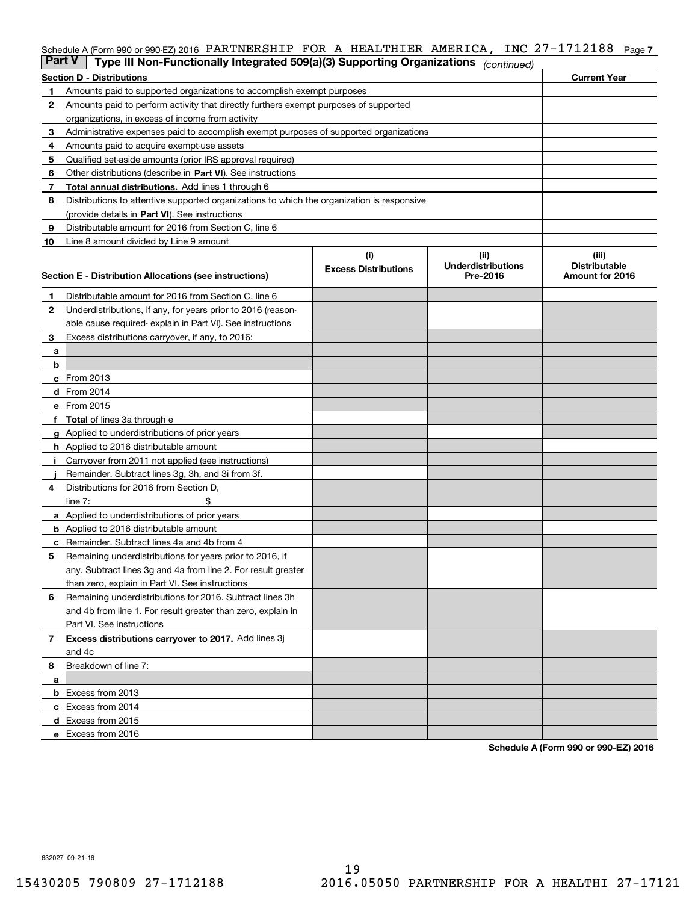Schedule A (Form 990 or 990-EZ) 2016 PARTNERSHIP FOR A HEALTHIER AMERICA, INC 27-1712188 Page 7

**Part V | Type III Non-Functionally Integrated 509(a)(3) Supporting Organizations** *(continued)*

| Section D - Distributions | | Current Year |
|---|---|---|
| 1 | Amounts paid to supported organizations to accomplish exempt purposes | |
| 2 | Amounts paid to perform activity that directly furthers exempt purposes of supported organizations, in excess of income from activity | |
| 3 | Administrative expenses paid to accomplish exempt purposes of supported organizations | |
| 4 | Amounts paid to acquire exempt-use assets | |
| 5 | Qualified set-aside amounts (prior IRS approval required) | |
| 6 | Other distributions (describe in **Part VI**). See instructions | |
| 7 | **Total annual distributions.** Add lines 1 through 6 | |
| 8 | Distributions to attentive supported organizations to which the organization is responsive (provide details in **Part VI**). See instructions | |
| 9 | Distributable amount for 2016 from Section C, line 6 | |
| 10 | Line 8 amount divided by Line 9 amount | |

| Section E - Distribution Allocations (see instructions) | | (i) Excess Distributions | (ii) Underdistributions Pre-2016 | (iii) Distributable Amount for 2016 |
|---|---|---|---|---|
| 1 | Distributable amount for 2016 from Section C, line 6 | | | |
| 2 | Underdistributions, if any, for years prior to 2016 (reasonable cause required- explain in Part VI). See instructions | | | |
| 3 | Excess distributions carryover, if any, to 2016: | | | |
| a | | | | |
| b | | | | |
| c | From 2013 | | | |
| d | From 2014 | | | |
| e | From 2015 | | | |
| f | **Total** of lines 3a through e | | | |
| g | Applied to underdistributions of prior years | | | |
| h | Applied to 2016 distributable amount | | | |
| i | Carryover from 2011 not applied (see instructions) | | | |
| j | Remainder. Subtract lines 3g, 3h, and 3i from 3f. | | | |
| 4 | Distributions for 2016 from Section D, line 7: $ | | | |
| a | Applied to underdistributions of prior years | | | |
| b | Applied to 2016 distributable amount | | | |
| c | Remainder. Subtract lines 4a and 4b from 4 | | | |
| 5 | Remaining underdistributions for years prior to 2016, if any. Subtract lines 3g and 4a from line 2. For result greater than zero, explain in Part VI. See instructions | | | |
| 6 | Remaining underdistributions for 2016. Subtract lines 3h and 4b from line 1. For result greater than zero, explain in Part VI. See instructions | | | |
| 7 | **Excess distributions carryover to 2017.** Add lines 3j and 4c | | | |
| 8 | Breakdown of line 7: | | | |
| a | | | | |
| b | Excess from 2013 | | | |
| c | Excess from 2014 | | | |
| d | Excess from 2015 | | | |
| e | Excess from 2016 | | | |

**Schedule A (Form 990 or 990-EZ) 2016**

632027 09-21-16

15430205 790809 27-1712188 2016.05050 PARTNERSHIP FOR A HEALTHI 27-17121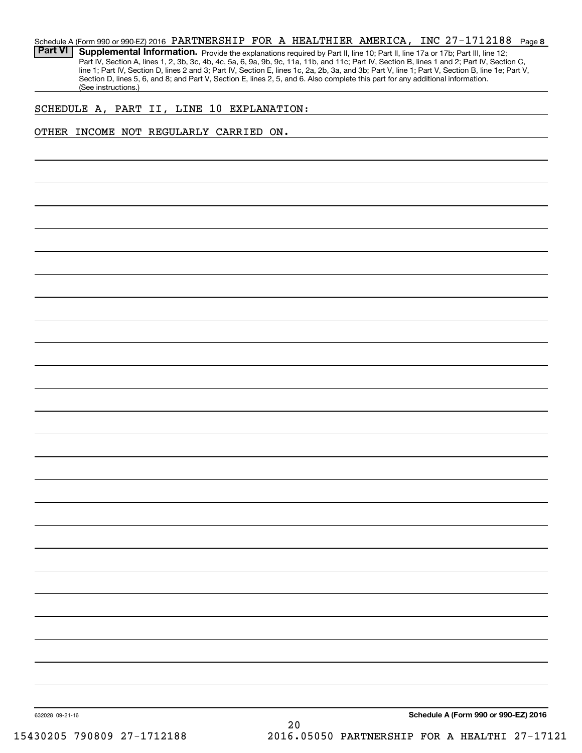Schedule A (Form 990 or 990-EZ) 2016 PARTNERSHIP FOR A HEALTHIER AMERICA, INC 27-1712188 Page 8

**Part VI** **Supplemental Information.** Provide the explanations required by Part II, line 10; Part II, line 17a or 17b; Part III, line 12; Part IV, Section A, lines 1, 2, 3b, 3c, 4b, 4c, 5a, 6, 9a, 9b, 9c, 11a, 11b, and 11c; Part IV, Section B, lines 1 and 2; Part IV, Section C, line 1; Part IV, Section D, lines 2 and 3; Part IV, Section E, lines 1c, 2a, 2b, 3a, and 3b; Part V, line 1; Part V, Section B, line 1e; Part V, Section D, lines 5, 6, and 8; and Part V, Section E, lines 2, 5, and 6. Also complete this part for any additional information. (See instructions.)

SCHEDULE A, PART II, LINE 10 EXPLANATION:

OTHER INCOME NOT REGULARLY CARRIED ON.

632028 09-21-16

Schedule A (Form 990 or 990-EZ) 2016

15430205 790809 27-1712188 2016.05050 PARTNERSHIP FOR A HEALTHI 27-17121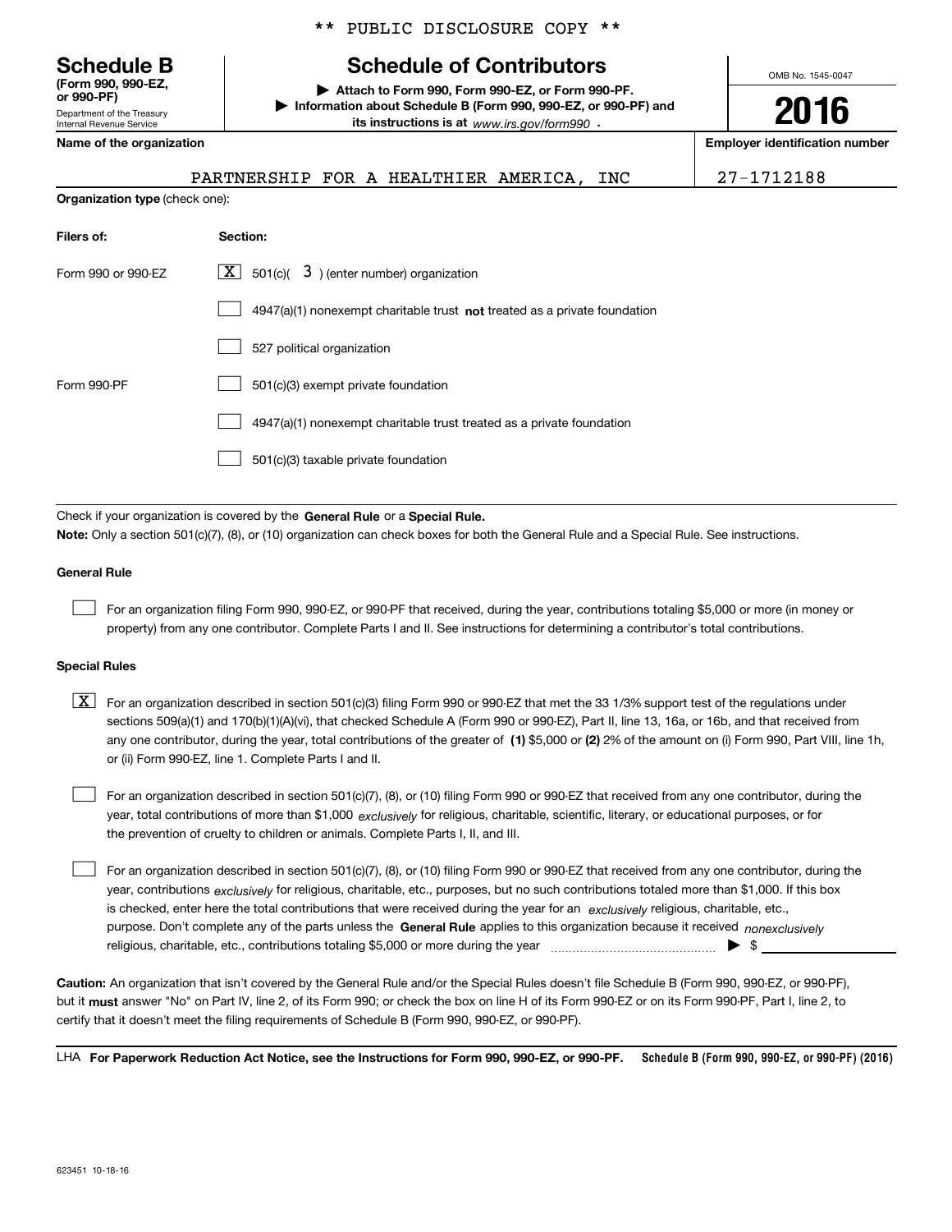** PUBLIC DISCLOSURE COPY **

**Schedule B** (Form 990, 990-EZ, or 990-PF)
Department of the Treasury
Internal Revenue Service

# Schedule of Contributors

▶ Attach to Form 990, Form 990-EZ, or Form 990-PF.
▶ Information about Schedule B (Form 990, 990-EZ, or 990-PF) and its instructions is at *www.irs.gov/form990* .

OMB No. 1545-0047

**2016**

**Name of the organization**: PARTNERSHIP FOR A HEALTHIER AMERICA, INC

**Employer identification number**: 27-1712188

**Organization type** (check one):

| Filers of: | Section: |
|---|---|
| Form 990 or 990-EZ | [X] 501(c)( 3 ) (enter number) organization |
| | [ ] 4947(a)(1) nonexempt charitable trust **not** treated as a private foundation |
| | [ ] 527 political organization |
| Form 990-PF | [ ] 501(c)(3) exempt private foundation |
| | [ ] 4947(a)(1) nonexempt charitable trust treated as a private foundation |
| | [ ] 501(c)(3) taxable private foundation |

Check if your organization is covered by the **General Rule** or a **Special Rule.**

**Note:** Only a section 501(c)(7), (8), or (10) organization can check boxes for both the General Rule and a Special Rule. See instructions.

### General Rule

[ ] For an organization filing Form 990, 990-EZ, or 990-PF that received, during the year, contributions totaling $5,000 or more (in money or property) from any one contributor. Complete Parts I and II. See instructions for determining a contributor's total contributions.

### Special Rules

[X] For an organization described in section 501(c)(3) filing Form 990 or 990-EZ that met the 33 1/3% support test of the regulations under sections 509(a)(1) and 170(b)(1)(A)(vi), that checked Schedule A (Form 990 or 990-EZ), Part II, line 13, 16a, or 16b, and that received from any one contributor, during the year, total contributions of the greater of **(1)** $5,000 or **(2)** 2% of the amount on (i) Form 990, Part VIII, line 1h, or (ii) Form 990-EZ, line 1. Complete Parts I and II.

[ ] For an organization described in section 501(c)(7), (8), or (10) filing Form 990 or 990-EZ that received from any one contributor, during the year, total contributions of more than $1,000 *exclusively* for religious, charitable, scientific, literary, or educational purposes, or for the prevention of cruelty to children or animals. Complete Parts I, II, and III.

[ ] For an organization described in section 501(c)(7), (8), or (10) filing Form 990 or 990-EZ that received from any one contributor, during the year, contributions *exclusively* for religious, charitable, etc., purposes, but no such contributions totaled more than $1,000. If this box is checked, enter here the total contributions that were received during the year for an *exclusively* religious, charitable, etc., purpose. Don't complete any of the parts unless the **General Rule** applies to this organization because it received *nonexclusively* religious, charitable, etc., contributions totaling $5,000 or more during the year ▶ $

**Caution:** An organization that isn't covered by the General Rule and/or the Special Rules doesn't file Schedule B (Form 990, 990-EZ, or 990-PF), but it **must** answer "No" on Part IV, line 2, of its Form 990; or check the box on line H of its Form 990-EZ or on its Form 990-PF, Part I, line 2, to certify that it doesn't meet the filing requirements of Schedule B (Form 990, 990-EZ, or 990-PF).

LHA **For Paperwork Reduction Act Notice, see the Instructions for Form 990, 990-EZ, or 990-PF.** **Schedule B (Form 990, 990-EZ, or 990-PF) (2016)**

623451 10-18-16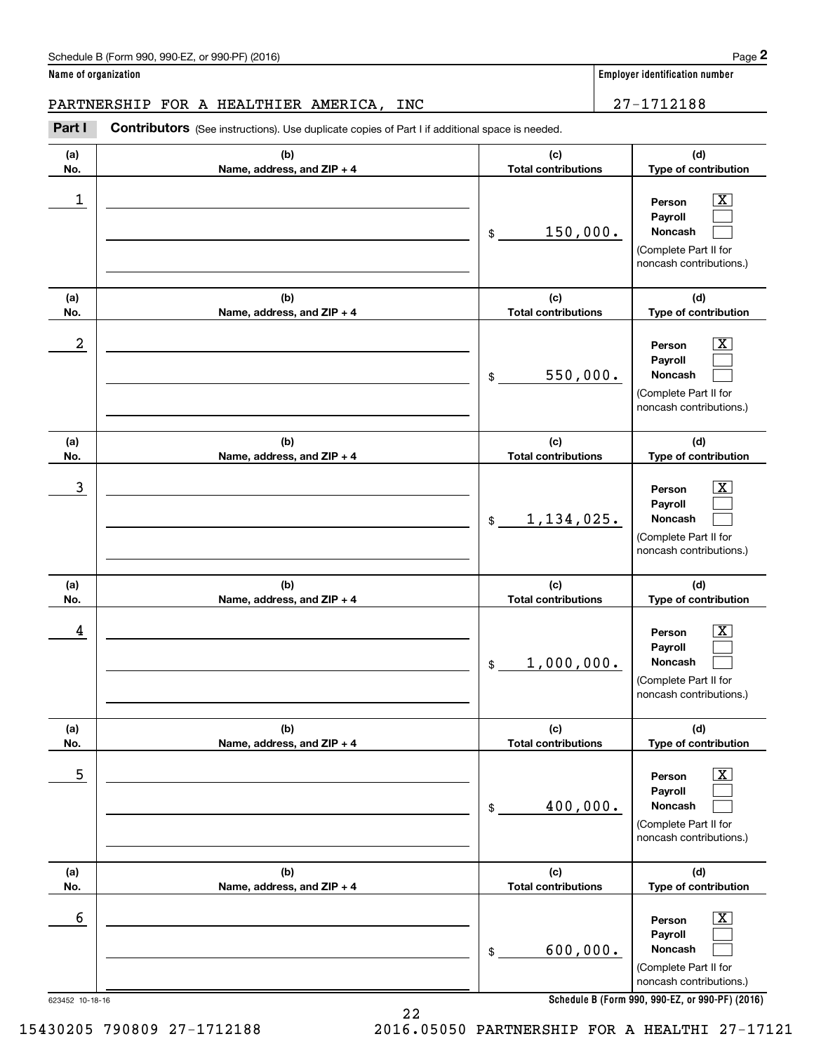Schedule B (Form 990, 990-EZ, or 990-PF) (2016)

**Name of organization**

PARTNERSHIP FOR A HEALTHIER AMERICA, INC

**Employer identification number**

27-1712188

**Part I** **Contributors** (See instructions). Use duplicate copies of Part I if additional space is needed.

| (a) No. | (b) Name, address, and ZIP + 4 | (c) Total contributions | (d) Type of contribution |
|---|---|---|---|
| 1 | | $ 150,000. | Person [X] Payroll [ ] Noncash [ ] (Complete Part II for noncash contributions.) |
| 2 | | $ 550,000. | Person [X] Payroll [ ] Noncash [ ] (Complete Part II for noncash contributions.) |
| 3 | | $ 1,134,025. | Person [X] Payroll [ ] Noncash [ ] (Complete Part II for noncash contributions.) |
| 4 | | $ 1,000,000. | Person [X] Payroll [ ] Noncash [ ] (Complete Part II for noncash contributions.) |
| 5 | | $ 400,000. | Person [X] Payroll [ ] Noncash [ ] (Complete Part II for noncash contributions.) |
| 6 | | $ 600,000. | Person [X] Payroll [ ] Noncash [ ] (Complete Part II for noncash contributions.) |

623452 10-18-16

**Schedule B (Form 990, 990-EZ, or 990-PF) (2016)**

15430205 790809 27-1712188 2016.05050 PARTNERSHIP FOR A HEALTHI 27-17121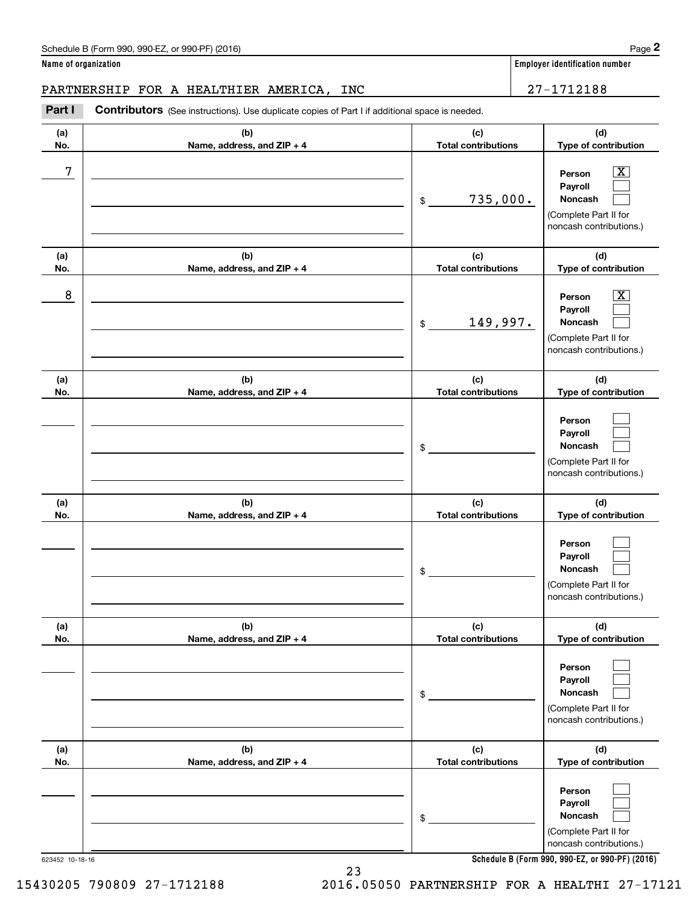Schedule B (Form 990, 990-EZ, or 990-PF) (2016)

**Name of organization**

PARTNERSHIP FOR A HEALTHIER AMERICA, INC

**Employer identification number**

27-1712188

**Part I** **Contributors** (See instructions). Use duplicate copies of Part I if additional space is needed.

| (a) No. | (b) Name, address, and ZIP + 4 | (c) Total contributions | (d) Type of contribution |
|---|---|---|---|
| 7 | | $ 735,000. | Person [X] Payroll [ ] Noncash [ ] (Complete Part II for noncash contributions.) |
| 8 | | $ 149,997. | Person [X] Payroll [ ] Noncash [ ] (Complete Part II for noncash contributions.) |
| | | $ | Person [ ] Payroll [ ] Noncash [ ] (Complete Part II for noncash contributions.) |
| | | $ | Person [ ] Payroll [ ] Noncash [ ] (Complete Part II for noncash contributions.) |
| | | $ | Person [ ] Payroll [ ] Noncash [ ] (Complete Part II for noncash contributions.) |
| | | $ | Person [ ] Payroll [ ] Noncash [ ] (Complete Part II for noncash contributions.) |

623452 10-18-16

**Schedule B (Form 990, 990-EZ, or 990-PF) (2016)**

15430205 790809 27-1712188 2016.05050 PARTNERSHIP FOR A HEALTHI 27-17121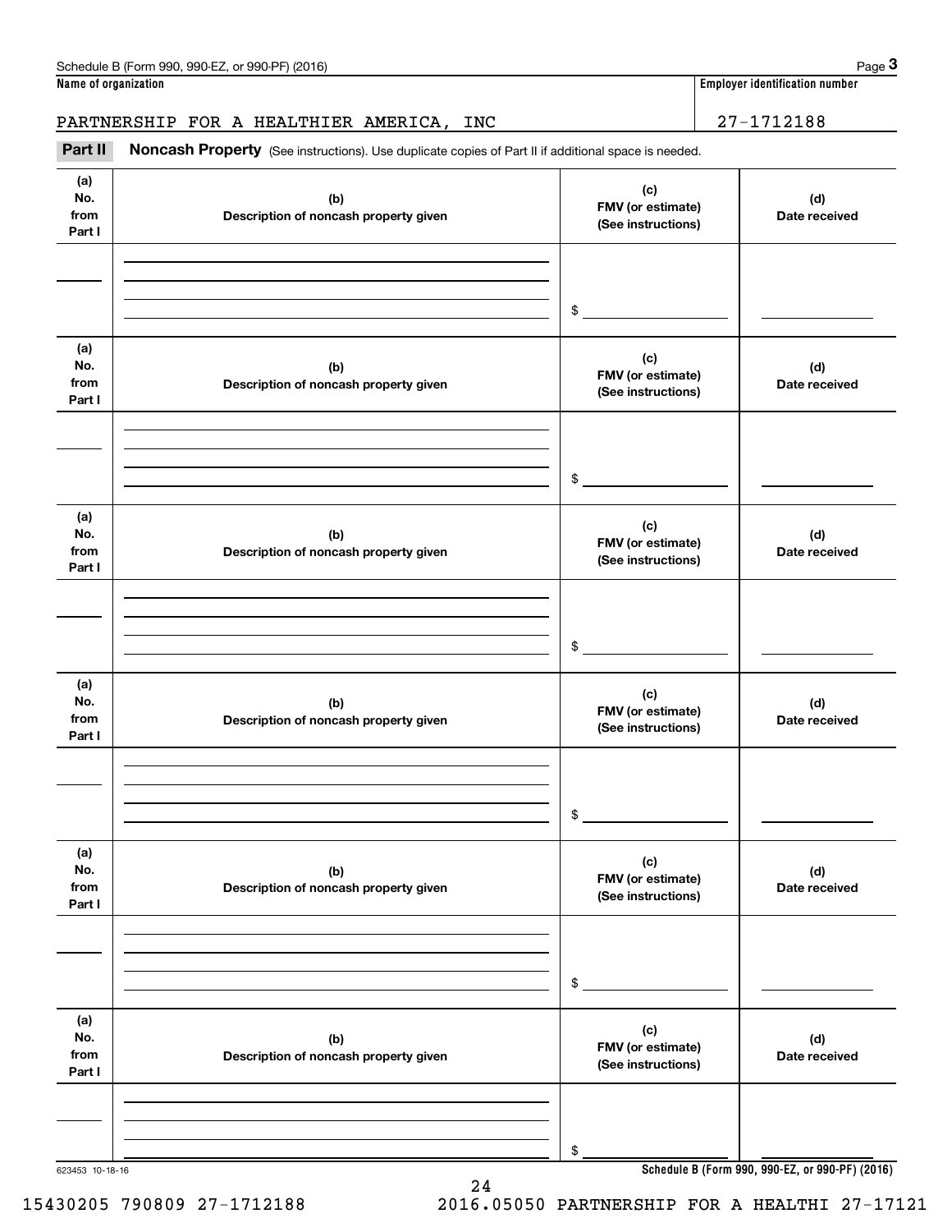**Name of organization**

PARTNERSHIP FOR A HEALTHIER AMERICA, INC

**Employer identification number**

27-1712188

## Part II Noncash Property (See instructions). Use duplicate copies of Part II if additional space is needed.

| (a) No. from Part I | (b) Description of noncash property given | (c) FMV (or estimate) (See instructions) | (d) Date received |
|---|---|---|---|
| | | $ | |

| (a) No. from Part I | (b) Description of noncash property given | (c) FMV (or estimate) (See instructions) | (d) Date received |
|---|---|---|---|
| | | $ | |

| (a) No. from Part I | (b) Description of noncash property given | (c) FMV (or estimate) (See instructions) | (d) Date received |
|---|---|---|---|
| | | $ | |

| (a) No. from Part I | (b) Description of noncash property given | (c) FMV (or estimate) (See instructions) | (d) Date received |
|---|---|---|---|
| | | $ | |

| (a) No. from Part I | (b) Description of noncash property given | (c) FMV (or estimate) (See instructions) | (d) Date received |
|---|---|---|---|
| | | $ | |

| (a) No. from Part I | (b) Description of noncash property given | (c) FMV (or estimate) (See instructions) | (d) Date received |
|---|---|---|---|
| | | $ | |

623453 10-18-16

**Schedule B (Form 990, 990-EZ, or 990-PF) (2016)**

15430205 790809 27-1712188 2016.05050 PARTNERSHIP FOR A HEALTHI 27-17121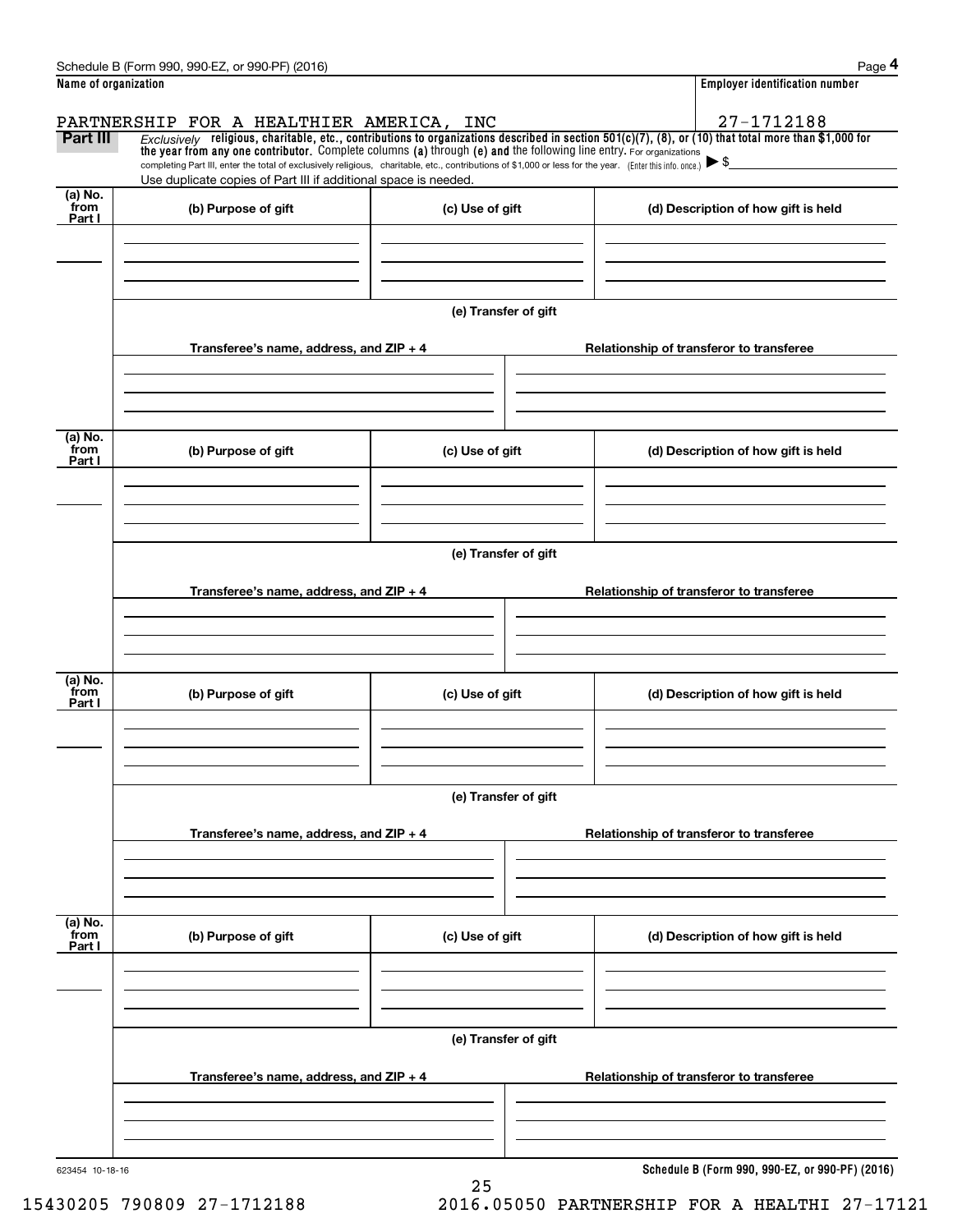Schedule B (Form 990, 990-EZ, or 990-PF) (2016)

**Name of organization**

PARTNERSHIP FOR A HEALTHIER AMERICA, INC

**Employer identification number**

27-1712188

**Part III** *Exclusively* **religious, charitable, etc., contributions to organizations described in section 501(c)(7), (8), or (10) that total more than $1,000 for the year from any one contributor.** Complete columns **(a)** through **(e) and** the following line entry. For organizations completing Part III, enter the total of exclusively religious, charitable, etc., contributions of $1,000 or less for the year. (Enter this info. once.) ▶ $

Use duplicate copies of Part III if additional space is needed.

| (a) No. from Part I | (b) Purpose of gift | (c) Use of gift | (d) Description of how gift is held |
|---|---|---|---|
| | | | |

(e) Transfer of gift

| Transferee's name, address, and ZIP + 4 | Relationship of transferor to transferee |
|---|---|
| | |

| (a) No. from Part I | (b) Purpose of gift | (c) Use of gift | (d) Description of how gift is held |
|---|---|---|---|
| | | | |

(e) Transfer of gift

| Transferee's name, address, and ZIP + 4 | Relationship of transferor to transferee |
|---|---|
| | |

| (a) No. from Part I | (b) Purpose of gift | (c) Use of gift | (d) Description of how gift is held |
|---|---|---|---|
| | | | |

(e) Transfer of gift

| Transferee's name, address, and ZIP + 4 | Relationship of transferor to transferee |
|---|---|
| | |

| (a) No. from Part I | (b) Purpose of gift | (c) Use of gift | (d) Description of how gift is held |
|---|---|---|---|
| | | | |

(e) Transfer of gift

| Transferee's name, address, and ZIP + 4 | Relationship of transferor to transferee |
|---|---|
| | |

623454 10-18-16

**Schedule B (Form 990, 990-EZ, or 990-PF) (2016)**

15430205 790809 27-1712188 2016.05050 PARTNERSHIP FOR A HEALTHI 27-17121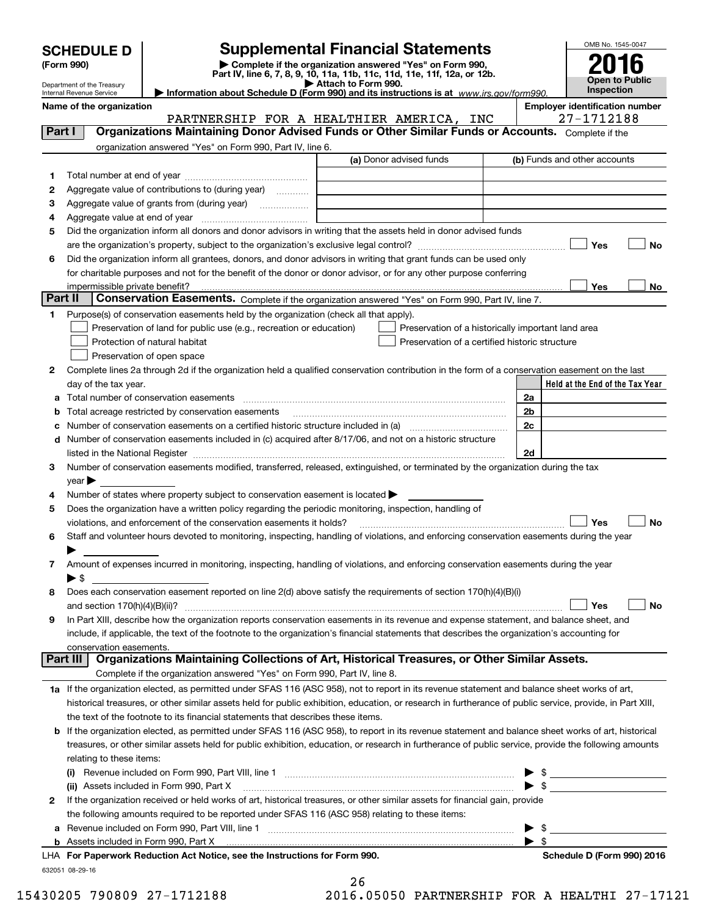**SCHEDULE D (Form 990)**

Department of the Treasury
Internal Revenue Service

# Supplemental Financial Statements

▶ Complete if the organization answered "Yes" on Form 990, Part IV, line 6, 7, 8, 9, 10, 11a, 11b, 11c, 11d, 11e, 11f, 12a, or 12b.
▶ Attach to Form 990.
▶ Information about Schedule D (Form 990) and its instructions is at www.irs.gov/form990.

OMB No. 1545-0047
**2016**
**Open to Public Inspection**

**Name of the organization**
PARTNERSHIP FOR A HEALTHIER AMERICA, INC

**Employer identification number**
27-1712188

## Part I — Organizations Maintaining Donor Advised Funds or Other Similar Funds or Accounts.
Complete if the organization answered "Yes" on Form 990, Part IV, line 6.

| | | (a) Donor advised funds | (b) Funds and other accounts |
|---|---|---|---|
| 1 | Total number at end of year | | |
| 2 | Aggregate value of contributions to (during year) | | |
| 3 | Aggregate value of grants from (during year) | | |
| 4 | Aggregate value at end of year | | |

5 Did the organization inform all donors and donor advisors in writing that the assets held in donor advised funds are the organization's property, subject to the organization's exclusive legal control? ☐ Yes ☐ No

6 Did the organization inform all grantees, donors, and donor advisors in writing that grant funds can be used only for charitable purposes and not for the benefit of the donor or donor advisor, or for any other purpose conferring impermissible private benefit? ☐ Yes ☐ No

## Part II — Conservation Easements.
Complete if the organization answered "Yes" on Form 990, Part IV, line 7.

1 Purpose(s) of conservation easements held by the organization (check all that apply).
- ☐ Preservation of land for public use (e.g., recreation or education)
- ☐ Protection of natural habitat
- ☐ Preservation of open space
- ☐ Preservation of a historically important land area
- ☐ Preservation of a certified historic structure

2 Complete lines 2a through 2d if the organization held a qualified conservation contribution in the form of a conservation easement on the last day of the tax year.

| | | | Held at the End of the Tax Year |
|---|---|---|---|
| a | Total number of conservation easements | 2a | |
| b | Total acreage restricted by conservation easements | 2b | |
| c | Number of conservation easements on a certified historic structure included in (a) | 2c | |
| d | Number of conservation easements included in (c) acquired after 8/17/06, and not on a historic structure listed in the National Register | 2d | |

3 Number of conservation easements modified, transferred, released, extinguished, or terminated by the organization during the tax year ▶

4 Number of states where property subject to conservation easement is located ▶

5 Does the organization have a written policy regarding the periodic monitoring, inspection, handling of violations, and enforcement of the conservation easements it holds? ☐ Yes ☐ No

6 Staff and volunteer hours devoted to monitoring, inspecting, handling of violations, and enforcing conservation easements during the year ▶

7 Amount of expenses incurred in monitoring, inspecting, handling of violations, and enforcing conservation easements during the year ▶ $

8 Does each conservation easement reported on line 2(d) above satisfy the requirements of section 170(h)(4)(B)(i) and section 170(h)(4)(B)(ii)? ☐ Yes ☐ No

9 In Part XIII, describe how the organization reports conservation easements in its revenue and expense statement, and balance sheet, and include, if applicable, the text of the footnote to the organization's financial statements that describes the organization's accounting for conservation easements.

## Part III — Organizations Maintaining Collections of Art, Historical Treasures, or Other Similar Assets.
Complete if the organization answered "Yes" on Form 990, Part IV, line 8.

1a If the organization elected, as permitted under SFAS 116 (ASC 958), not to report in its revenue statement and balance sheet works of art, historical treasures, or other similar assets held for public exhibition, education, or research in furtherance of public service, provide, in Part XIII, the text of the footnote to its financial statements that describes these items.

b If the organization elected, as permitted under SFAS 116 (ASC 958), to report in its revenue statement and balance sheet works of art, historical treasures, or other similar assets held for public exhibition, education, or research in furtherance of public service, provide the following amounts relating to these items:

(i) Revenue included on Form 990, Part VIII, line 1 ▶ $

(ii) Assets included in Form 990, Part X ▶ $

2 If the organization received or held works of art, historical treasures, or other similar assets for financial gain, provide the following amounts required to be reported under SFAS 116 (ASC 958) relating to these items:

a Revenue included on Form 990, Part VIII, line 1 ▶ $

b Assets included in Form 990, Part X ▶ $

LHA **For Paperwork Reduction Act Notice, see the Instructions for Form 990.** **Schedule D (Form 990) 2016**

632051 08-29-16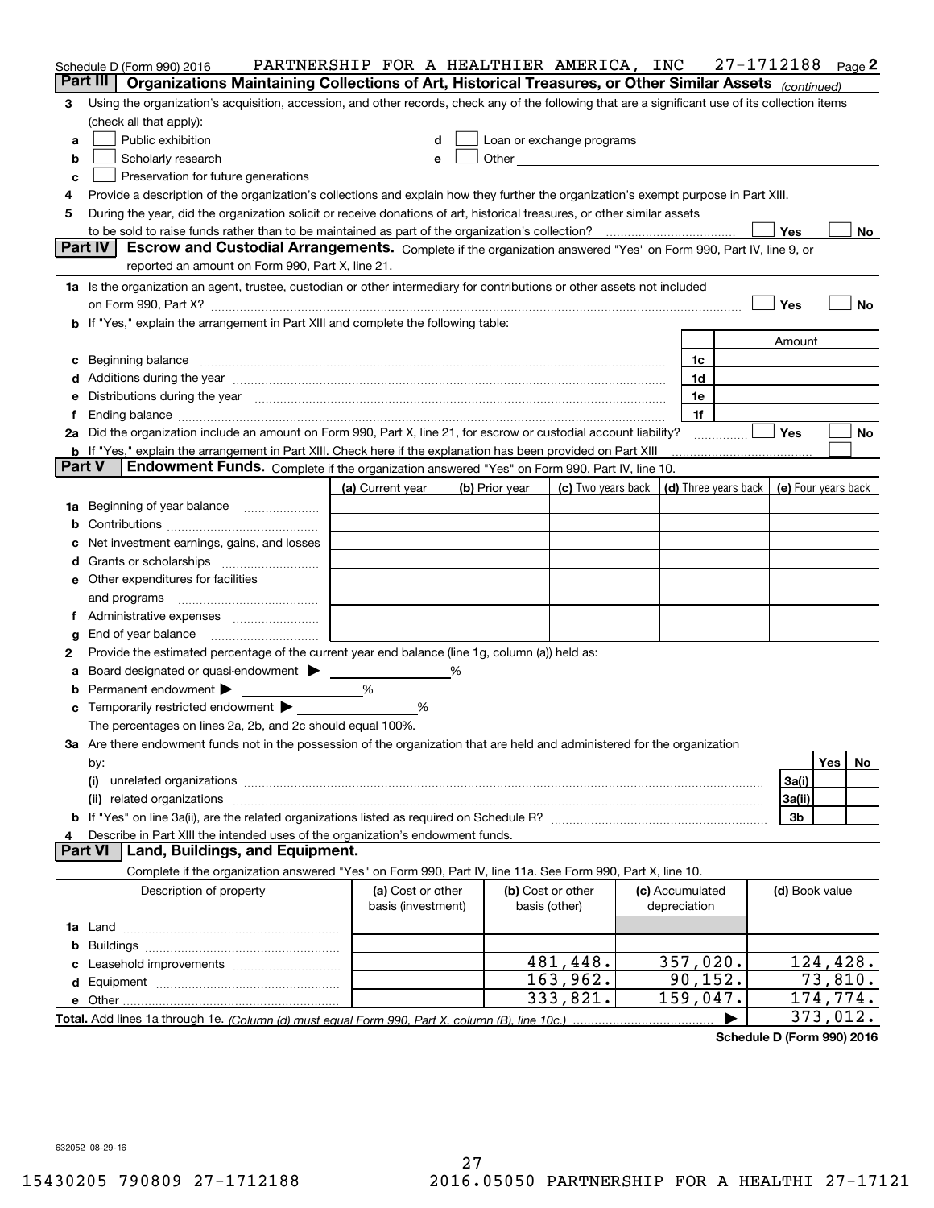Schedule D (Form 990) 2016 PARTNERSHIP FOR A HEALTHIER AMERICA, INC 27-1712188 Page 2

## Part III Organizations Maintaining Collections of Art, Historical Treasures, or Other Similar Assets *(continued)*

3 Using the organization's acquisition, accession, and other records, check any of the following that are a significant use of its collection items (check all that apply):

- a ☐ Public exhibition
- b ☐ Scholarly research
- c ☐ Preservation for future generations
- d ☐ Loan or exchange programs
- e ☐ Other

4 Provide a description of the organization's collections and explain how they further the organization's exempt purpose in Part XIII.

5 During the year, did the organization solicit or receive donations of art, historical treasures, or other similar assets to be sold to raise funds rather than to be maintained as part of the organization's collection? ☐ Yes ☐ No

## Part IV Escrow and Custodial Arrangements.

Complete if the organization answered "Yes" on Form 990, Part IV, line 9, or reported an amount on Form 990, Part X, line 21.

1a Is the organization an agent, trustee, custodian or other intermediary for contributions or other assets not included on Form 990, Part X? ☐ Yes ☐ No

b If "Yes," explain the arrangement in Part XIII and complete the following table:

| | | Amount |
|---|---|---|
| c Beginning balance | 1c | |
| d Additions during the year | 1d | |
| e Distributions during the year | 1e | |
| f Ending balance | 1f | |

2a Did the organization include an amount on Form 990, Part X, line 21, for escrow or custodial account liability? ☐ Yes ☐ No

b If "Yes," explain the arrangement in Part XIII. Check here if the explanation has been provided on Part XIII ☐

## Part V Endowment Funds.

Complete if the organization answered "Yes" on Form 990, Part IV, line 10.

| | (a) Current year | (b) Prior year | (c) Two years back | (d) Three years back | (e) Four years back |
|---|---|---|---|---|---|
| 1a Beginning of year balance | | | | | |
| b Contributions | | | | | |
| c Net investment earnings, gains, and losses | | | | | |
| d Grants or scholarships | | | | | |
| e Other expenditures for facilities and programs | | | | | |
| f Administrative expenses | | | | | |
| g End of year balance | | | | | |

2 Provide the estimated percentage of the current year end balance (line 1g, column (a)) held as:

a Board designated or quasi-endowment ▶ ______ %

b Permanent endowment ▶ ______ %

c Temporarily restricted endowment ▶ ______ %

The percentages on lines 2a, 2b, and 2c should equal 100%.

3a Are there endowment funds not in the possession of the organization that are held and administered for the organization by:

| | | Yes | No |
|---|---|---|---|
| (i) unrelated organizations | 3a(i) | | |
| (ii) related organizations | 3a(ii) | | |
| b If "Yes" on line 3a(ii), are the related organizations listed as required on Schedule R? | 3b | | |

4 Describe in Part XIII the intended uses of the organization's endowment funds.

## Part VI Land, Buildings, and Equipment.

Complete if the organization answered "Yes" on Form 990, Part IV, line 11a. See Form 990, Part X, line 10.

| Description of property | (a) Cost or other basis (investment) | (b) Cost or other basis (other) | (c) Accumulated depreciation | (d) Book value |
|---|---|---|---|---|
| 1a Land | | | | |
| b Buildings | | | | |
| c Leasehold improvements | | 481,448. | 357,020. | 124,428. |
| d Equipment | | 163,962. | 90,152. | 73,810. |
| e Other | | 333,821. | 159,047. | 174,774. |
| **Total.** Add lines 1a through 1e. *(Column (d) must equal Form 990, Part X, column (B), line 10c.)* | | | ▶ | 373,012. |

**Schedule D (Form 990) 2016**

632052 08-29-16

15430205 790809 27-1712188 2016.05050 PARTNERSHIP FOR A HEALTHI 27-17121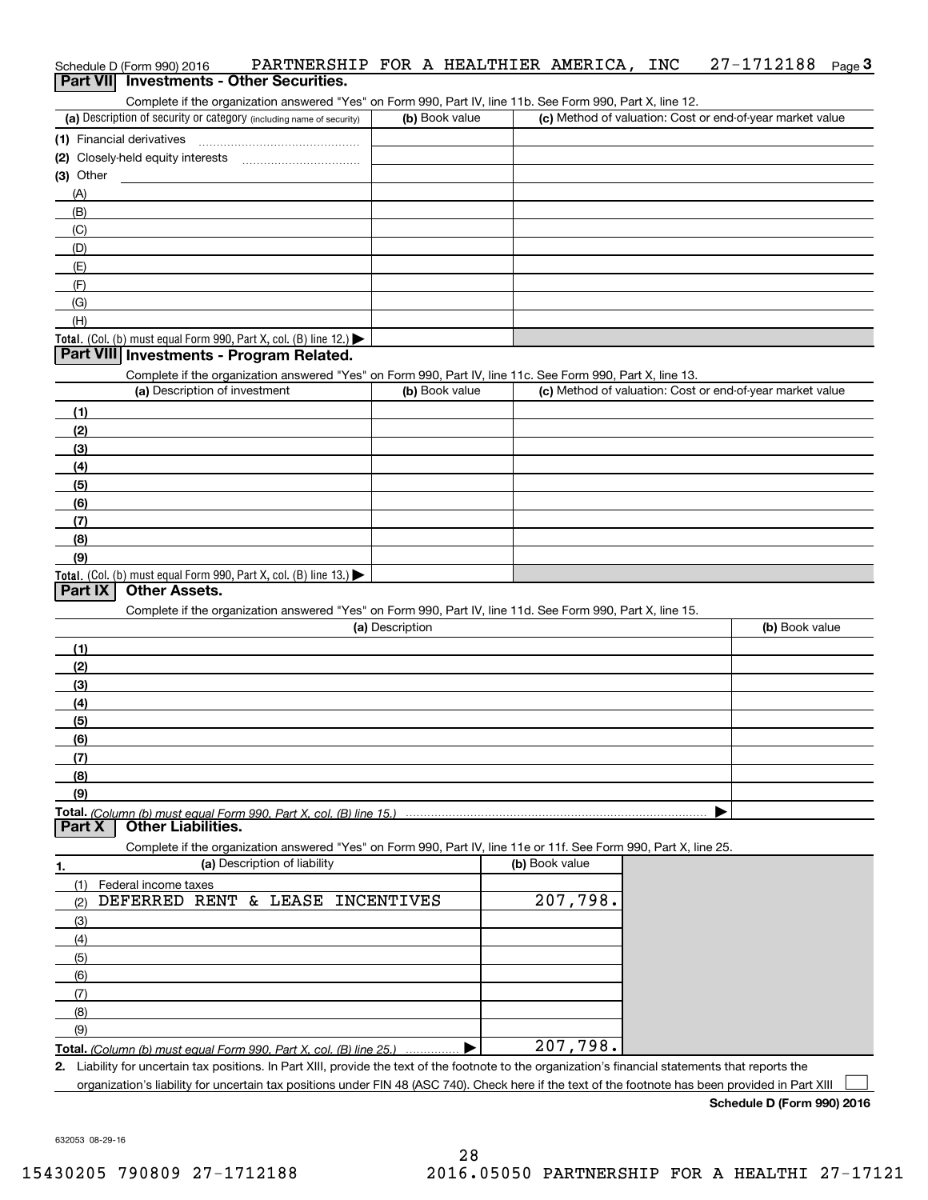Schedule D (Form 990) 2016 PARTNERSHIP FOR A HEALTHIER AMERICA, INC 27-1712188 Page 3

## Part VII Investments - Other Securities.

Complete if the organization answered "Yes" on Form 990, Part IV, line 11b. See Form 990, Part X, line 12.

| (a) Description of security or category (including name of security) | (b) Book value | (c) Method of valuation: Cost or end-of-year market value |
|---|---|---|
| (1) Financial derivatives | | |
| (2) Closely-held equity interests | | |
| (3) Other | | |
| (A) | | |
| (B) | | |
| (C) | | |
| (D) | | |
| (E) | | |
| (F) | | |
| (G) | | |
| (H) | | |
| **Total.** (Col. (b) must equal Form 990, Part X, col. (B) line 12.) ▶ | | |

## Part VIII Investments - Program Related.

Complete if the organization answered "Yes" on Form 990, Part IV, line 11c. See Form 990, Part X, line 13.

| (a) Description of investment | (b) Book value | (c) Method of valuation: Cost or end-of-year market value |
|---|---|---|
| (1) | | |
| (2) | | |
| (3) | | |
| (4) | | |
| (5) | | |
| (6) | | |
| (7) | | |
| (8) | | |
| (9) | | |
| **Total.** (Col. (b) must equal Form 990, Part X, col. (B) line 13.) ▶ | | |

## Part IX Other Assets.

Complete if the organization answered "Yes" on Form 990, Part IV, line 11d. See Form 990, Part X, line 15.

| (a) Description | (b) Book value |
|---|---|
| (1) | |
| (2) | |
| (3) | |
| (4) | |
| (5) | |
| (6) | |
| (7) | |
| (8) | |
| (9) | |
| **Total.** *(Column (b) must equal Form 990, Part X, col. (B) line 15.)* ▶ | |

## Part X Other Liabilities.

Complete if the organization answered "Yes" on Form 990, Part IV, line 11e or 11f. See Form 990, Part X, line 25.

| 1. (a) Description of liability | (b) Book value |
|---|---|
| (1) Federal income taxes | |
| (2) DEFERRED RENT & LEASE INCENTIVES | 207,798. |
| (3) | |
| (4) | |
| (5) | |
| (6) | |
| (7) | |
| (8) | |
| (9) | |
| **Total.** *(Column (b) must equal Form 990, Part X, col. (B) line 25.)* ▶ | 207,798. |

**2.** Liability for uncertain tax positions. In Part XIII, provide the text of the footnote to the organization's financial statements that reports the organization's liability for uncertain tax positions under FIN 48 (ASC 740). Check here if the text of the footnote has been provided in Part XIII ☐

**Schedule D (Form 990) 2016**

632053 08-29-16

15430205 790809 27-1712188 2016.05050 PARTNERSHIP FOR A HEALTHI 27-17121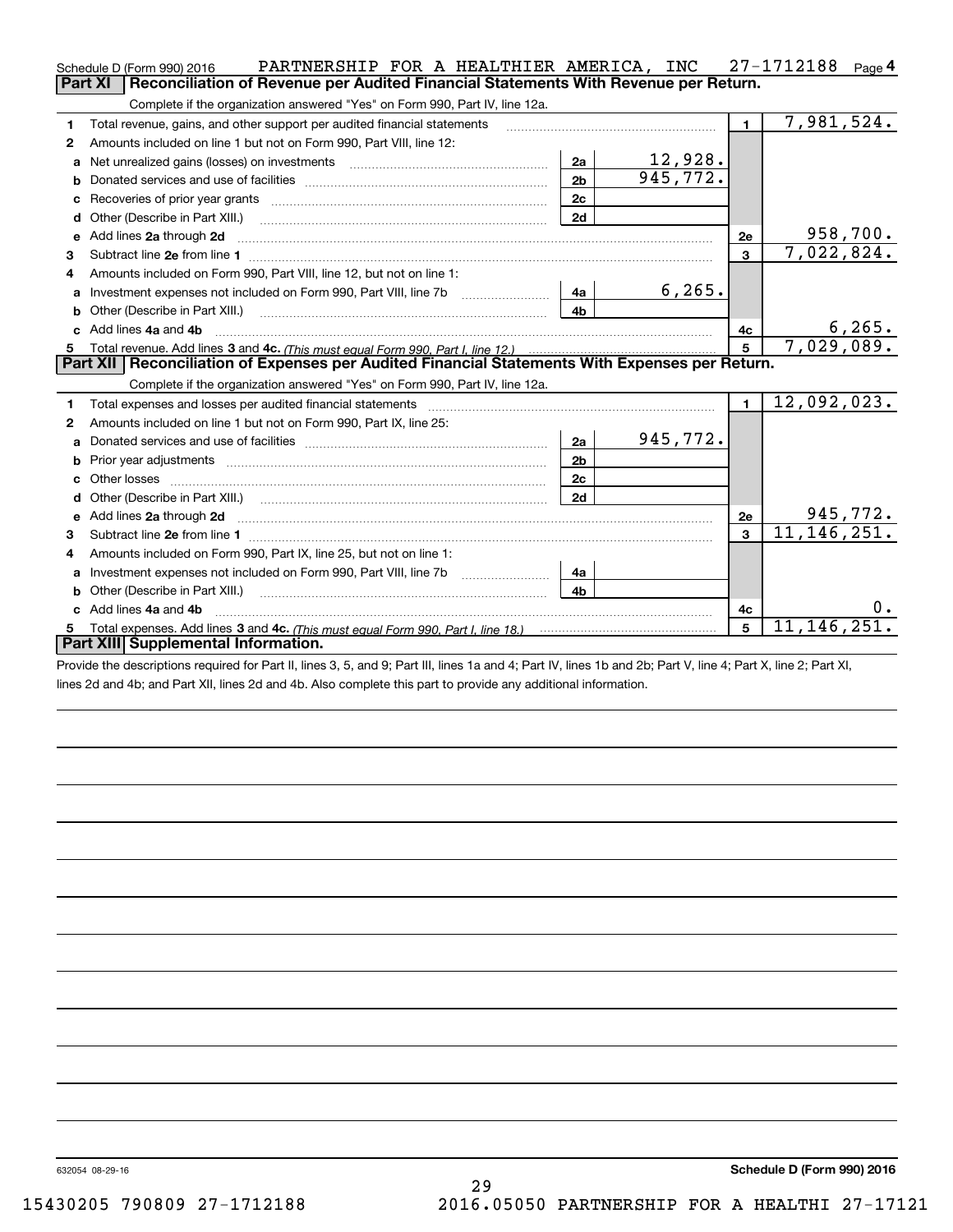Schedule D (Form 990) 2016 PARTNERSHIP FOR A HEALTHIER AMERICA, INC 27-1712188 Page 4

## Part XI Reconciliation of Revenue per Audited Financial Statements With Revenue per Return.

Complete if the organization answered "Yes" on Form 990, Part IV, line 12a.

| | | | | | |
|---|---|---|---|---|---|
| **1** | Total revenue, gains, and other support per audited financial statements | | | 1 | 7,981,524. |
| **2** | Amounts included on line 1 but not on Form 990, Part VIII, line 12: | | | | |
| **a** | Net unrealized gains (losses) on investments | 2a | 12,928. | | |
| **b** | Donated services and use of facilities | 2b | 945,772. | | |
| **c** | Recoveries of prior year grants | 2c | | | |
| **d** | Other (Describe in Part XIII.) | 2d | | | |
| **e** | Add lines **2a** through **2d** | | | 2e | 958,700. |
| **3** | Subtract line **2e** from line **1** | | | 3 | 7,022,824. |
| **4** | Amounts included on Form 990, Part VIII, line 12, but not on line 1: | | | | |
| **a** | Investment expenses not included on Form 990, Part VIII, line 7b | 4a | 6,265. | | |
| **b** | Other (Describe in Part XIII.) | 4b | | | |
| **c** | Add lines **4a** and **4b** | | | 4c | 6,265. |
| **5** | Total revenue. Add lines **3** and **4c.** *(This must equal Form 990, Part I, line 12.)* | | | 5 | 7,029,089. |

## Part XII Reconciliation of Expenses per Audited Financial Statements With Expenses per Return.

Complete if the organization answered "Yes" on Form 990, Part IV, line 12a.

| | | | | | |
|---|---|---|---|---|---|
| **1** | Total expenses and losses per audited financial statements | | | 1 | 12,092,023. |
| **2** | Amounts included on line 1 but not on Form 990, Part IX, line 25: | | | | |
| **a** | Donated services and use of facilities | 2a | 945,772. | | |
| **b** | Prior year adjustments | 2b | | | |
| **c** | Other losses | 2c | | | |
| **d** | Other (Describe in Part XIII.) | 2d | | | |
| **e** | Add lines **2a** through **2d** | | | 2e | 945,772. |
| **3** | Subtract line **2e** from line **1** | | | 3 | 11,146,251. |
| **4** | Amounts included on Form 990, Part IX, line 25, but not on line 1: | | | | |
| **a** | Investment expenses not included on Form 990, Part VIII, line 7b | 4a | | | |
| **b** | Other (Describe in Part XIII.) | 4b | | | |
| **c** | Add lines **4a** and **4b** | | | 4c | 0. |
| **5** | Total expenses. Add lines **3** and **4c.** *(This must equal Form 990, Part I, line 18.)* | | | 5 | 11,146,251. |

## Part XIII Supplemental Information.

Provide the descriptions required for Part II, lines 3, 5, and 9; Part III, lines 1a and 4; Part IV, lines 1b and 2b; Part V, line 4; Part X, line 2; Part XI, lines 2d and 4b; and Part XII, lines 2d and 4b. Also complete this part to provide any additional information.

632054 08-29-16 **Schedule D (Form 990) 2016**

15430205 790809 27-1712188 2016.05050 PARTNERSHIP FOR A HEALTHI 27-17121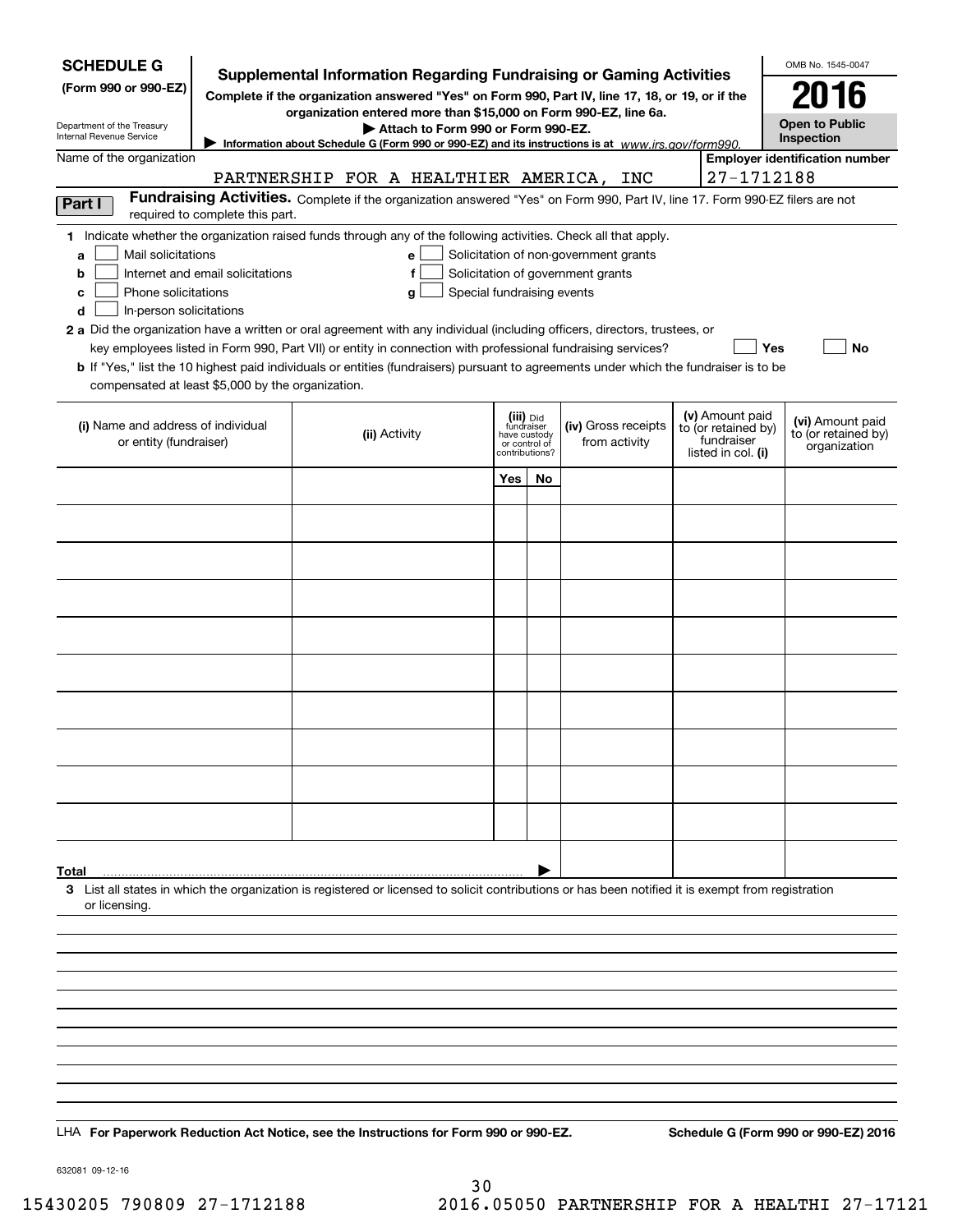**SCHEDULE G**
**(Form 990 or 990-EZ)**

Department of the Treasury
Internal Revenue Service

# Supplemental Information Regarding Fundraising or Gaming Activities

**Complete if the organization answered "Yes" on Form 990, Part IV, line 17, 18, or 19, or if the organization entered more than $15,000 on Form 990-EZ, line 6a.**

**▶ Attach to Form 990 or Form 990-EZ.**

**▶ Information about Schedule G (Form 990 or 990-EZ) and its instructions is at** *www.irs.gov/form990.*

OMB No. 1545-0047

**2016**

**Open to Public Inspection**

Name of the organization: PARTNERSHIP FOR A HEALTHIER AMERICA, INC

**Employer identification number:** 27-1712188

**Part I** **Fundraising Activities.** Complete if the organization answered "Yes" on Form 990, Part IV, line 17. Form 990-EZ filers are not required to complete this part.

**1** Indicate whether the organization raised funds through any of the following activities. Check all that apply.

- **a** ☐ Mail solicitations
- **b** ☐ Internet and email solicitations
- **c** ☐ Phone solicitations
- **d** ☐ In-person solicitations
- **e** ☐ Solicitation of non-government grants
- **f** ☐ Solicitation of government grants
- **g** ☐ Special fundraising events

**2 a** Did the organization have a written or oral agreement with any individual (including officers, directors, trustees, or key employees listed in Form 990, Part VII) or entity in connection with professional fundraising services? ☐ **Yes** ☐ **No**

**b** If "Yes," list the 10 highest paid individuals or entities (fundraisers) pursuant to agreements under which the fundraiser is to be compensated at least $5,000 by the organization.

| (i) Name and address of individual or entity (fundraiser) | (ii) Activity | (iii) Did fundraiser have custody or control of contributions? | | (iv) Gross receipts from activity | (v) Amount paid to (or retained by) fundraiser listed in col. (i) | (vi) Amount paid to (or retained by) organization |
|---|---|---|---|---|---|---|
| | | Yes | No | | | |
| | | | | | | |
| | | | | | | |
| | | | | | | |
| | | | | | | |
| | | | | | | |
| | | | | | | |
| | | | | | | |
| | | | | | | |
| | | | | | | |
| | | | | | | |
| **Total** | | | ▶ | | | |

**3** List all states in which the organization is registered or licensed to solicit contributions or has been notified it is exempt from registration or licensing.

LHA **For Paperwork Reduction Act Notice, see the Instructions for Form 990 or 990-EZ.** **Schedule G (Form 990 or 990-EZ) 2016**

632081 09-12-16

15430205 790809 27-1712188 2016.05050 PARTNERSHIP FOR A HEALTHI 27-17121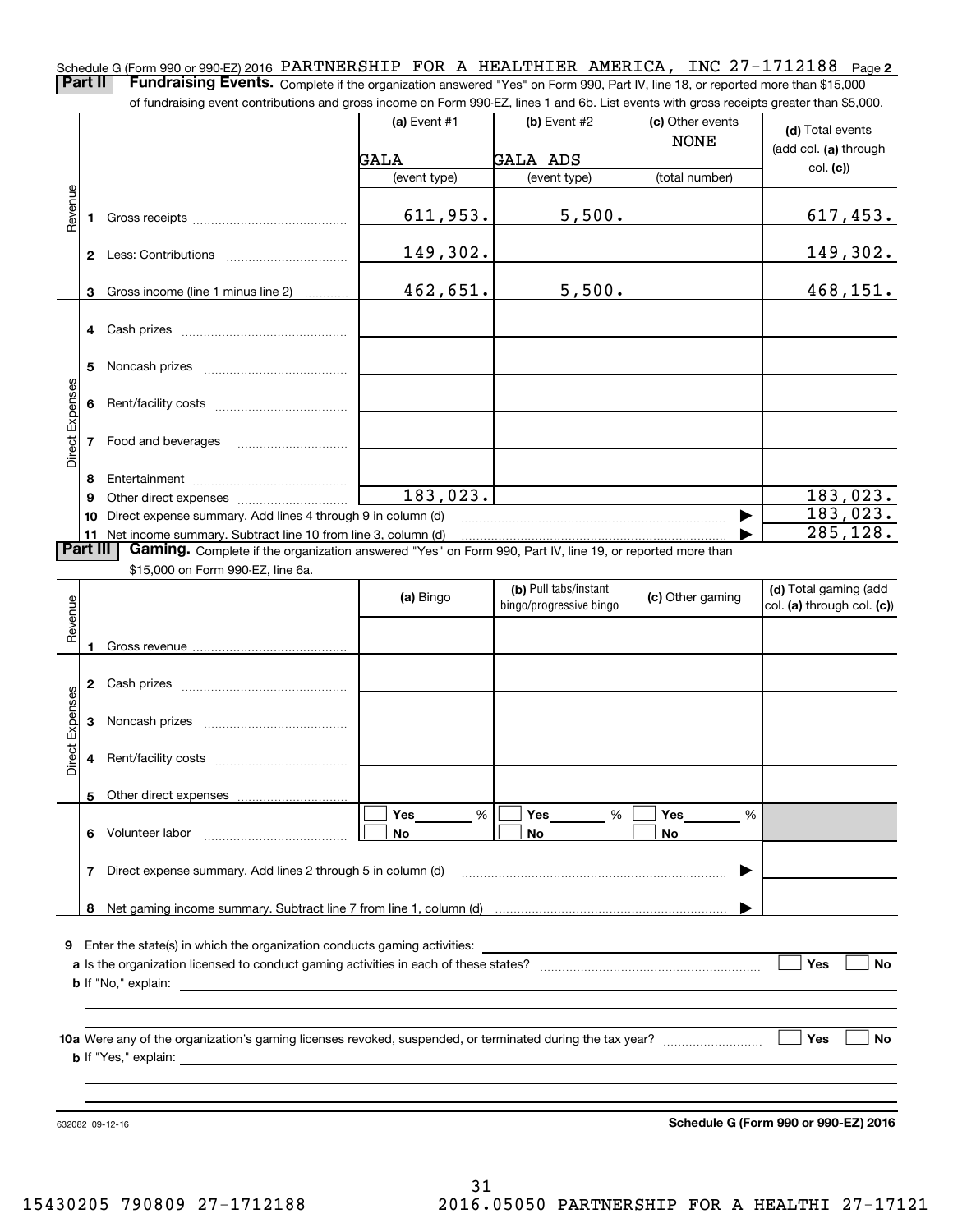Schedule G (Form 990 or 990-EZ) 2016 PARTNERSHIP FOR A HEALTHIER AMERICA, INC 27-1712188 Page 2

**Part II** **Fundraising Events.** Complete if the organization answered "Yes" on Form 990, Part IV, line 18, or reported more than $15,000 of fundraising event contributions and gross income on Form 990-EZ, lines 1 and 6b. List events with gross receipts greater than $5,000.

| | | (a) Event #1 | (b) Event #2 | (c) Other events | (d) Total events (add col. (a) through col. (c)) |
|---|---|---|---|---|---|
| | | GALA | GALA ADS | NONE | |
| | | (event type) | (event type) | (total number) | |
| Revenue | 1 Gross receipts | 611,953. | 5,500. | | 617,453. |
| | 2 Less: Contributions | 149,302. | | | 149,302. |
| | 3 Gross income (line 1 minus line 2) | 462,651. | 5,500. | | 468,151. |
| Direct Expenses | 4 Cash prizes | | | | |
| | 5 Noncash prizes | | | | |
| | 6 Rent/facility costs | | | | |
| | 7 Food and beverages | | | | |
| | 8 Entertainment | | | | |
| | 9 Other direct expenses | 183,023. | | | 183,023. |
| | 10 Direct expense summary. Add lines 4 through 9 in column (d) | | | ▶ | 183,023. |
| | 11 Net income summary. Subtract line 10 from line 3, column (d) | | | ▶ | 285,128. |

**Part III** **Gaming.** Complete if the organization answered "Yes" on Form 990, Part IV, line 19, or reported more than $15,000 on Form 990-EZ, line 6a.

| | | (a) Bingo | (b) Pull tabs/instant bingo/progressive bingo | (c) Other gaming | (d) Total gaming (add col. (a) through col. (c)) |
|---|---|---|---|---|---|
| Revenue | 1 Gross revenue | | | | |
| Direct Expenses | 2 Cash prizes | | | | |
| | 3 Noncash prizes | | | | |
| | 4 Rent/facility costs | | | | |
| | 5 Other direct expenses | | | | |
| | 6 Volunteer labor | ☐ Yes ___ % ☐ No | ☐ Yes ___ % ☐ No | ☐ Yes ___ % ☐ No | |
| | 7 Direct expense summary. Add lines 2 through 5 in column (d) | | | ▶ | |
| | 8 Net gaming income summary. Subtract line 7 from line 1, column (d) | | | ▶ | |

9 Enter the state(s) in which the organization conducts gaming activities: ______

a Is the organization licensed to conduct gaming activities in each of these states? ☐ Yes ☐ No

b If "No," explain: ______

10a Were any of the organization's gaming licenses revoked, suspended, or terminated during the tax year? ☐ Yes ☐ No

b If "Yes," explain: ______

632082 09-12-16 **Schedule G (Form 990 or 990-EZ) 2016**

15430205 790809 27-1712188 2016.05050 PARTNERSHIP FOR A HEALTHI 27-17121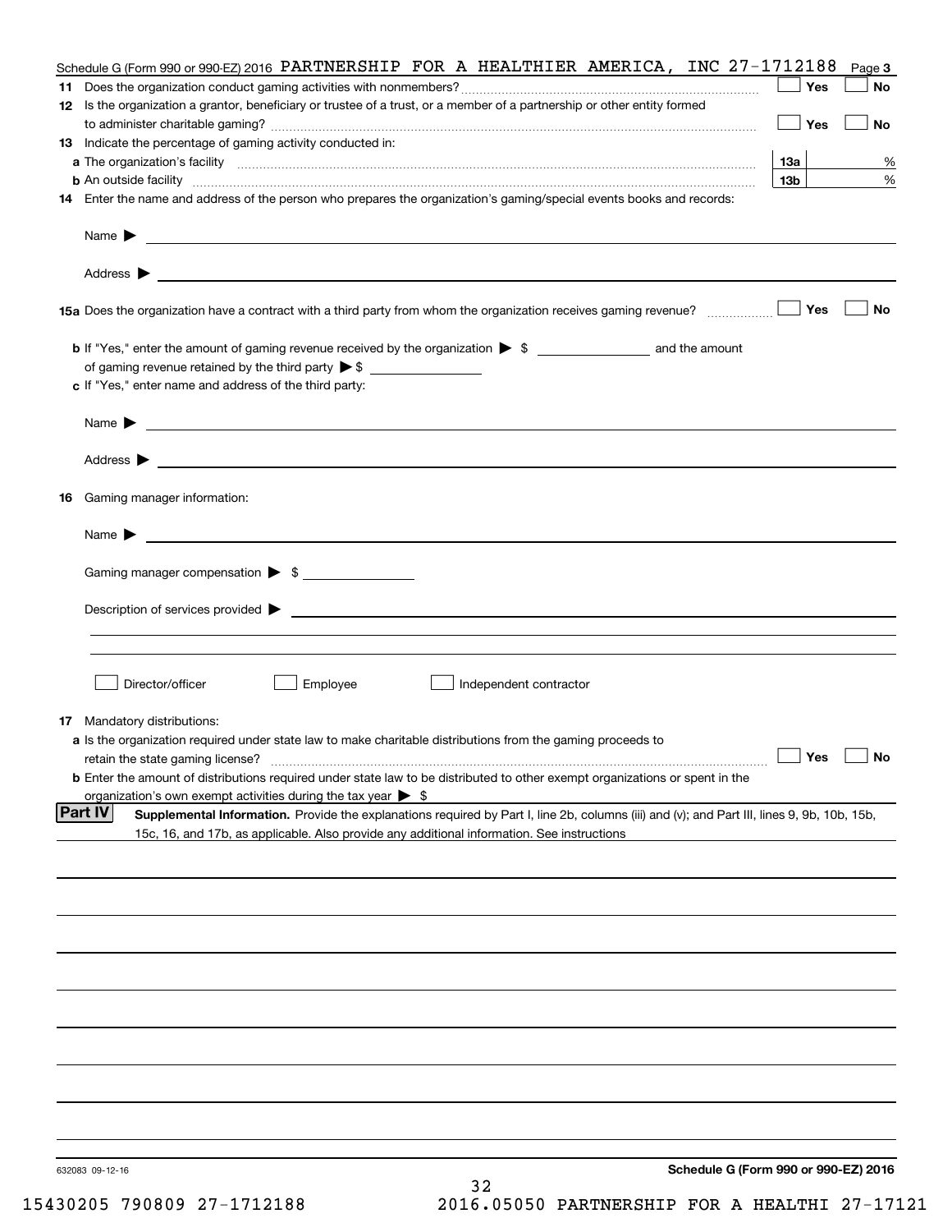Schedule G (Form 990 or 990-EZ) 2016 PARTNERSHIP FOR A HEALTHIER AMERICA, INC 27-1712188 Page 3

**11** Does the organization conduct gaming activities with nonmembers? ☐ Yes ☐ No

**12** Is the organization a grantor, beneficiary or trustee of a trust, or a member of a partnership or other entity formed to administer charitable gaming? ☐ Yes ☐ No

**13** Indicate the percentage of gaming activity conducted in:

**a** The organization's facility **13a** %

**b** An outside facility **13b** %

**14** Enter the name and address of the person who prepares the organization's gaming/special events books and records:

Name ▶

Address ▶

**15a** Does the organization have a contract with a third party from whom the organization receives gaming revenue? ☐ Yes ☐ No

**b** If "Yes," enter the amount of gaming revenue received by the organization ▶ $ ______ and the amount of gaming revenue retained by the third party ▶ $ ______

**c** If "Yes," enter name and address of the third party:

Name ▶

Address ▶

**16** Gaming manager information:

Name ▶

Gaming manager compensation ▶ $

Description of services provided ▶

☐ Director/officer ☐ Employee ☐ Independent contractor

**17** Mandatory distributions:

**a** Is the organization required under state law to make charitable distributions from the gaming proceeds to retain the state gaming license? ☐ Yes ☐ No

**b** Enter the amount of distributions required under state law to be distributed to other exempt organizations or spent in the organization's own exempt activities during the tax year ▶ $

**Part IV** **Supplemental Information.** Provide the explanations required by Part I, line 2b, columns (iii) and (v); and Part III, lines 9, 9b, 10b, 15b, 15c, 16, and 17b, as applicable. Also provide any additional information. See instructions

632083 09-12-16

**Schedule G (Form 990 or 990-EZ) 2016**

15430205 790809 27-1712188 2016.05050 PARTNERSHIP FOR A HEALTHI 27-17121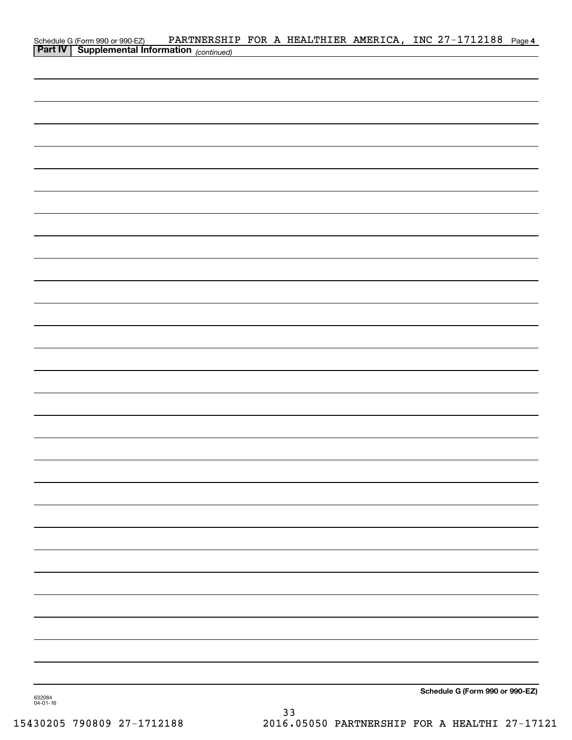Schedule G (Form 990 or 990-EZ) PARTNERSHIP FOR A HEALTHIER AMERICA, INC 27-1712188 Page 4

**Part IV | Supplemental Information** *(continued)*

**Schedule G (Form 990 or 990-EZ)**

632084
04-01-16

15430205 790809 27-1712188 2016.05050 PARTNERSHIP FOR A HEALTHI 27-17121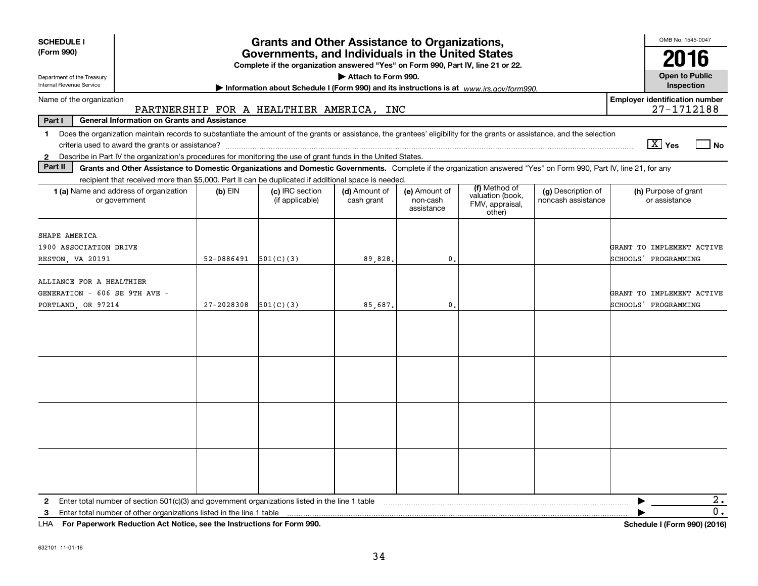**SCHEDULE I (Form 990)**

Department of the Treasury
Internal Revenue Service

# Grants and Other Assistance to Organizations, Governments, and Individuals in the United States

**Complete if the organization answered "Yes" on Form 990, Part IV, line 21 or 22.**

▶ Attach to Form 990.

▶ Information about Schedule I (Form 990) and its instructions is at *www.irs.gov/form990.*

OMB No. 1545-0047

**2016**

**Open to Public Inspection**

Name of the organization: PARTNERSHIP FOR A HEALTHIER AMERICA, INC

Employer identification number: 27-1712188

**Part I — General Information on Grants and Assistance**

1 Does the organization maintain records to substantiate the amount of the grants or assistance, the grantees' eligibility for the grants or assistance, and the selection criteria used to award the grants or assistance? [X] Yes [ ] No

2 Describe in Part IV the organization's procedures for monitoring the use of grant funds in the United States.

**Part II — Grants and Other Assistance to Domestic Organizations and Domestic Governments.** Complete if the organization answered "Yes" on Form 990, Part IV, line 21, for any recipient that received more than $5,000. Part II can be duplicated if additional space is needed.

| 1 (a) Name and address of organization or government | (b) EIN | (c) IRC section (if applicable) | (d) Amount of cash grant | (e) Amount of non-cash assistance | (f) Method of valuation (book, FMV, appraisal, other) | (g) Description of noncash assistance | (h) Purpose of grant or assistance |
|---|---|---|---|---|---|---|---|
| SHAPE AMERICA 1900 ASSOCIATION DRIVE RESTON, VA 20191 | 52-0886491 | 501(C)(3) | 89,828. | 0. | | | GRANT TO IMPLEMENT ACTIVE SCHOOLS' PROGRAMMING |
| ALLIANCE FOR A HEALTHIER GENERATION - 606 SE 9TH AVE - PORTLAND, OR 97214 | 27-2028308 | 501(C)(3) | 85,687. | 0. | | | GRANT TO IMPLEMENT ACTIVE SCHOOLS' PROGRAMMING |
| | | | | | | | |
| | | | | | | | |
| | | | | | | | |
| | | | | | | | |

2 Enter total number of section 501(c)(3) and government organizations listed in the line 1 table ▶ 2.

3 Enter total number of other organizations listed in the line 1 table ▶ 0.

LHA **For Paperwork Reduction Act Notice, see the Instructions for Form 990.** **Schedule I (Form 990) (2016)**

632101 11-01-16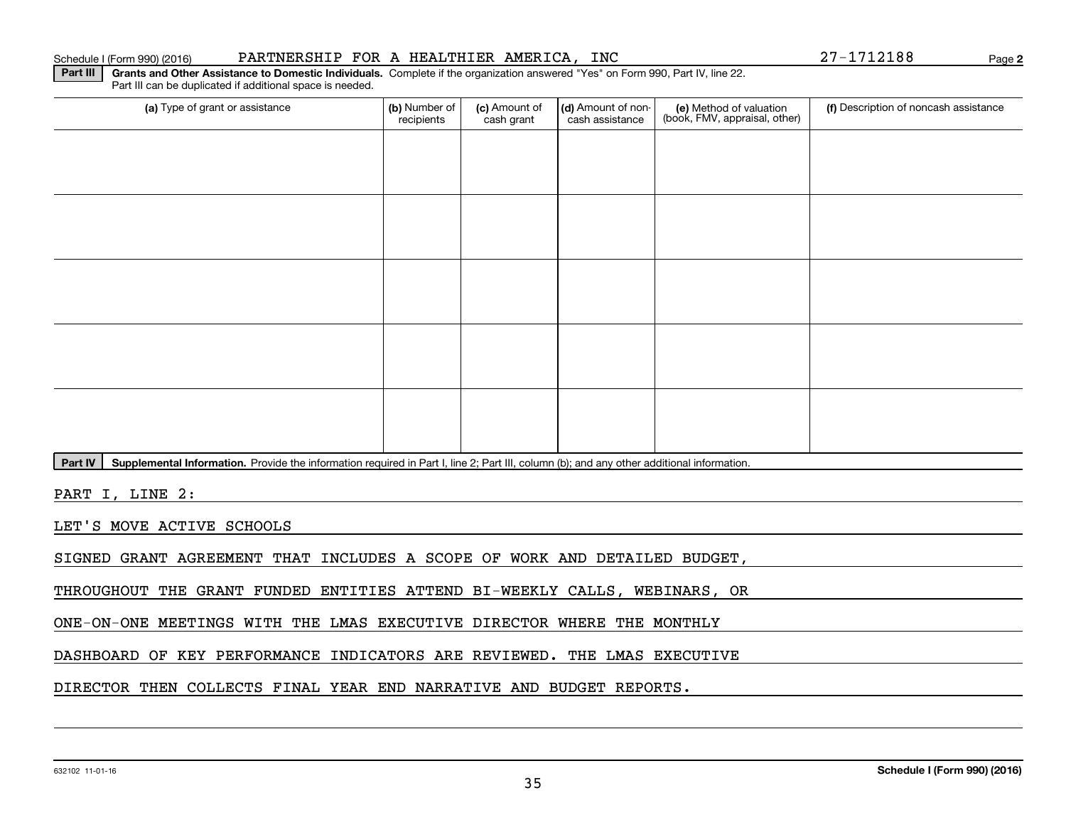Schedule I (Form 990) (2016) PARTNERSHIP FOR A HEALTHIER AMERICA, INC 27-1712188 Page 2

**Part III** **Grants and Other Assistance to Domestic Individuals.** Complete if the organization answered "Yes" on Form 990, Part IV, line 22. Part III can be duplicated if additional space is needed.

| (a) Type of grant or assistance | (b) Number of recipients | (c) Amount of cash grant | (d) Amount of non-cash assistance | (e) Method of valuation (book, FMV, appraisal, other) | (f) Description of noncash assistance |
|---|---|---|---|---|---|
| | | | | | |
| | | | | | |
| | | | | | |
| | | | | | |
| | | | | | |

**Part IV** **Supplemental Information.** Provide the information required in Part I, line 2; Part III, column (b); and any other additional information.

PART I, LINE 2:

LET'S MOVE ACTIVE SCHOOLS

SIGNED GRANT AGREEMENT THAT INCLUDES A SCOPE OF WORK AND DETAILED BUDGET, THROUGHOUT THE GRANT FUNDED ENTITIES ATTEND BI-WEEKLY CALLS, WEBINARS, OR ONE-ON-ONE MEETINGS WITH THE LMAS EXECUTIVE DIRECTOR WHERE THE MONTHLY DASHBOARD OF KEY PERFORMANCE INDICATORS ARE REVIEWED. THE LMAS EXECUTIVE DIRECTOR THEN COLLECTS FINAL YEAR END NARRATIVE AND BUDGET REPORTS.

632102 11-01-16 **Schedule I (Form 990) (2016)**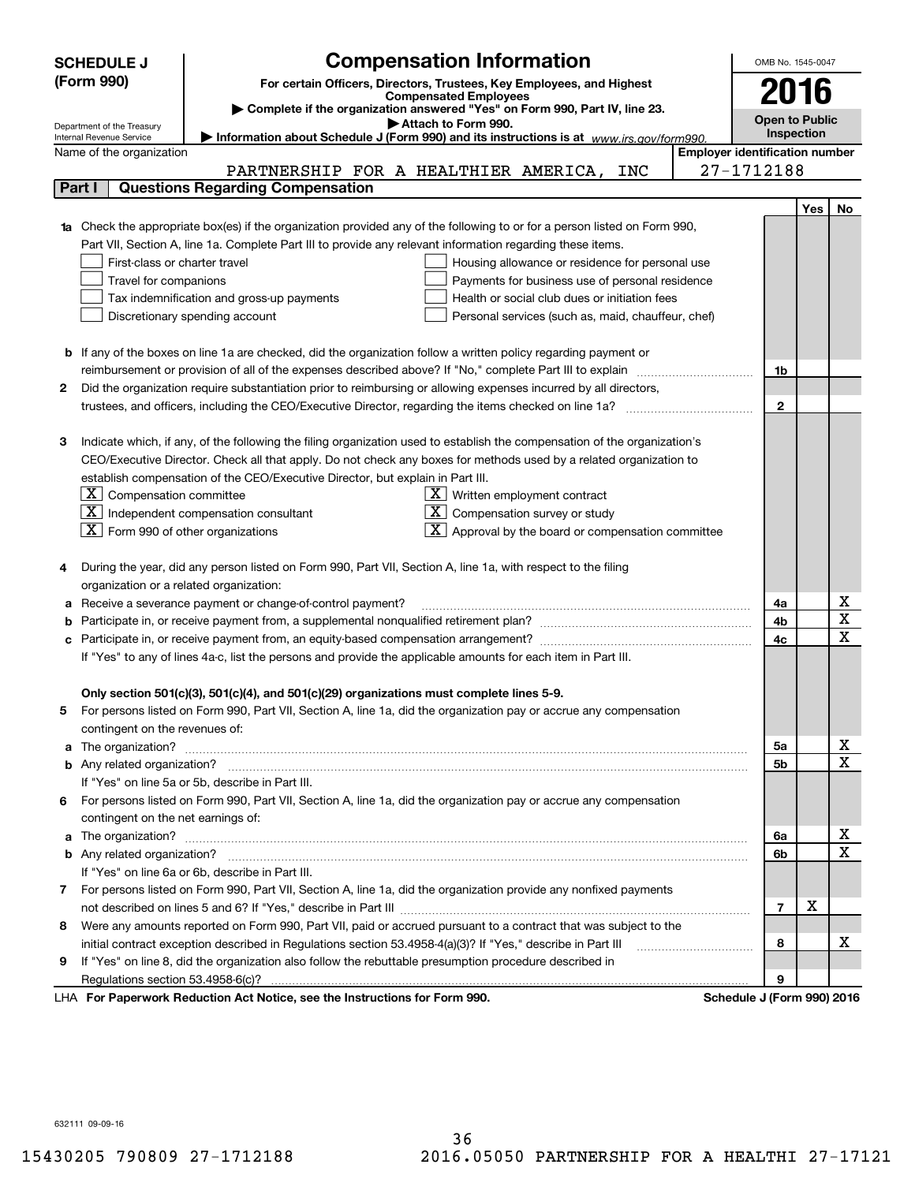**SCHEDULE J (Form 990)**

# Compensation Information

**For certain Officers, Directors, Trustees, Key Employees, and Highest Compensated Employees**

▶ Complete if the organization answered "Yes" on Form 990, Part IV, line 23.

▶ Attach to Form 990.

▶ Information about Schedule J (Form 990) and its instructions is at www.irs.gov/form990.

OMB No. 1545-0047

**2016**

**Open to Public Inspection**

Department of the Treasury
Internal Revenue Service

Name of the organization: PARTNERSHIP FOR A HEALTHIER AMERICA, INC

Employer identification number: 27-1712188

## Part I Questions Regarding Compensation

| | | | Yes | No |
|---|---|---|---|---|
| **1a** | Check the appropriate box(es) if the organization provided any of the following to or for a person listed on Form 990, Part VII, Section A, line 1a. Complete Part III to provide any relevant information regarding these items.<br>☐ First-class or charter travel ☐ Housing allowance or residence for personal use<br>☐ Travel for companions ☐ Payments for business use of personal residence<br>☐ Tax indemnification and gross-up payments ☐ Health or social club dues or initiation fees<br>☐ Discretionary spending account ☐ Personal services (such as, maid, chauffeur, chef) | | | |
| **b** | If any of the boxes on line 1a are checked, did the organization follow a written policy regarding payment or reimbursement or provision of all of the expenses described above? If "No," complete Part III to explain | 1b | | |
| **2** | Did the organization require substantiation prior to reimbursing or allowing expenses incurred by all directors, trustees, and officers, including the CEO/Executive Director, regarding the items checked on line 1a? | 2 | | |
| **3** | Indicate which, if any, of the following the filing organization used to establish the compensation of the organization's CEO/Executive Director. Check all that apply. Do not check any boxes for methods used by a related organization to establish compensation of the CEO/Executive Director, but explain in Part III.<br>☒ Compensation committee ☒ Written employment contract<br>☒ Independent compensation consultant ☒ Compensation survey or study<br>☒ Form 990 of other organizations ☒ Approval by the board or compensation committee | | | |
| **4** | During the year, did any person listed on Form 990, Part VII, Section A, line 1a, with respect to the filing organization or a related organization: | | | |
| **a** | Receive a severance payment or change-of-control payment? | 4a | | X |
| **b** | Participate in, or receive payment from, a supplemental nonqualified retirement plan? | 4b | | X |
| **c** | Participate in, or receive payment from, an equity-based compensation arrangement?<br>If "Yes" to any of lines 4a-c, list the persons and provide the applicable amounts for each item in Part III. | 4c | | X |
| | **Only section 501(c)(3), 501(c)(4), and 501(c)(29) organizations must complete lines 5-9.** | | | |
| **5** | For persons listed on Form 990, Part VII, Section A, line 1a, did the organization pay or accrue any compensation contingent on the revenues of: | | | |
| **a** | The organization? | 5a | | X |
| **b** | Any related organization?<br>If "Yes" on line 5a or 5b, describe in Part III. | 5b | | X |
| **6** | For persons listed on Form 990, Part VII, Section A, line 1a, did the organization pay or accrue any compensation contingent on the net earnings of: | | | |
| **a** | The organization? | 6a | | X |
| **b** | Any related organization?<br>If "Yes" on line 6a or 6b, describe in Part III. | 6b | | X |
| **7** | For persons listed on Form 990, Part VII, Section A, line 1a, did the organization provide any nonfixed payments not described on lines 5 and 6? If "Yes," describe in Part III | 7 | X | |
| **8** | Were any amounts reported on Form 990, Part VII, paid or accrued pursuant to a contract that was subject to the initial contract exception described in Regulations section 53.4958-4(a)(3)? If "Yes," describe in Part III | 8 | | X |
| **9** | If "Yes" on line 8, did the organization also follow the rebuttable presumption procedure described in Regulations section 53.4958-6(c)? | 9 | | |

LHA **For Paperwork Reduction Act Notice, see the Instructions for Form 990.** **Schedule J (Form 990) 2016**

632111 09-09-16

15430205 790809 27-1712188 2016.05050 PARTNERSHIP FOR A HEALTHI 27-17121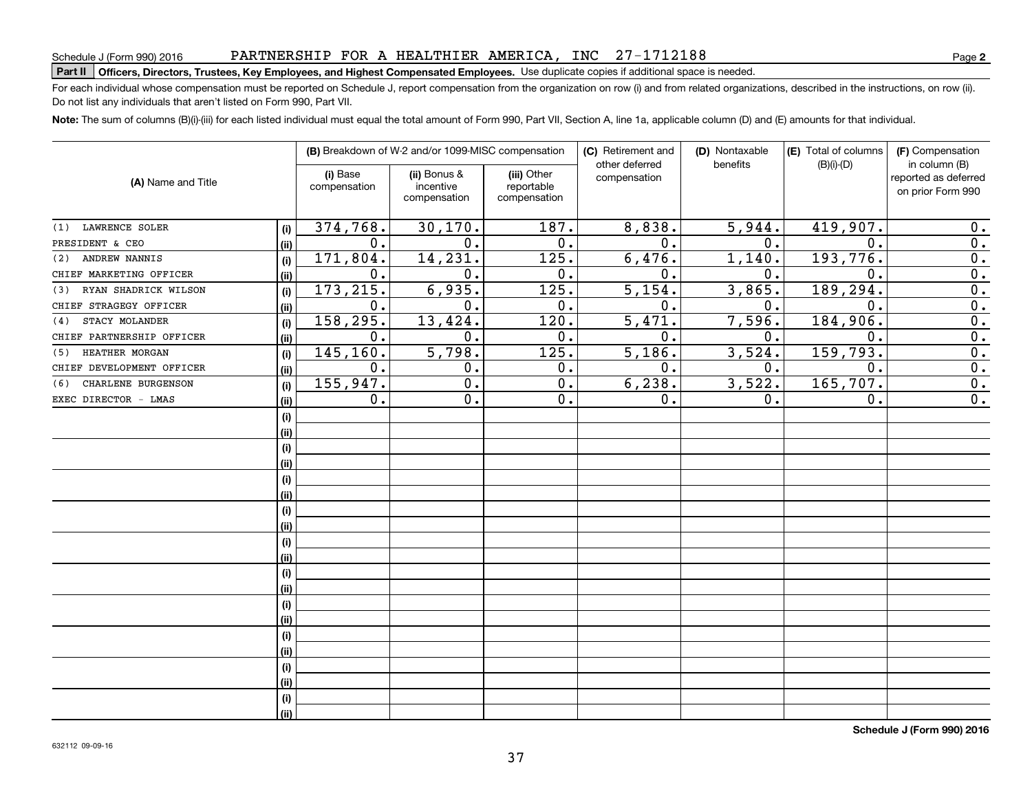Schedule J (Form 990) 2016 PARTNERSHIP FOR A HEALTHIER AMERICA, INC 27-1712188 Page **2**

**Part II** **Officers, Directors, Trustees, Key Employees, and Highest Compensated Employees.** Use duplicate copies if additional space is needed.

For each individual whose compensation must be reported on Schedule J, report compensation from the organization on row (i) and from related organizations, described in the instructions, on row (ii). Do not list any individuals that aren't listed on Form 990, Part VII.

**Note:** The sum of columns (B)(i)-(iii) for each listed individual must equal the total amount of Form 990, Part VII, Section A, line 1a, applicable column (D) and (E) amounts for that individual.

| (A) Name and Title | | (B) Breakdown of W-2 and/or 1099-MISC compensation | | | (C) Retirement and other deferred compensation | (D) Nontaxable benefits | (E) Total of columns (B)(i)-(D) | (F) Compensation in column (B) reported as deferred on prior Form 990 |
|---|---|---|---|---|---|---|---|---|
| | | (i) Base compensation | (ii) Bonus & incentive compensation | (iii) Other reportable compensation | | | | |
| (1) LAWRENCE SOLER | (i) | 374,768. | 30,170. | 187. | 8,838. | 5,944. | 419,907. | 0. |
| PRESIDENT & CEO | (ii) | 0. | 0. | 0. | 0. | 0. | 0. | 0. |
| (2) ANDREW NANNIS | (i) | 171,804. | 14,231. | 125. | 6,476. | 1,140. | 193,776. | 0. |
| CHIEF MARKETING OFFICER | (ii) | 0. | 0. | 0. | 0. | 0. | 0. | 0. |
| (3) RYAN SHADRICK WILSON | (i) | 173,215. | 6,935. | 125. | 5,154. | 3,865. | 189,294. | 0. |
| CHIEF STRAGEGY OFFICER | (ii) | 0. | 0. | 0. | 0. | 0. | 0. | 0. |
| (4) STACY MOLANDER | (i) | 158,295. | 13,424. | 120. | 5,471. | 7,596. | 184,906. | 0. |
| CHIEF PARTNERSHIP OFFICER | (ii) | 0. | 0. | 0. | 0. | 0. | 0. | 0. |
| (5) HEATHER MORGAN | (i) | 145,160. | 5,798. | 125. | 5,186. | 3,524. | 159,793. | 0. |
| CHIEF DEVELOPMENT OFFICER | (ii) | 0. | 0. | 0. | 0. | 0. | 0. | 0. |
| (6) CHARLENE BURGENSON | (i) | 155,947. | 0. | 0. | 6,238. | 3,522. | 165,707. | 0. |
| EXEC DIRECTOR - LMAS | (ii) | 0. | 0. | 0. | 0. | 0. | 0. | 0. |

**Schedule J (Form 990) 2016**

632112 09-09-16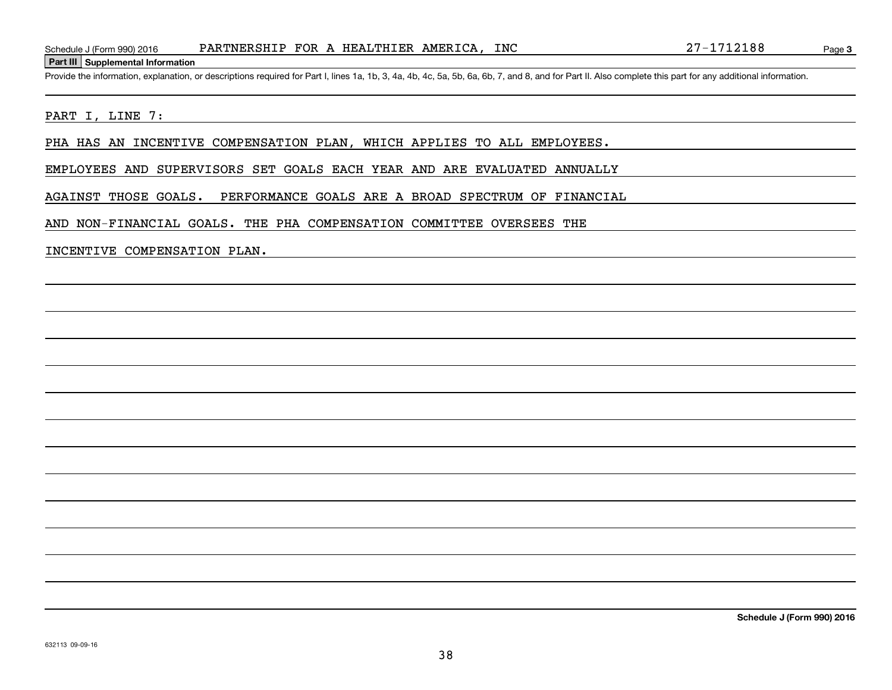## Part III Supplemental Information

Provide the information, explanation, or descriptions required for Part I, lines 1a, 1b, 3, 4a, 4b, 4c, 5a, 5b, 6a, 6b, 7, and 8, and for Part II. Also complete this part for any additional information.

PART I, LINE 7:

PHA HAS AN INCENTIVE COMPENSATION PLAN, WHICH APPLIES TO ALL EMPLOYEES. EMPLOYEES AND SUPERVISORS SET GOALS EACH YEAR AND ARE EVALUATED ANNUALLY AGAINST THOSE GOALS. PERFORMANCE GOALS ARE A BROAD SPECTRUM OF FINANCIAL AND NON-FINANCIAL GOALS. THE PHA COMPENSATION COMMITTEE OVERSEES THE INCENTIVE COMPENSATION PLAN.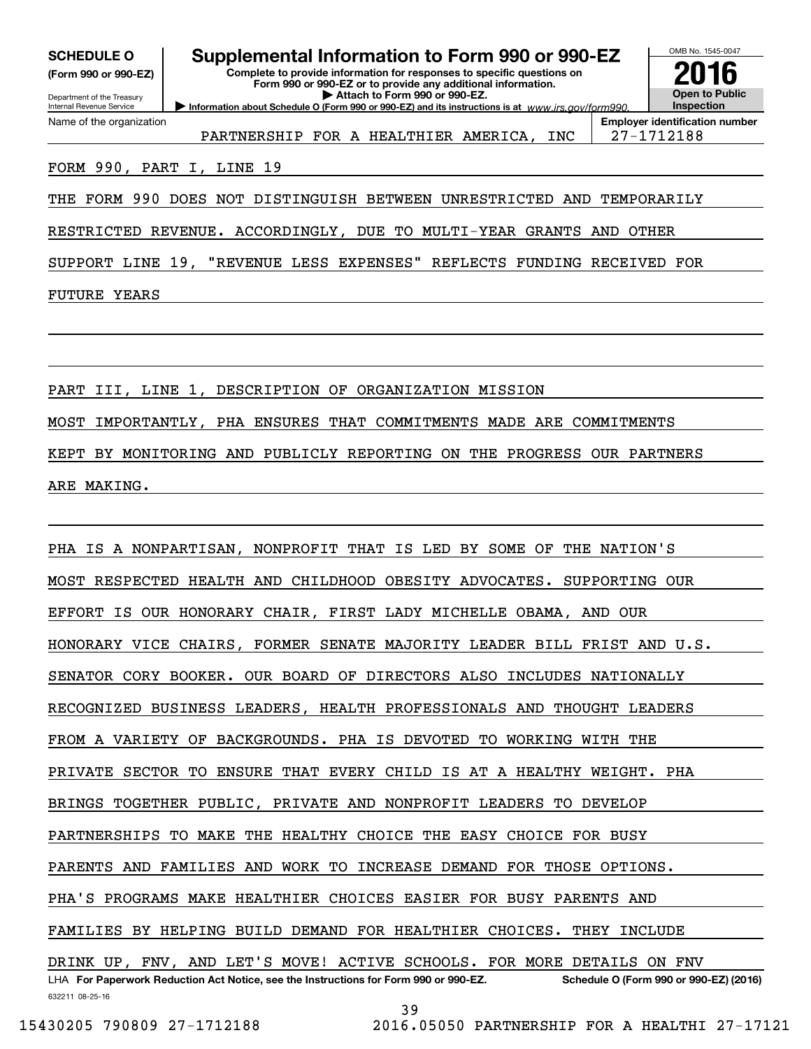**SCHEDULE O** (Form 990 or 990-EZ)

Department of the Treasury
Internal Revenue Service

# Supplemental Information to Form 990 or 990-EZ

**Complete to provide information for responses to specific questions on Form 990 or 990-EZ or to provide any additional information.**
**▶ Attach to Form 990 or 990-EZ.**
**▶ Information about Schedule O (Form 990 or 990-EZ) and its instructions is at** *www.irs.gov/form990.*

OMB No. 1545-0047

**2016**

**Open to Public Inspection**

Name of the organization: PARTNERSHIP FOR A HEALTHIER AMERICA, INC

**Employer identification number** 27-1712188

FORM 990, PART I, LINE 19

THE FORM 990 DOES NOT DISTINGUISH BETWEEN UNRESTRICTED AND TEMPORARILY RESTRICTED REVENUE. ACCORDINGLY, DUE TO MULTI-YEAR GRANTS AND OTHER SUPPORT LINE 19, "REVENUE LESS EXPENSES" REFLECTS FUNDING RECEIVED FOR FUTURE YEARS

PART III, LINE 1, DESCRIPTION OF ORGANIZATION MISSION

MOST IMPORTANTLY, PHA ENSURES THAT COMMITMENTS MADE ARE COMMITMENTS KEPT BY MONITORING AND PUBLICLY REPORTING ON THE PROGRESS OUR PARTNERS ARE MAKING.

PHA IS A NONPARTISAN, NONPROFIT THAT IS LED BY SOME OF THE NATION'S MOST RESPECTED HEALTH AND CHILDHOOD OBESITY ADVOCATES. SUPPORTING OUR EFFORT IS OUR HONORARY CHAIR, FIRST LADY MICHELLE OBAMA, AND OUR HONORARY VICE CHAIRS, FORMER SENATE MAJORITY LEADER BILL FRIST AND U.S. SENATOR CORY BOOKER. OUR BOARD OF DIRECTORS ALSO INCLUDES NATIONALLY RECOGNIZED BUSINESS LEADERS, HEALTH PROFESSIONALS AND THOUGHT LEADERS FROM A VARIETY OF BACKGROUNDS. PHA IS DEVOTED TO WORKING WITH THE PRIVATE SECTOR TO ENSURE THAT EVERY CHILD IS AT A HEALTHY WEIGHT. PHA BRINGS TOGETHER PUBLIC, PRIVATE AND NONPROFIT LEADERS TO DEVELOP PARTNERSHIPS TO MAKE THE HEALTHY CHOICE THE EASY CHOICE FOR BUSY PARENTS AND FAMILIES AND WORK TO INCREASE DEMAND FOR THOSE OPTIONS. PHA'S PROGRAMS MAKE HEALTHIER CHOICES EASIER FOR BUSY PARENTS AND FAMILIES BY HELPING BUILD DEMAND FOR HEALTHIER CHOICES. THEY INCLUDE DRINK UP, FNV, AND LET'S MOVE! ACTIVE SCHOOLS. FOR MORE DETAILS ON FNV

LHA **For Paperwork Reduction Act Notice, see the Instructions for Form 990 or 990-EZ.** **Schedule O (Form 990 or 990-EZ) (2016)**

632211 08-25-16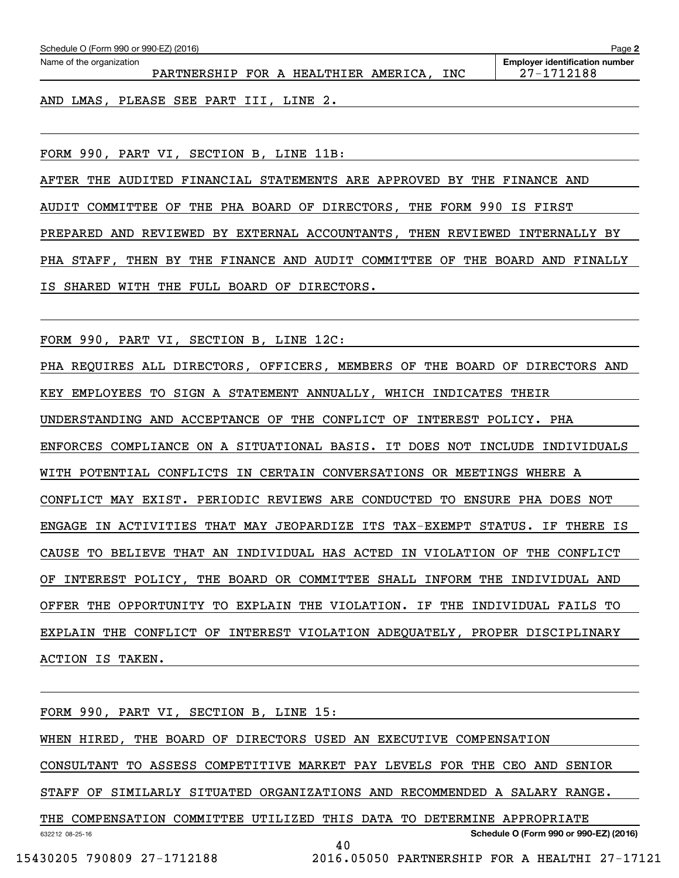AND LMAS, PLEASE SEE PART III, LINE 2.

FORM 990, PART VI, SECTION B, LINE 11B:

AFTER THE AUDITED FINANCIAL STATEMENTS ARE APPROVED BY THE FINANCE AND AUDIT COMMITTEE OF THE PHA BOARD OF DIRECTORS, THE FORM 990 IS FIRST PREPARED AND REVIEWED BY EXTERNAL ACCOUNTANTS, THEN REVIEWED INTERNALLY BY PHA STAFF, THEN BY THE FINANCE AND AUDIT COMMITTEE OF THE BOARD AND FINALLY IS SHARED WITH THE FULL BOARD OF DIRECTORS.

FORM 990, PART VI, SECTION B, LINE 12C:

PHA REQUIRES ALL DIRECTORS, OFFICERS, MEMBERS OF THE BOARD OF DIRECTORS AND KEY EMPLOYEES TO SIGN A STATEMENT ANNUALLY, WHICH INDICATES THEIR UNDERSTANDING AND ACCEPTANCE OF THE CONFLICT OF INTEREST POLICY. PHA ENFORCES COMPLIANCE ON A SITUATIONAL BASIS. IT DOES NOT INCLUDE INDIVIDUALS WITH POTENTIAL CONFLICTS IN CERTAIN CONVERSATIONS OR MEETINGS WHERE A CONFLICT MAY EXIST. PERIODIC REVIEWS ARE CONDUCTED TO ENSURE PHA DOES NOT ENGAGE IN ACTIVITIES THAT MAY JEOPARDIZE ITS TAX-EXEMPT STATUS. IF THERE IS CAUSE TO BELIEVE THAT AN INDIVIDUAL HAS ACTED IN VIOLATION OF THE CONFLICT OF INTEREST POLICY, THE BOARD OR COMMITTEE SHALL INFORM THE INDIVIDUAL AND OFFER THE OPPORTUNITY TO EXPLAIN THE VIOLATION. IF THE INDIVIDUAL FAILS TO EXPLAIN THE CONFLICT OF INTEREST VIOLATION ADEQUATELY, PROPER DISCIPLINARY ACTION IS TAKEN.

FORM 990, PART VI, SECTION B, LINE 15:

WHEN HIRED, THE BOARD OF DIRECTORS USED AN EXECUTIVE COMPENSATION CONSULTANT TO ASSESS COMPETITIVE MARKET PAY LEVELS FOR THE CEO AND SENIOR STAFF OF SIMILARLY SITUATED ORGANIZATIONS AND RECOMMENDED A SALARY RANGE. THE COMPENSATION COMMITTEE UTILIZED THIS DATA TO DETERMINE APPROPRIATE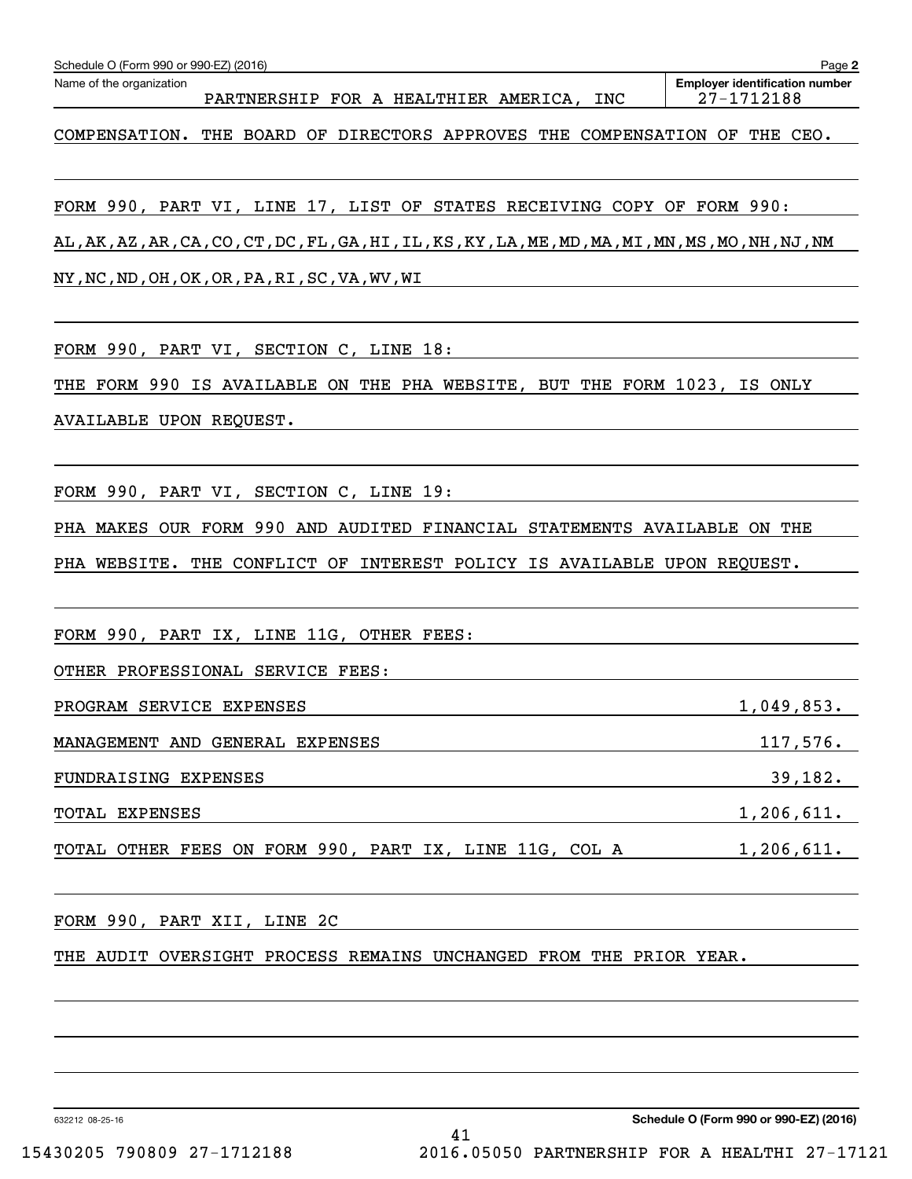Schedule O (Form 990 or 990-EZ) (2016)

Name of the organization: PARTNERSHIP FOR A HEALTHIER AMERICA, INC

Employer identification number: 27-1712188

COMPENSATION. THE BOARD OF DIRECTORS APPROVES THE COMPENSATION OF THE CEO.

FORM 990, PART VI, LINE 17, LIST OF STATES RECEIVING COPY OF FORM 990:

AL,AK,AZ,AR,CA,CO,CT,DC,FL,GA,HI,IL,KS,KY,LA,ME,MD,MA,MI,MN,MS,MO,NH,NJ,NM

NY,NC,ND,OH,OK,OR,PA,RI,SC,VA,WV,WI

FORM 990, PART VI, SECTION C, LINE 18:

THE FORM 990 IS AVAILABLE ON THE PHA WEBSITE, BUT THE FORM 1023, IS ONLY AVAILABLE UPON REQUEST.

FORM 990, PART VI, SECTION C, LINE 19:

PHA MAKES OUR FORM 990 AND AUDITED FINANCIAL STATEMENTS AVAILABLE ON THE PHA WEBSITE. THE CONFLICT OF INTEREST POLICY IS AVAILABLE UPON REQUEST.

FORM 990, PART IX, LINE 11G, OTHER FEES:

OTHER PROFESSIONAL SERVICE FEES:

| | |
|---|---|
| PROGRAM SERVICE EXPENSES | 1,049,853. |
| MANAGEMENT AND GENERAL EXPENSES | 117,576. |
| FUNDRAISING EXPENSES | 39,182. |
| TOTAL EXPENSES | 1,206,611. |
| TOTAL OTHER FEES ON FORM 990, PART IX, LINE 11G, COL A | 1,206,611. |

FORM 990, PART XII, LINE 2C

THE AUDIT OVERSIGHT PROCESS REMAINS UNCHANGED FROM THE PRIOR YEAR.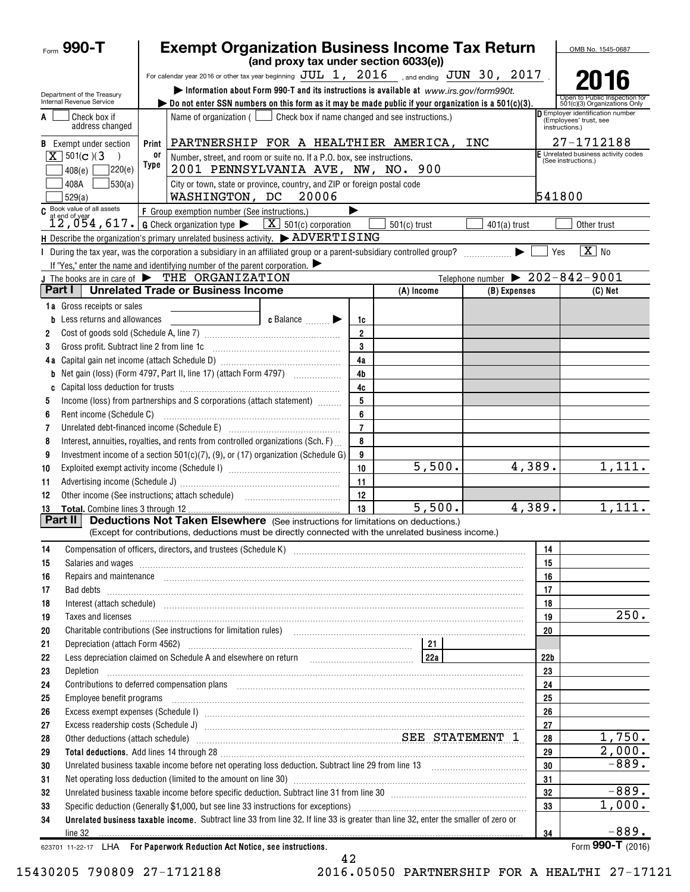Form **990-T**

# Exempt Organization Business Income Tax Return

**(and proxy tax under section 6033(e))**

For calendar year 2016 or other tax year beginning JUL 1, 2016 , and ending JUN 30, 2017 .

▶ Information about Form 990-T and its instructions is available at www.irs.gov/form990t.

▶ Do not enter SSN numbers on this form as it may be made public if your organization is a 501(c)(3).

Department of the Treasury Internal Revenue Service

OMB No. 1545-0687

**2016**

Open to Public Inspection for 501(c)(3) Organizations Only

A ☐ Check box if address changed

Name of organization ( ☐ Check box if name changed and see instructions.)

PARTNERSHIP FOR A HEALTHIER AMERICA, INC

D Employer identification number (Employees' trust, see instructions.)

27-1712188

B Exempt under section ☒ 501(c)(3) ☐ 408(e) ☐ 220(e) ☐ 408A ☐ 530(a) ☐ 529(a)

Number, street, and room or suite no. If a P.O. box, see instructions.

2001 PENNSYLVANIA AVE, NW, NO. 900

City or town, state or province, country, and ZIP or foreign postal code

WASHINGTON, DC 20006

E Unrelated business activity codes (See instructions.)

541800

C Book value of all assets at end of year 12,054,617.

F Group exemption number (See instructions.) ▶

G Check organization type ▶ ☒ 501(c) corporation ☐ 501(c) trust ☐ 401(a) trust ☐ Other trust

H Describe the organization's primary unrelated business activity. ▶ ADVERTISING

I During the tax year, was the corporation a subsidiary in an affiliated group or a parent-subsidiary controlled group? ▶ ☐ Yes ☒ No

If "Yes," enter the name and identifying number of the parent corporation. ▶

J The books are in care of ▶ THE ORGANIZATION Telephone number ▶ 202-842-9001

## Part I Unrelated Trade or Business Income

| | | | (A) Income | (B) Expenses | (C) Net |
|---|---|---|---|---|---|
| 1a | Gross receipts or sales | | | | |
| b | Less returns and allowances c Balance ▶ | 1c | | | |
| 2 | Cost of goods sold (Schedule A, line 7) | 2 | | | |
| 3 | Gross profit. Subtract line 2 from line 1c | 3 | | | |
| 4a | Capital gain net income (attach Schedule D) | 4a | | | |
| b | Net gain (loss) (Form 4797, Part II, line 17) (attach Form 4797) | 4b | | | |
| c | Capital loss deduction for trusts | 4c | | | |
| 5 | Income (loss) from partnerships and S corporations (attach statement) | 5 | | | |
| 6 | Rent income (Schedule C) | 6 | | | |
| 7 | Unrelated debt-financed income (Schedule E) | 7 | | | |
| 8 | Interest, annuities, royalties, and rents from controlled organizations (Sch. F) | 8 | | | |
| 9 | Investment income of a section 501(c)(7), (9), or (17) organization (Schedule G) | 9 | | | |
| 10 | Exploited exempt activity income (Schedule I) | 10 | 5,500. | 4,389. | 1,111. |
| 11 | Advertising income (Schedule J) | 11 | | | |
| 12 | Other income (See instructions; attach schedule) | 12 | | | |
| 13 | **Total.** Combine lines 3 through 12 | 13 | 5,500. | 4,389. | 1,111. |

## Part II Deductions Not Taken Elsewhere (See instructions for limitations on deductions.)

(Except for contributions, deductions must be directly connected with the unrelated business income.)

| | | | |
|---|---|---|---|
| 14 | Compensation of officers, directors, and trustees (Schedule K) | 14 | |
| 15 | Salaries and wages | 15 | |
| 16 | Repairs and maintenance | 16 | |
| 17 | Bad debts | 17 | |
| 18 | Interest (attach schedule) | 18 | |
| 19 | Taxes and licenses | 19 | 250. |
| 20 | Charitable contributions (See instructions for limitation rules) | 20 | |
| 21 | Depreciation (attach Form 4562) 21 | | |
| 22 | Less depreciation claimed on Schedule A and elsewhere on return 22a | 22b | |
| 23 | Depletion | 23 | |
| 24 | Contributions to deferred compensation plans | 24 | |
| 25 | Employee benefit programs | 25 | |
| 26 | Excess exempt expenses (Schedule I) | 26 | |
| 27 | Excess readership costs (Schedule J) | 27 | |
| 28 | Other deductions (attach schedule) SEE STATEMENT 1 | 28 | 1,750. |
| 29 | **Total deductions.** Add lines 14 through 28 | 29 | 2,000. |
| 30 | Unrelated business taxable income before net operating loss deduction. Subtract line 29 from line 13 | 30 | -889. |
| 31 | Net operating loss deduction (limited to the amount on line 30) | 31 | |
| 32 | Unrelated business taxable income before specific deduction. Subtract line 31 from line 30 | 32 | -889. |
| 33 | Specific deduction (Generally $1,000, but see line 33 instructions for exceptions) | 33 | 1,000. |
| 34 | **Unrelated business taxable income.** Subtract line 33 from line 32. If line 33 is greater than line 32, enter the smaller of zero or line 32 | 34 | -889. |

623701 11-22-17 LHA **For Paperwork Reduction Act Notice, see instructions.** Form **990-T** (2016)

15430205 790809 27-1712188 2016.05050 PARTNERSHIP FOR A HEALTHI 27-17121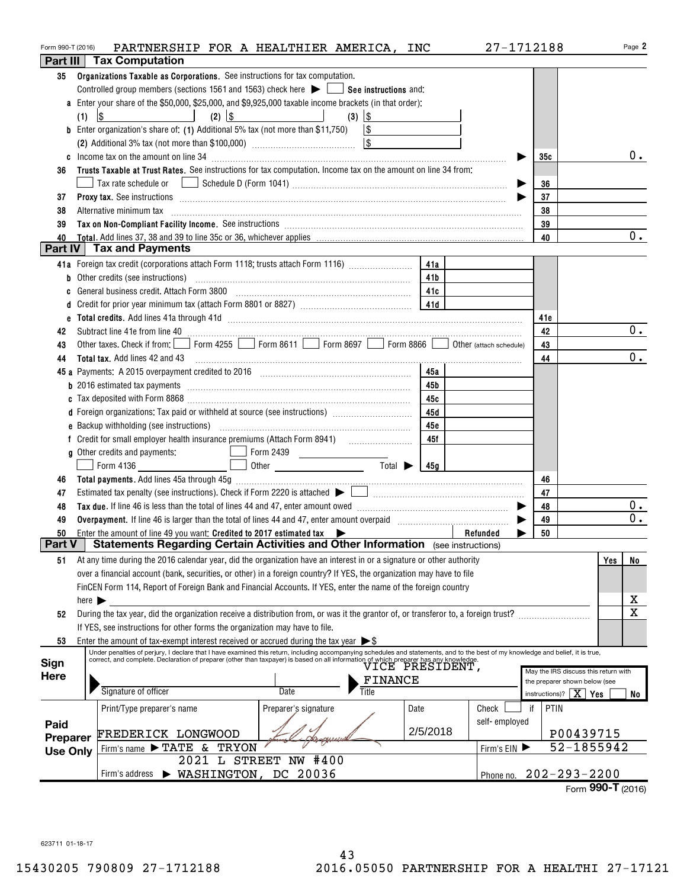Form 990-T (2016) PARTNERSHIP FOR A HEALTHIER AMERICA, INC 27-1712188 Page **2**

## Part III Tax Computation

| | | | |
|---|---|---|---|
| **35** | **Organizations Taxable as Corporations.** See instructions for tax computation. Controlled group members (sections 1561 and 1563) check here ▶ ☐ **See instructions** and: | | |
| **a** | Enter your share of the $50,000, $25,000, and $9,925,000 taxable income brackets (in that order): (1) $ (2) $ (3) $ | | |
| **b** | Enter organization's share of: (1) Additional 5% tax (not more than $11,750) $ (2) Additional 3% tax (not more than $100,000) $ | | |
| **c** | Income tax on the amount on line 34 ▶ | 35c | 0. |
| **36** | **Trusts Taxable at Trust Rates.** See instructions for tax computation. Income tax on the amount on line 34 from: ☐ Tax rate schedule or ☐ Schedule D (Form 1041) ▶ | 36 | |
| **37** | **Proxy tax.** See instructions ▶ | 37 | |
| **38** | Alternative minimum tax | 38 | |
| **39** | **Tax on Non-Compliant Facility Income.** See instructions | 39 | |
| **40** | **Total.** Add lines 37, 38 and 39 to line 35c or 36, whichever applies | 40 | 0. |

## Part IV Tax and Payments

| | | | | | |
|---|---|---|---|---|---|
| **41a** | Foreign tax credit (corporations attach Form 1118; trusts attach Form 1116) | 41a | | | |
| **b** | Other credits (see instructions) | 41b | | | |
| **c** | General business credit. Attach Form 3800 | 41c | | | |
| **d** | Credit for prior year minimum tax (attach Form 8801 or 8827) | 41d | | | |
| **e** | **Total credits.** Add lines 41a through 41d | | | 41e | |
| **42** | Subtract line 41e from line 40 | | | 42 | 0. |
| **43** | Other taxes. Check if from: ☐ Form 4255 ☐ Form 8611 ☐ Form 8697 ☐ Form 8866 ☐ Other (attach schedule) | | | 43 | |
| **44** | **Total tax.** Add lines 42 and 43 | | | 44 | 0. |
| **45a** | Payments: A 2015 overpayment credited to 2016 | 45a | | | |
| **b** | 2016 estimated tax payments | 45b | | | |
| **c** | Tax deposited with Form 8868 | 45c | | | |
| **d** | Foreign organizations: Tax paid or withheld at source (see instructions) | 45d | | | |
| **e** | Backup withholding (see instructions) | 45e | | | |
| **f** | Credit for small employer health insurance premiums (Attach Form 8941) | 45f | | | |
| **g** | Other credits and payments: ☐ Form 2439 ☐ Form 4136 ☐ Other Total ▶ | 45g | | | |
| **46** | **Total payments.** Add lines 45a through 45g | | | 46 | |
| **47** | Estimated tax penalty (see instructions). Check if Form 2220 is attached ▶ ☐ | | | 47 | |
| **48** | **Tax due.** If line 46 is less than the total of lines 44 and 47, enter amount owed ▶ | | | 48 | 0. |
| **49** | **Overpayment.** If line 46 is larger than the total of lines 44 and 47, enter amount overpaid ▶ | | | 49 | 0. |
| **50** | Enter the amount of line 49 you want: **Credited to 2017 estimated tax** ▶ | Refunded ▶ | | 50 | |

## Part V Statements Regarding Certain Activities and Other Information (see instructions)

| | | Yes | No |
|---|---|---|---|
| **51** | At any time during the 2016 calendar year, did the organization have an interest in or a signature or other authority over a financial account (bank, securities, or other) in a foreign country? If YES, the organization may have to file FinCEN Form 114, Report of Foreign Bank and Financial Accounts. If YES, enter the name of the foreign country here ▶ | | X |
| **52** | During the tax year, did the organization receive a distribution from, or was it the grantor of, or transferor to, a foreign trust? If YES, see instructions for other forms the organization may have to file. | | X |
| **53** | Enter the amount of tax-exempt interest received or accrued during the tax year ▶ $ | | |

**Sign Here**

Under penalties of perjury, I declare that I have examined this return, including accompanying schedules and statements, and to the best of my knowledge and belief, it is true, correct, and complete. Declaration of preparer (other than taxpayer) is based on all information of which preparer has any knowledge.

Signature of officer | Date | Title: VICE PRESIDENT, FINANCE

May the IRS discuss this return with the preparer shown below (see instructions)? ☒ Yes ☐ No

**Paid Preparer Use Only**

| Print/Type preparer's name | Preparer's signature | Date | Check ☐ if self-employed | PTIN |
|---|---|---|---|---|
| FREDERICK LONGWOOD | | 2/5/2018 | | P00439715 |

Firm's name ▶ TATE & TRYON — Firm's EIN ▶ 52-1855942

Firm's address ▶ 2021 L STREET NW #400, WASHINGTON, DC 20036 — Phone no. 202-293-2200

Form **990-T** (2016)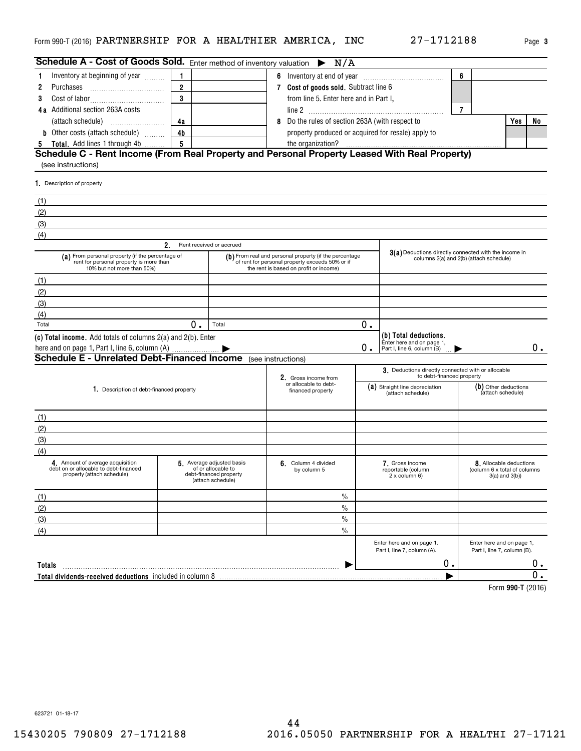Form 990-T (2016) PARTNERSHIP FOR A HEALTHIER AMERICA, INC 27-1712188 Page **3**

## Schedule A - Cost of Goods Sold. Enter method of inventory valuation ▶ N/A

| | | | | | | |
|---|---|---|---|---|---|---|
| 1 Inventory at beginning of year | 1 | | 6 Inventory at end of year | 6 | | |
| 2 Purchases | 2 | | 7 **Cost of goods sold.** Subtract line 6 from line 5. Enter here and in Part I, line 2 | 7 | | |
| 3 Cost of labor | 3 | | 8 Do the rules of section 263A (with respect to property produced or acquired for resale) apply to the organization? | | Yes | No |
| 4a Additional section 263A costs (attach schedule) | 4a | | | | | |
| b Other costs (attach schedule) | 4b | | | | | |
| 5 **Total.** Add lines 1 through 4b | 5 | | | | | |

## Schedule C - Rent Income (From Real Property and Personal Property Leased With Real Property)
(see instructions)

1. Description of property

(1)
(2)
(3)
(4)

| 2. Rent received or accrued | | |
|---|---|---|
| **(a)** From personal property (if the percentage of rent for personal property is more than 10% but not more than 50%) | **(b)** From real and personal property (if the percentage of rent for personal property exceeds 50% or if the rent is based on profit or income) | **3(a)** Deductions directly connected with the income in columns 2(a) and 2(b) (attach schedule) |
| (1) | | |
| (2) | | |
| (3) | | |
| (4) | | |
| Total 0. | Total 0. | |
| **(c) Total income.** Add totals of columns 2(a) and 2(b). Enter here and on page 1, Part I, line 6, column (A) ▶ | 0. | **(b) Total deductions.** Enter here and on page 1, Part I, line 6, column (B) ▶ 0. |

## Schedule E - Unrelated Debt-Financed Income (see instructions)

| 1. Description of debt-financed property | 2. Gross income from or allocable to debt-financed property | 3. Deductions directly connected with or allocable to debt-financed property (a) Straight line depreciation (attach schedule) | (b) Other deductions (attach schedule) |
|---|---|---|---|
| (1) | | | |
| (2) | | | |
| (3) | | | |
| (4) | | | |

| 4. Amount of average acquisition debt on or allocable to debt-financed property (attach schedule) | 5. Average adjusted basis of or allocable to debt-financed property (attach schedule) | 6. Column 4 divided by column 5 | 7. Gross income reportable (column 2 x column 6) | 8. Allocable deductions (column 6 x total of columns 3(a) and 3(b)) |
|---|---|---|---|---|
| (1) | | % | | |
| (2) | | % | | |
| (3) | | % | | |
| (4) | | % | | |
| | | | Enter here and on page 1, Part I, line 7, column (A). | Enter here and on page 1, Part I, line 7, column (B). |
| **Totals** | | ▶ | 0. | 0. |
| **Total dividends-received deductions** included in column 8 | | | ▶ | 0. |

Form **990-T** (2016)

623721 01-18-17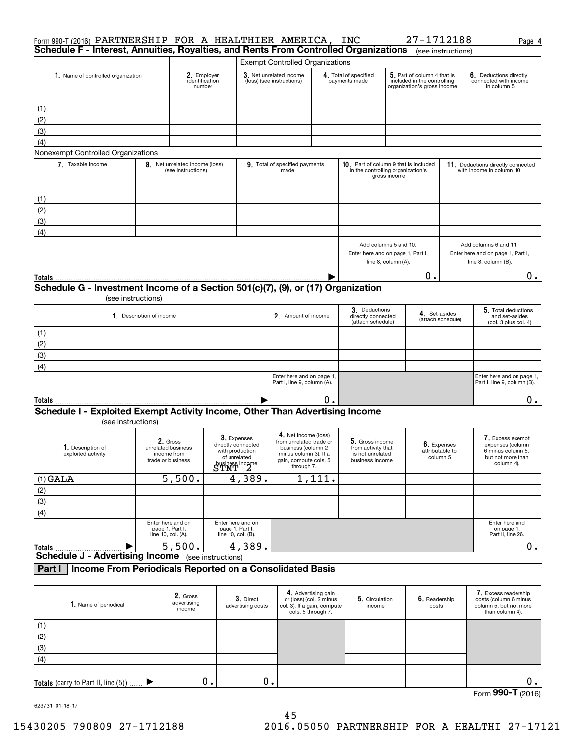Form 990-T (2016) PARTNERSHIP FOR A HEALTHIER AMERICA, INC 27-1712188 Page 4

## Schedule F - Interest, Annuities, Royalties, and Rents From Controlled Organizations (see instructions)

**Exempt Controlled Organizations**

| 1. Name of controlled organization | 2. Employer identification number | 3. Net unrelated income (loss) (see instructions) | 4. Total of specified payments made | 5. Part of column 4 that is included in the controlling organization's gross income | 6. Deductions directly connected with income in column 5 |
|---|---|---|---|---|---|
| (1) | | | | | |
| (2) | | | | | |
| (3) | | | | | |
| (4) | | | | | |

**Nonexempt Controlled Organizations**

| 7. Taxable Income | 8. Net unrelated income (loss) (see instructions) | 9. Total of specified payments made | 10. Part of column 9 that is included in the controlling organization's gross income | 11. Deductions directly connected with income in column 10 |
|---|---|---|---|---|
| (1) | | | | |
| (2) | | | | |
| (3) | | | | |
| (4) | | | | |
| | | | Add columns 5 and 10. Enter here and on page 1, Part I, line 8, column (A). | Add columns 6 and 11. Enter here and on page 1, Part I, line 8, column (B). |
| **Totals** ▶ | | | 0. | 0. |

## Schedule G - Investment Income of a Section 501(c)(7), (9), or (17) Organization (see instructions)

| 1. Description of income | 2. Amount of income | 3. Deductions directly connected (attach schedule) | 4. Set-asides (attach schedule) | 5. Total deductions and set-asides (col. 3 plus col. 4) |
|---|---|---|---|---|
| (1) | | | | |
| (2) | | | | |
| (3) | | | | |
| (4) | | | | |
| | Enter here and on page 1, Part I, line 9, column (A). | | | Enter here and on page 1, Part I, line 9, column (B). |
| **Totals** ▶ | 0. | | | 0. |

## Schedule I - Exploited Exempt Activity Income, Other Than Advertising Income (see instructions)

| 1. Description of exploited activity | 2. Gross unrelated business income from trade or business | 3. Expenses directly connected with production of unrelated business income | 4. Net income (loss) from unrelated trade or business (column 2 minus column 3). If a gain, compute cols. 5 through 7. | 5. Gross income from activity that is not unrelated business income | 6. Expenses attributable to column 5 | 7. Excess exempt expenses (column 6 minus column 5, but not more than column 4). |
|---|---|---|---|---|---|---|
| (1) GALA | 5,500. | STMT 2 4,389. | 1,111. | | | |
| (2) | | | | | | |
| (3) | | | | | | |
| (4) | | | | | | |
| | Enter here and on page 1, Part I, line 10, col. (A). | Enter here and on page 1, Part I, line 10, col. (B). | | | | Enter here and on page 1, Part II, line 26. |
| **Totals** ▶ | 5,500. | 4,389. | | | | 0. |

## Schedule J - Advertising Income (see instructions)

### Part I Income From Periodicals Reported on a Consolidated Basis

| 1. Name of periodical | 2. Gross advertising income | 3. Direct advertising costs | 4. Advertising gain or (loss) (col. 2 minus col. 3). If a gain, compute cols. 5 through 7. | 5. Circulation income | 6. Readership costs | 7. Excess readership costs (column 6 minus column 5, but not more than column 4). |
|---|---|---|---|---|---|---|
| (1) | | | | | | |
| (2) | | | | | | |
| (3) | | | | | | |
| (4) | | | | | | |
| **Totals** (carry to Part II, line (5)) ▶ | 0. | 0. | | | | 0. |

Form **990-T** (2016)

623731 01-18-17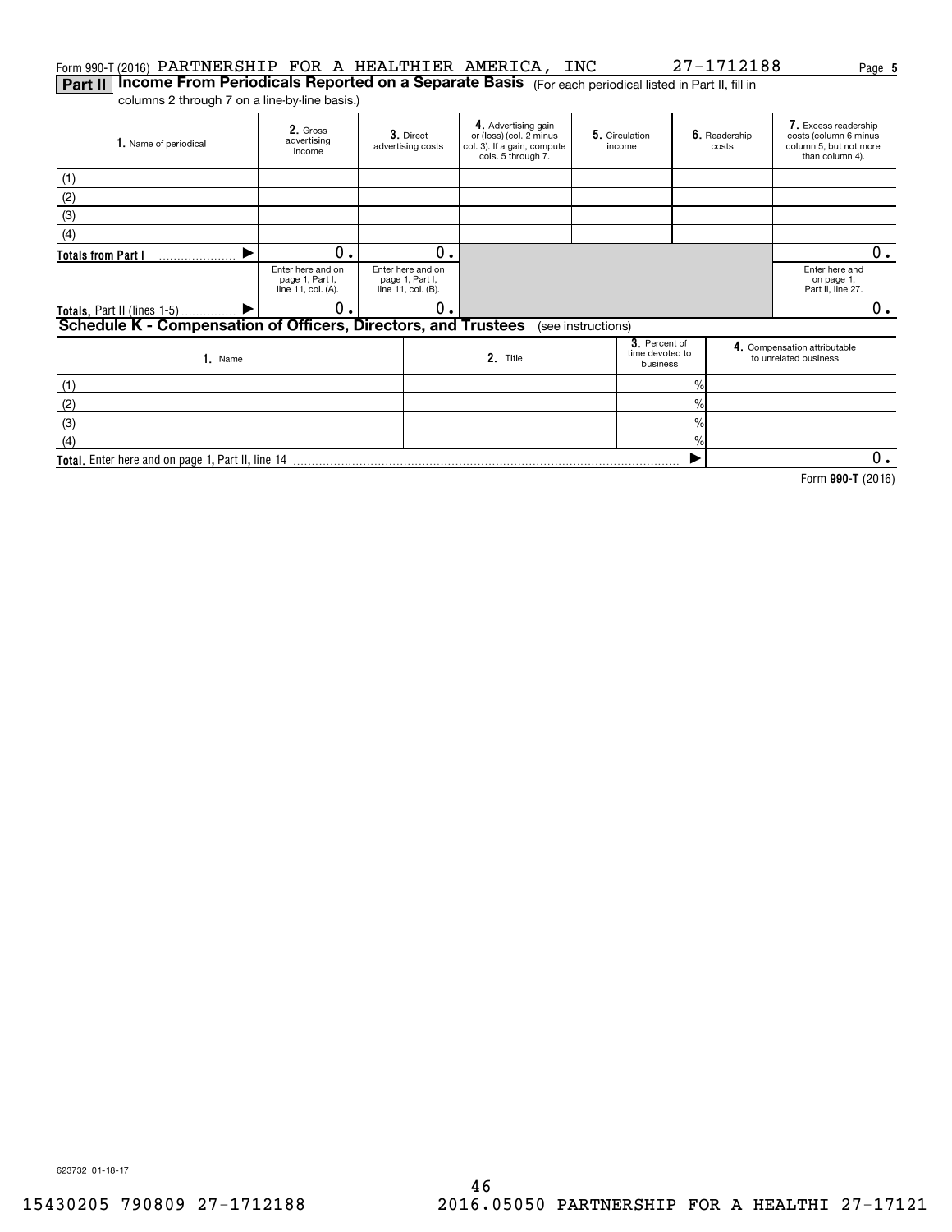Form 990-T (2016) PARTNERSHIP FOR A HEALTHIER AMERICA, INC 27-1712188 Page 5

**Part II** **Income From Periodicals Reported on a Separate Basis** (For each periodical listed in Part II, fill in columns 2 through 7 on a line-by-line basis.)

| 1. Name of periodical | 2. Gross advertising income | 3. Direct advertising costs | 4. Advertising gain or (loss) (col. 2 minus col. 3). If a gain, compute cols. 5 through 7. | 5. Circulation income | 6. Readership costs | 7. Excess readership costs (column 6 minus column 5, but not more than column 4). |
|---|---|---|---|---|---|---|
| (1) | | | | | | |
| (2) | | | | | | |
| (3) | | | | | | |
| (4) | | | | | | |
| Totals from Part I ▶ | 0. | 0. | | | | 0. |
| | Enter here and on page 1, Part I, line 11, col. (A). | Enter here and on page 1, Part I, line 11, col. (B). | | | | Enter here and on page 1, Part II, line 27. |
| Totals, Part II (lines 1-5) ▶ | 0. | 0. | | | | 0. |

**Schedule K - Compensation of Officers, Directors, and Trustees** (see instructions)

| 1. Name | 2. Title | 3. Percent of time devoted to business | 4. Compensation attributable to unrelated business |
|---|---|---|---|
| (1) | | % | |
| (2) | | % | |
| (3) | | % | |
| (4) | | % | |
| **Total.** Enter here and on page 1, Part II, line 14 | | ▶ | 0. |

Form **990-T** (2016)

623732 01-18-17

15430205 790809 27-1712188 2016.05050 PARTNERSHIP FOR A HEALTHI 27-17121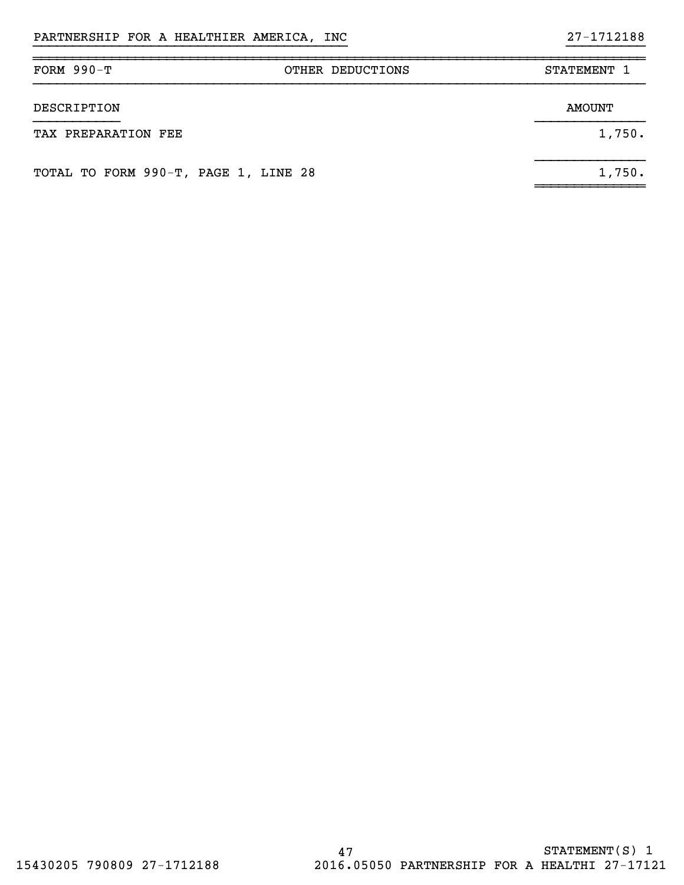PARTNERSHIP FOR A HEALTHIER AMERICA, INC 27-1712188

| FORM 990-T | OTHER DEDUCTIONS | STATEMENT 1 |
|---|---|---|

| DESCRIPTION | AMOUNT |
|---|---|
| TAX PREPARATION FEE | 1,750. |
| TOTAL TO FORM 990-T, PAGE 1, LINE 28 | 1,750. |

STATEMENT(S) 1

15430205 790809 27-1712188 2016.05050 PARTNERSHIP FOR A HEALTHI 27-17121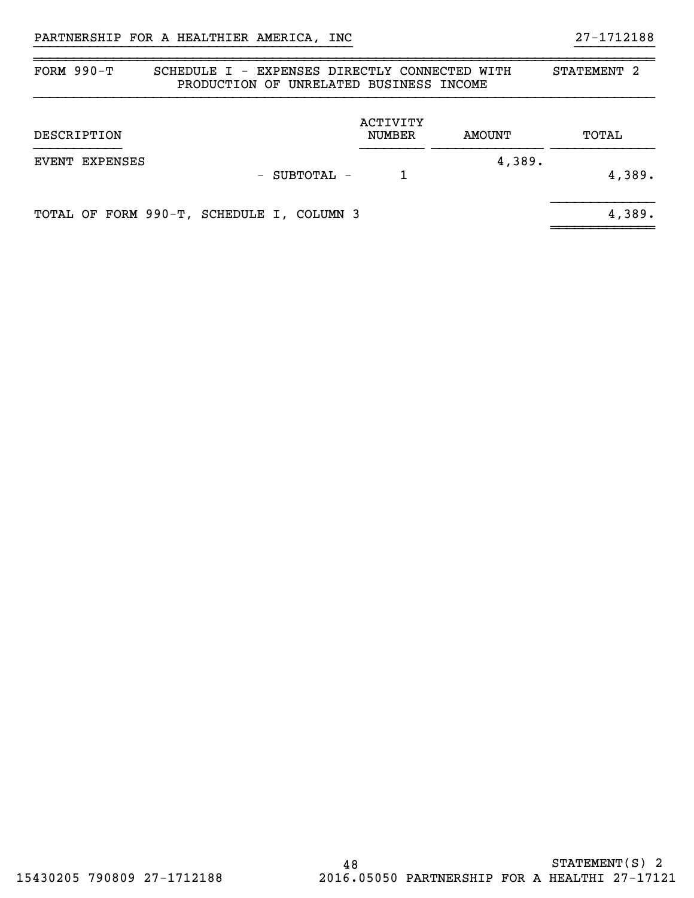PARTNERSHIP FOR A HEALTHIER AMERICA, INC 27-1712188

## FORM 990-T SCHEDULE I - EXPENSES DIRECTLY CONNECTED WITH PRODUCTION OF UNRELATED BUSINESS INCOME STATEMENT 2

| DESCRIPTION | ACTIVITY NUMBER | AMOUNT | TOTAL |
|---|---|---|---|
| EVENT EXPENSES | | 4,389. | |
| - SUBTOTAL - | 1 | | 4,389. |
| TOTAL OF FORM 990-T, SCHEDULE I, COLUMN 3 | | | 4,389. |

STATEMENT(S) 2

15430205 790809 27-1712188 2016.05050 PARTNERSHIP FOR A HEALTHI 27-17121